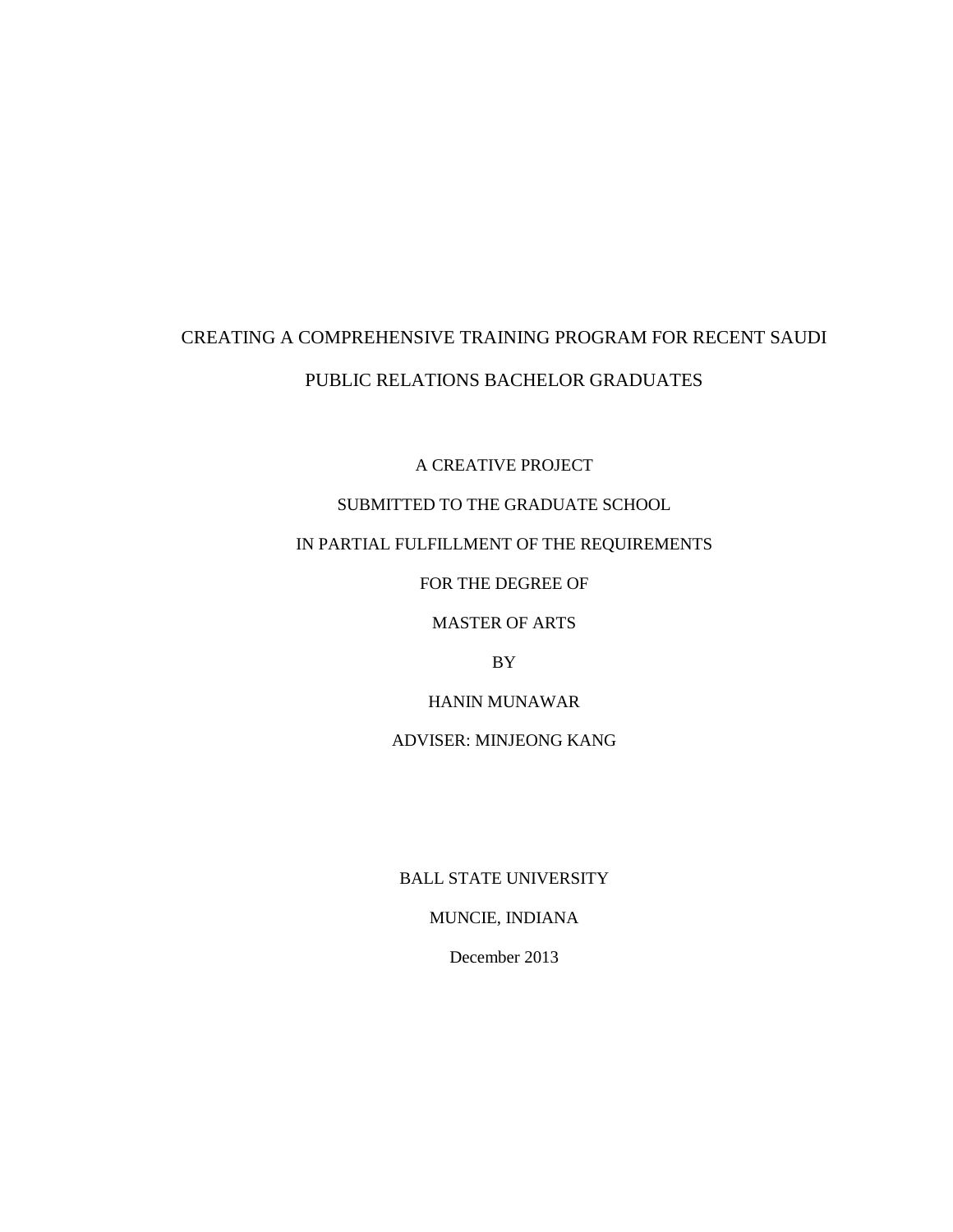# CREATING A COMPREHENSIVE TRAINING PROGRAM FOR RECENT SAUDI PUBLIC RELATIONS BACHELOR GRADUATES

A CREATIVE PROJECT

SUBMITTED TO THE GRADUATE SCHOOL

IN PARTIAL FULFILLMENT OF THE REQUIREMENTS

FOR THE DEGREE OF

MASTER OF ARTS

BY

HANIN MUNAWAR

ADVISER: MINJEONG KANG

BALL STATE UNIVERSITY

MUNCIE, INDIANA

December 2013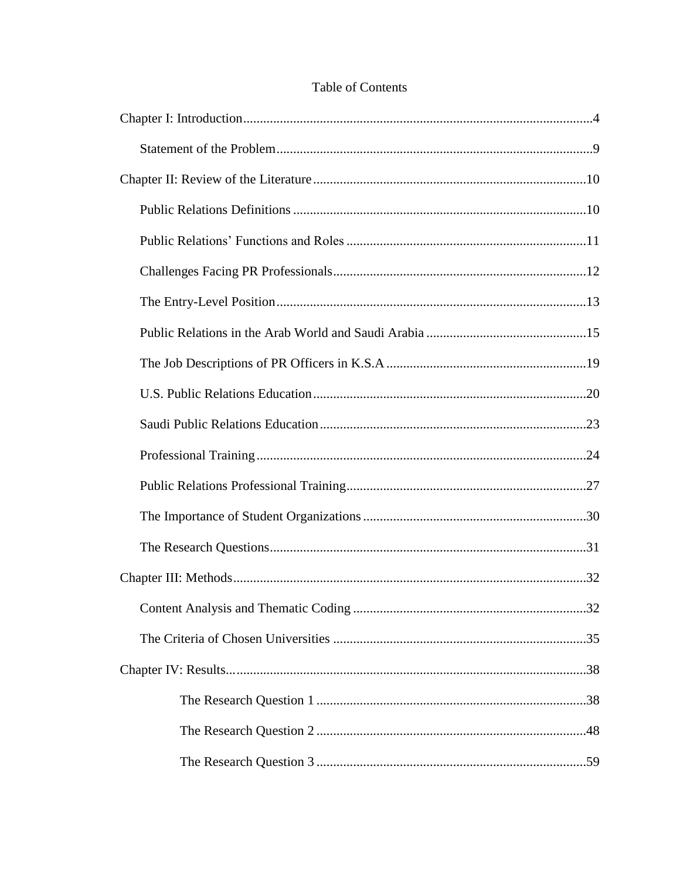# Table of Contents

Chapter I: Introduction....................................................................................................4

Statement of the Problem..........................................................................................9

Chapter II: Review of the Literature..............................................................................10

Public Relations Definitions ....................................................................................10

Public Relations' Functions and Roles ....................................................................11

Challenges Facing PR Professionals........................................................................12

The Entry-Level Position.........................................................................................13

Public Relations in the Arab World and Saudi Arabia .............................................15

The Job Descriptions of PR Officers in K.S.A .........................................................19

U.S. Public Relations Education..............................................................................20

Saudi Public Relations Education............................................................................23

Professional Training...............................................................................................24

Public Relations Professional Training....................................................................27

The Importance of Student Organizations...............................................................30

The Research Questions...........................................................................................31

Chapter III: Methods......................................................................................................32

Content Analysis and Thematic Coding ..................................................................32

The Criteria of Chosen Universities ........................................................................35

Chapter IV: Results.......................................................................................................38

The Research Question 1 .............................................................................38

The Research Question 2 .............................................................................48

The Research Question 3 .............................................................................59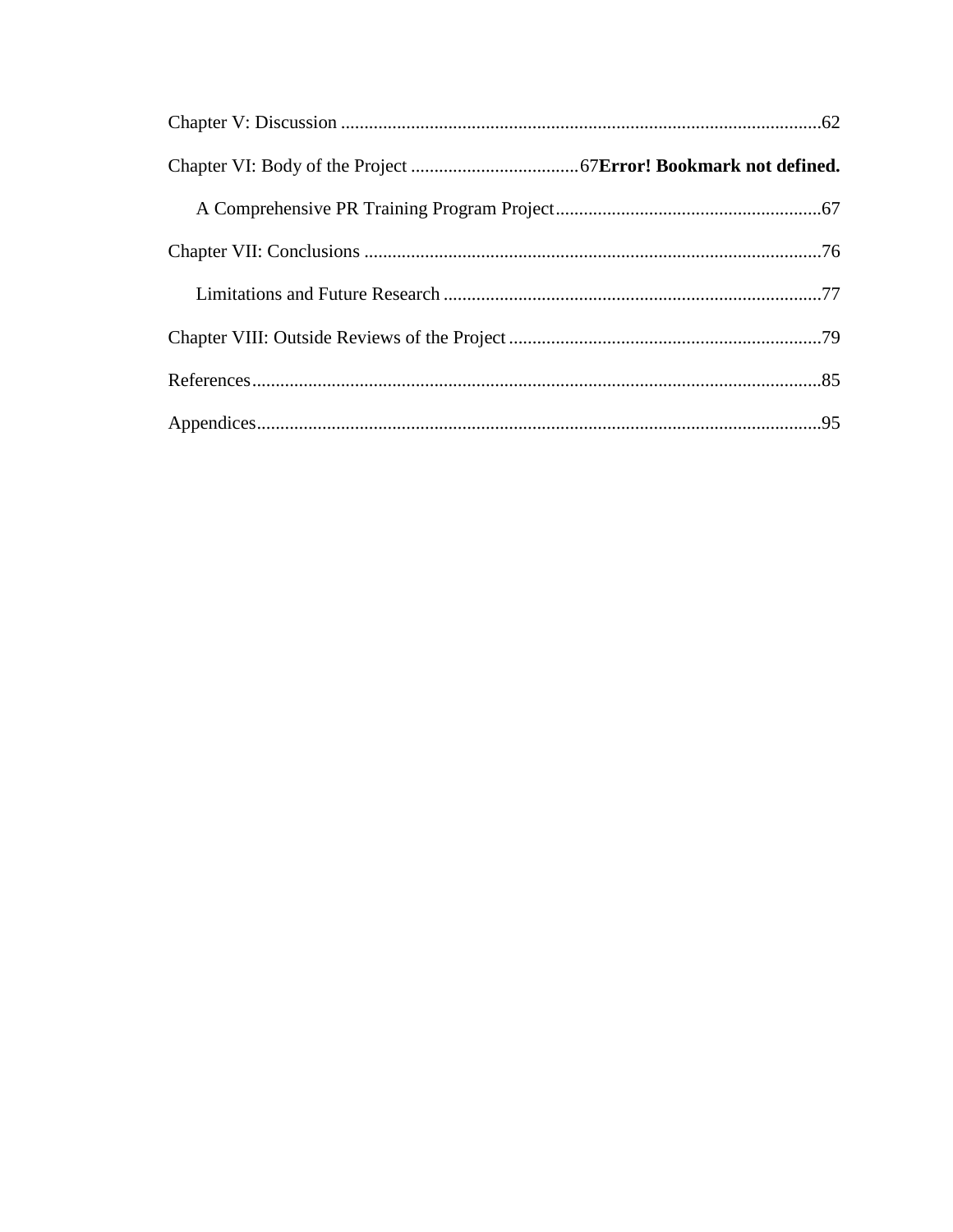Chapter V: Discussion ......................................................................................................62

Chapter VI: Body of the Project ....................................67**Error! Bookmark not defined.**

A Comprehensive PR Training Program Project.........................................................67

Chapter VII: Conclusions ..................................................................................................76

Limitations and Future Research .................................................................................77

Chapter VIII: Outside Reviews of the Project ...................................................................79

References..........................................................................................................................85

Appendices.........................................................................................................................95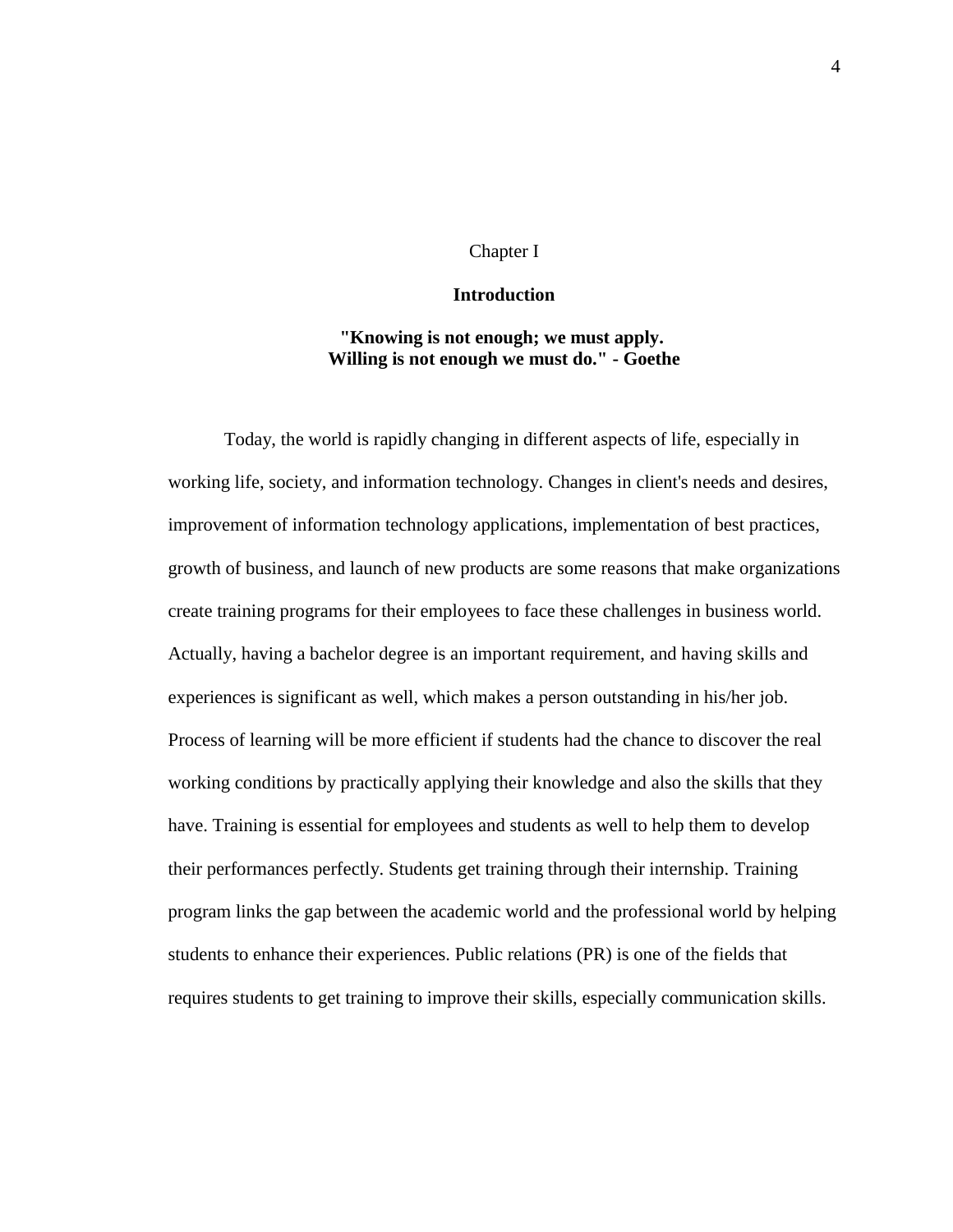Chapter I

# Introduction

**"Knowing is not enough; we must apply.
Willing is not enough we must do." - Goethe**

Today, the world is rapidly changing in different aspects of life, especially in working life, society, and information technology. Changes in client's needs and desires, improvement of information technology applications, implementation of best practices, growth of business, and launch of new products are some reasons that make organizations create training programs for their employees to face these challenges in business world. Actually, having a bachelor degree is an important requirement, and having skills and experiences is significant as well, which makes a person outstanding in his/her job. Process of learning will be more efficient if students had the chance to discover the real working conditions by practically applying their knowledge and also the skills that they have. Training is essential for employees and students as well to help them to develop their performances perfectly. Students get training through their internship. Training program links the gap between the academic world and the professional world by helping students to enhance their experiences. Public relations (PR) is one of the fields that requires students to get training to improve their skills, especially communication skills.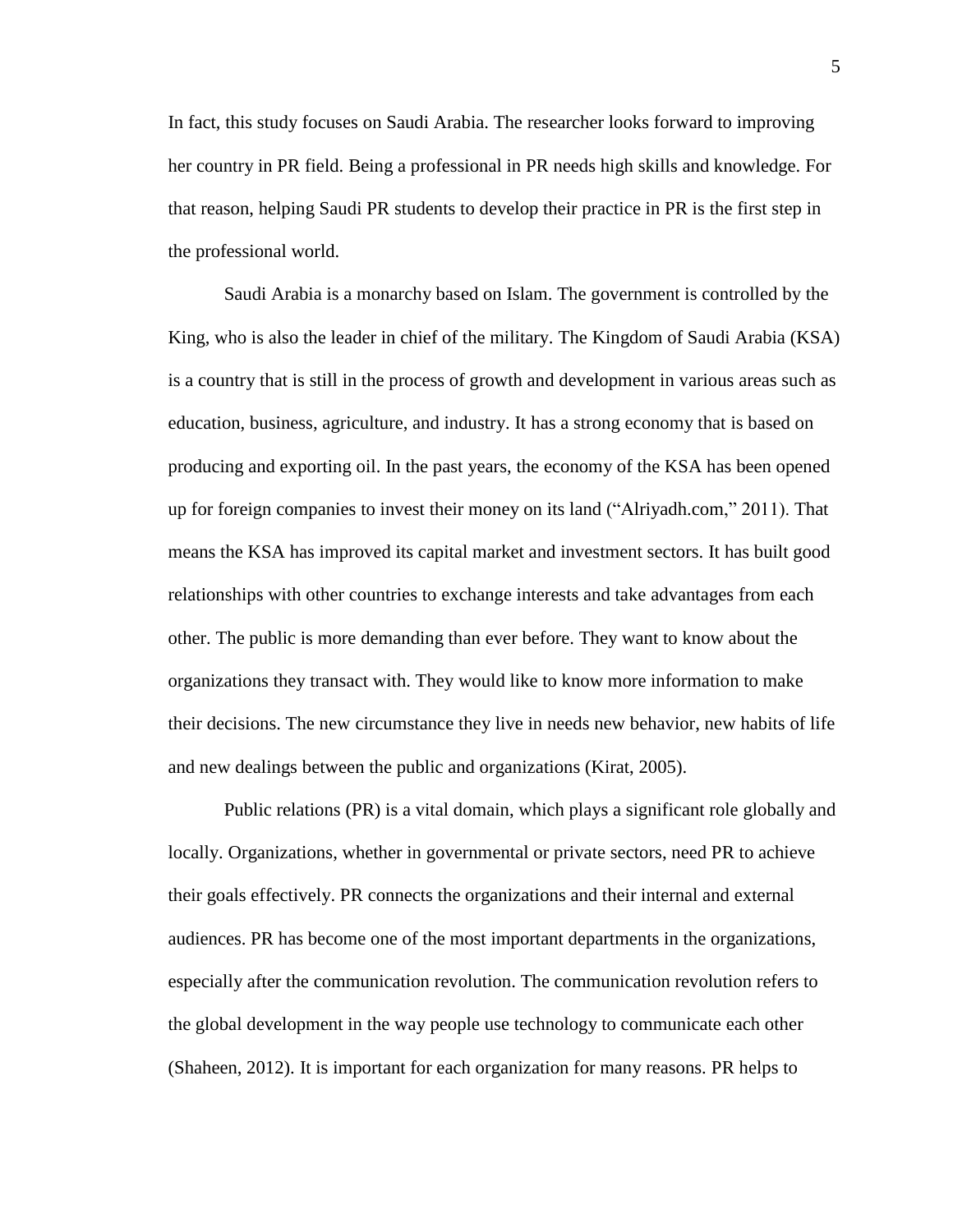In fact, this study focuses on Saudi Arabia. The researcher looks forward to improving her country in PR field. Being a professional in PR needs high skills and knowledge. For that reason, helping Saudi PR students to develop their practice in PR is the first step in the professional world.

Saudi Arabia is a monarchy based on Islam. The government is controlled by the King, who is also the leader in chief of the military. The Kingdom of Saudi Arabia (KSA) is a country that is still in the process of growth and development in various areas such as education, business, agriculture, and industry. It has a strong economy that is based on producing and exporting oil. In the past years, the economy of the KSA has been opened up for foreign companies to invest their money on its land ("Alriyadh.com," 2011). That means the KSA has improved its capital market and investment sectors. It has built good relationships with other countries to exchange interests and take advantages from each other. The public is more demanding than ever before. They want to know about the organizations they transact with. They would like to know more information to make their decisions. The new circumstance they live in needs new behavior, new habits of life and new dealings between the public and organizations (Kirat, 2005).

Public relations (PR) is a vital domain, which plays a significant role globally and locally. Organizations, whether in governmental or private sectors, need PR to achieve their goals effectively. PR connects the organizations and their internal and external audiences. PR has become one of the most important departments in the organizations, especially after the communication revolution. The communication revolution refers to the global development in the way people use technology to communicate each other (Shaheen, 2012). It is important for each organization for many reasons. PR helps to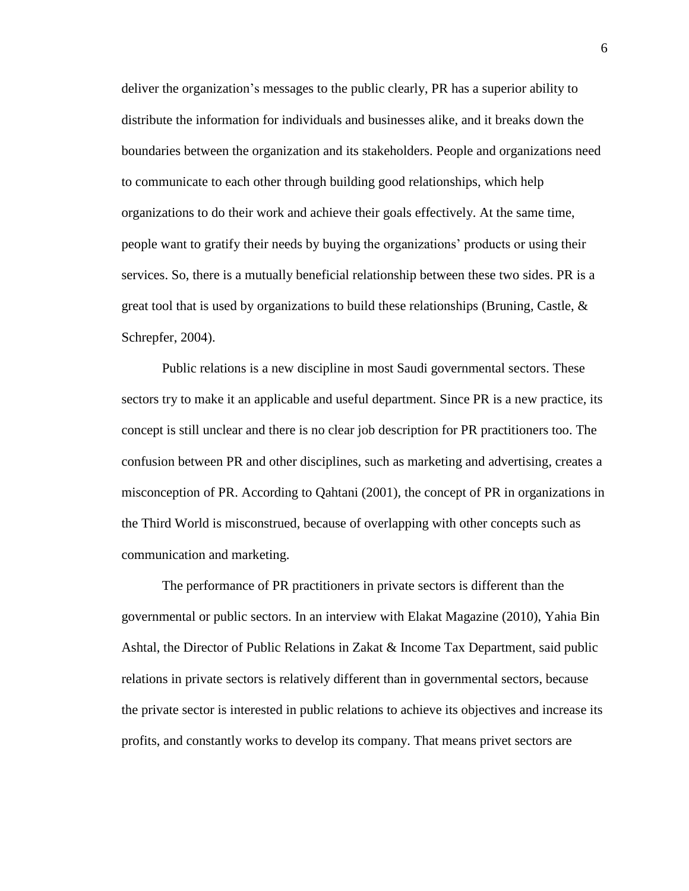deliver the organization's messages to the public clearly, PR has a superior ability to distribute the information for individuals and businesses alike, and it breaks down the boundaries between the organization and its stakeholders. People and organizations need to communicate to each other through building good relationships, which help organizations to do their work and achieve their goals effectively. At the same time, people want to gratify their needs by buying the organizations' products or using their services. So, there is a mutually beneficial relationship between these two sides. PR is a great tool that is used by organizations to build these relationships (Bruning, Castle, & Schrepfer, 2004).

Public relations is a new discipline in most Saudi governmental sectors. These sectors try to make it an applicable and useful department. Since PR is a new practice, its concept is still unclear and there is no clear job description for PR practitioners too. The confusion between PR and other disciplines, such as marketing and advertising, creates a misconception of PR. According to Qahtani (2001), the concept of PR in organizations in the Third World is misconstrued, because of overlapping with other concepts such as communication and marketing.

The performance of PR practitioners in private sectors is different than the governmental or public sectors. In an interview with Elakat Magazine (2010), Yahia Bin Ashtal, the Director of Public Relations in Zakat & Income Tax Department, said public relations in private sectors is relatively different than in governmental sectors, because the private sector is interested in public relations to achieve its objectives and increase its profits, and constantly works to develop its company. That means privet sectors are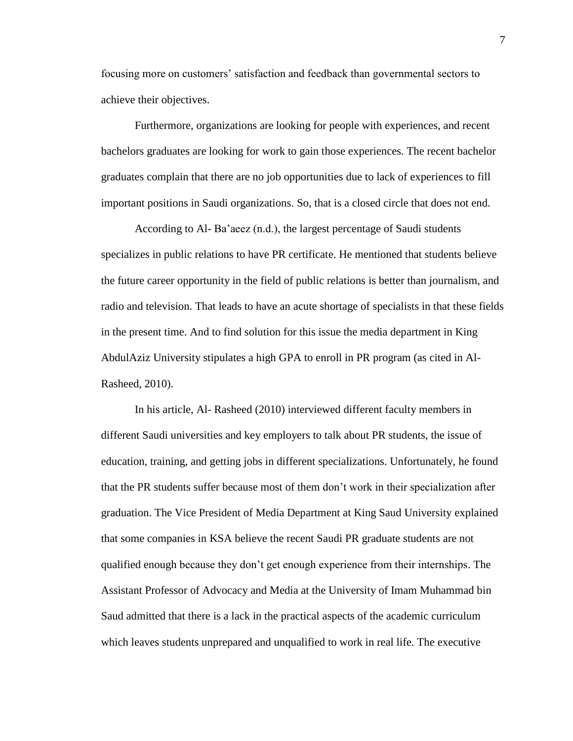focusing more on customers' satisfaction and feedback than governmental sectors to achieve their objectives.

Furthermore, organizations are looking for people with experiences, and recent bachelors graduates are looking for work to gain those experiences. The recent bachelor graduates complain that there are no job opportunities due to lack of experiences to fill important positions in Saudi organizations. So, that is a closed circle that does not end.

According to Al- Ba'aeez (n.d.), the largest percentage of Saudi students specializes in public relations to have PR certificate. He mentioned that students believe the future career opportunity in the field of public relations is better than journalism, and radio and television. That leads to have an acute shortage of specialists in that these fields in the present time. And to find solution for this issue the media department in King AbdulAziz University stipulates a high GPA to enroll in PR program (as cited in Al-Rasheed, 2010).

In his article, Al- Rasheed (2010) interviewed different faculty members in different Saudi universities and key employers to talk about PR students, the issue of education, training, and getting jobs in different specializations. Unfortunately, he found that the PR students suffer because most of them don't work in their specialization after graduation. The Vice President of Media Department at King Saud University explained that some companies in KSA believe the recent Saudi PR graduate students are not qualified enough because they don't get enough experience from their internships. The Assistant Professor of Advocacy and Media at the University of Imam Muhammad bin Saud admitted that there is a lack in the practical aspects of the academic curriculum which leaves students unprepared and unqualified to work in real life. The executive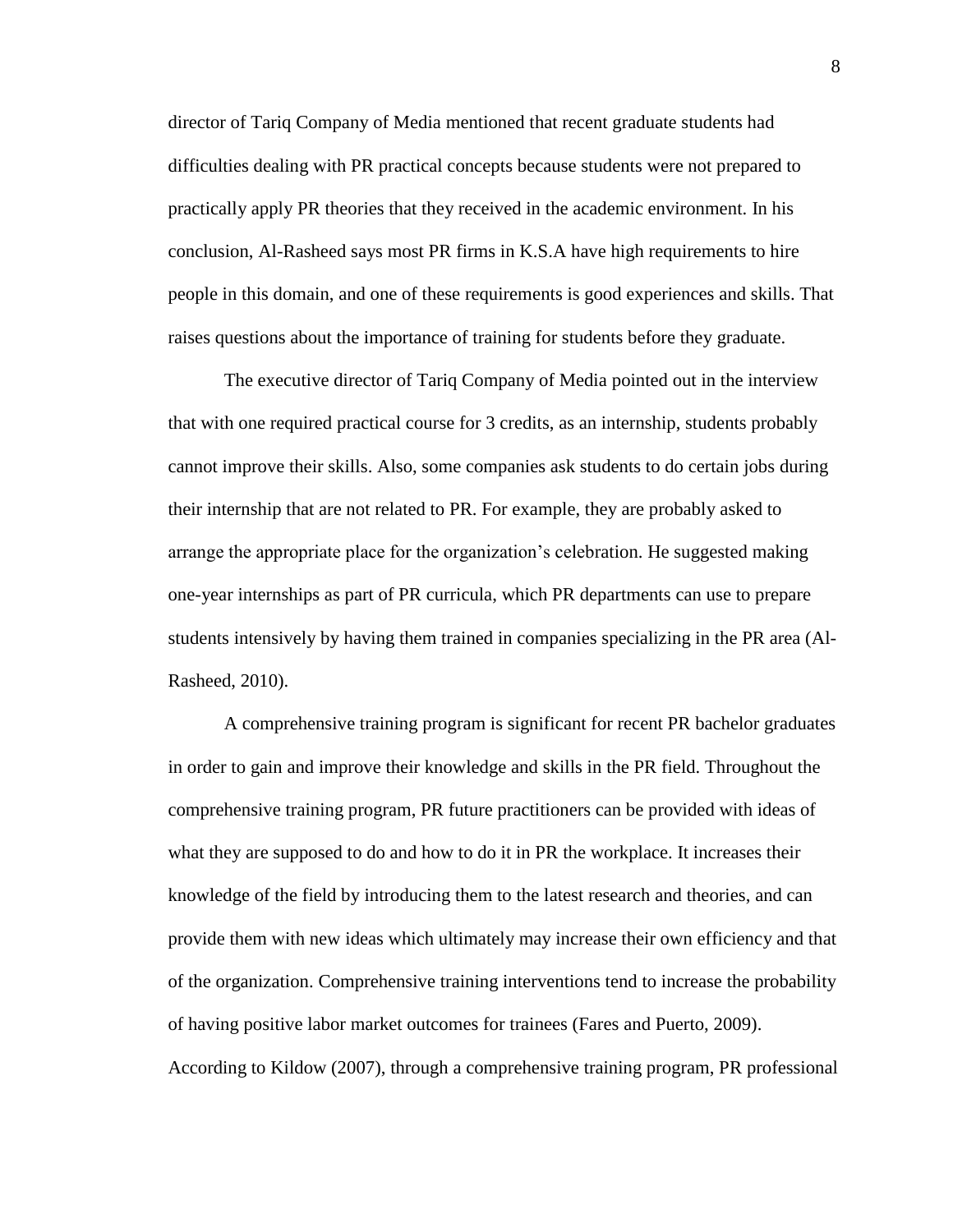director of Tariq Company of Media mentioned that recent graduate students had difficulties dealing with PR practical concepts because students were not prepared to practically apply PR theories that they received in the academic environment. In his conclusion, Al-Rasheed says most PR firms in K.S.A have high requirements to hire people in this domain, and one of these requirements is good experiences and skills. That raises questions about the importance of training for students before they graduate.

The executive director of Tariq Company of Media pointed out in the interview that with one required practical course for 3 credits, as an internship, students probably cannot improve their skills. Also, some companies ask students to do certain jobs during their internship that are not related to PR. For example, they are probably asked to arrange the appropriate place for the organization's celebration. He suggested making one-year internships as part of PR curricula, which PR departments can use to prepare students intensively by having them trained in companies specializing in the PR area (Al-Rasheed, 2010).

A comprehensive training program is significant for recent PR bachelor graduates in order to gain and improve their knowledge and skills in the PR field. Throughout the comprehensive training program, PR future practitioners can be provided with ideas of what they are supposed to do and how to do it in PR the workplace. It increases their knowledge of the field by introducing them to the latest research and theories, and can provide them with new ideas which ultimately may increase their own efficiency and that of the organization. Comprehensive training interventions tend to increase the probability of having positive labor market outcomes for trainees (Fares and Puerto, 2009). According to Kildow (2007), through a comprehensive training program, PR professional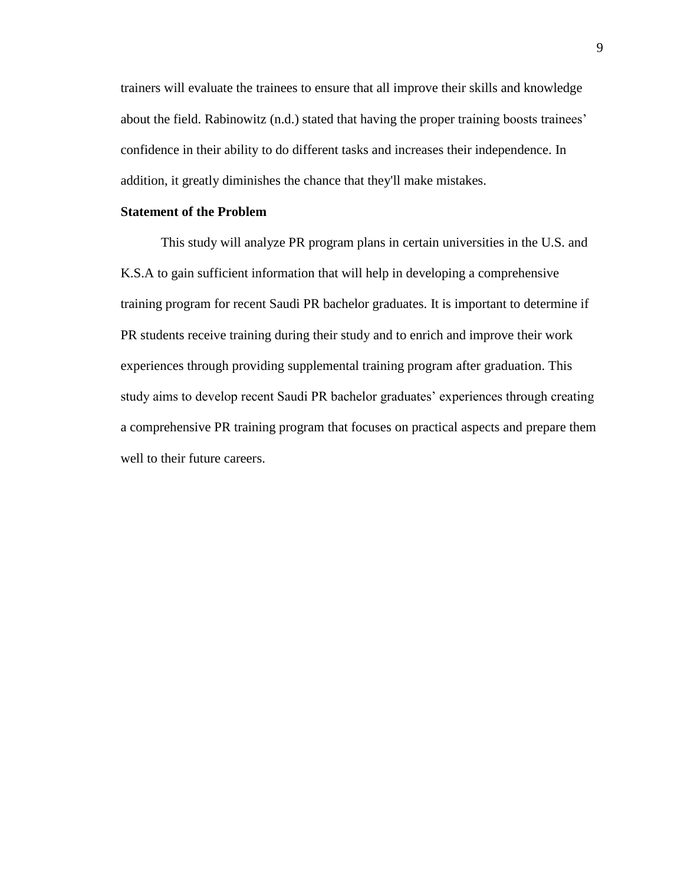trainers will evaluate the trainees to ensure that all improve their skills and knowledge about the field. Rabinowitz (n.d.) stated that having the proper training boosts trainees' confidence in their ability to do different tasks and increases their independence. In addition, it greatly diminishes the chance that they'll make mistakes.

## Statement of the Problem

This study will analyze PR program plans in certain universities in the U.S. and K.S.A to gain sufficient information that will help in developing a comprehensive training program for recent Saudi PR bachelor graduates. It is important to determine if PR students receive training during their study and to enrich and improve their work experiences through providing supplemental training program after graduation. This study aims to develop recent Saudi PR bachelor graduates' experiences through creating a comprehensive PR training program that focuses on practical aspects and prepare them well to their future careers.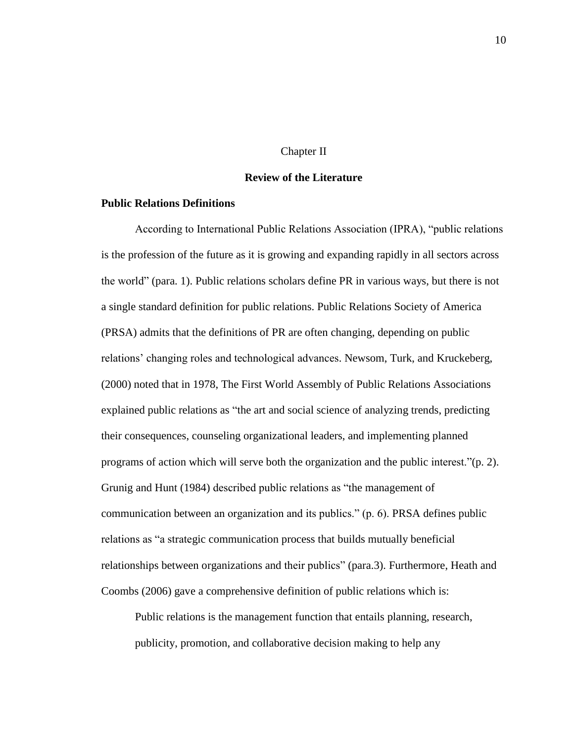Chapter II

## Review of the Literature

### Public Relations Definitions

According to International Public Relations Association (IPRA), "public relations is the profession of the future as it is growing and expanding rapidly in all sectors across the world" (para. 1). Public relations scholars define PR in various ways, but there is not a single standard definition for public relations. Public Relations Society of America (PRSA) admits that the definitions of PR are often changing, depending on public relations' changing roles and technological advances. Newsom, Turk, and Kruckeberg, (2000) noted that in 1978, The First World Assembly of Public Relations Associations explained public relations as "the art and social science of analyzing trends, predicting their consequences, counseling organizational leaders, and implementing planned programs of action which will serve both the organization and the public interest."(p. 2). Grunig and Hunt (1984) described public relations as "the management of communication between an organization and its publics." (p. 6). PRSA defines public relations as "a strategic communication process that builds mutually beneficial relationships between organizations and their publics" (para.3). Furthermore, Heath and Coombs (2006) gave a comprehensive definition of public relations which is:

> Public relations is the management function that entails planning, research, publicity, promotion, and collaborative decision making to help any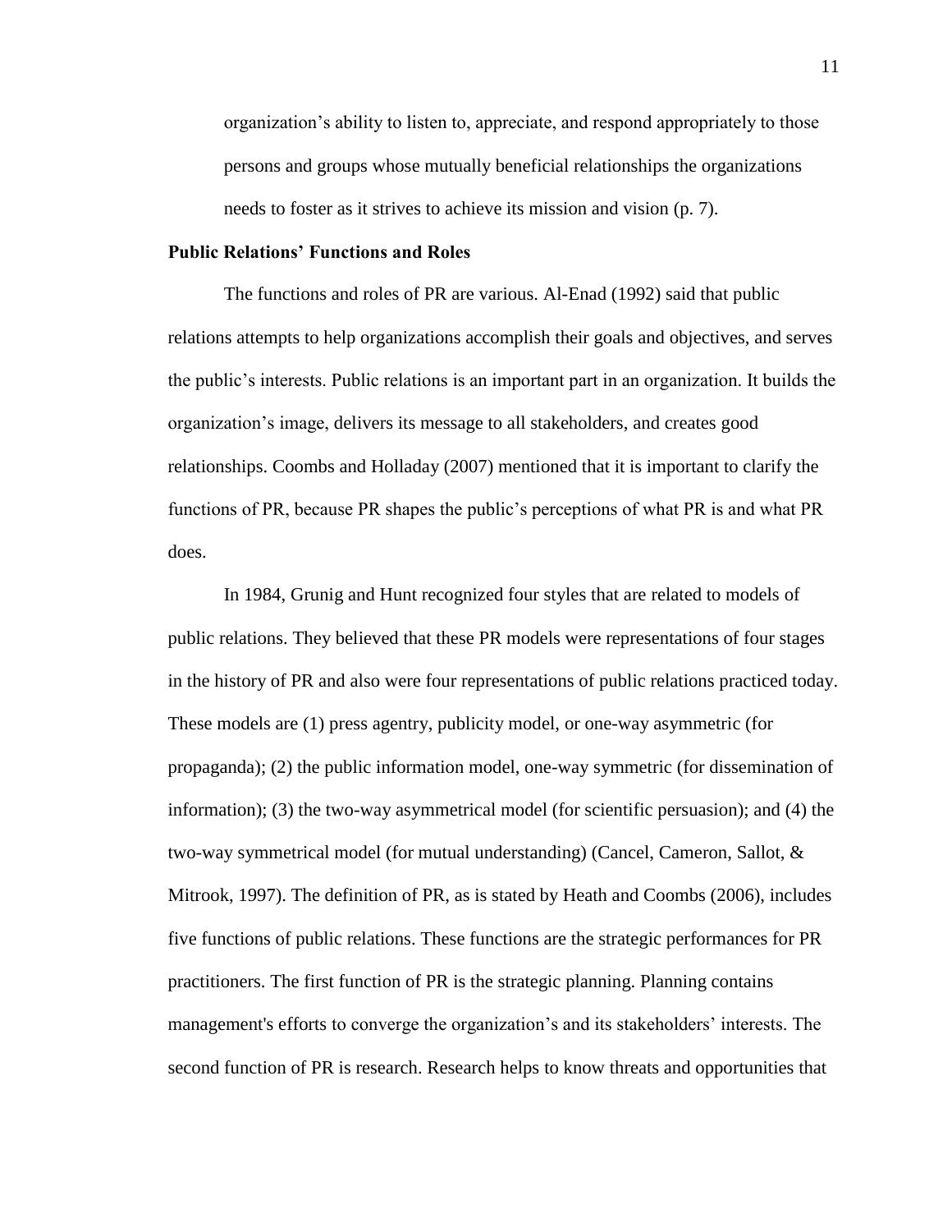> organization's ability to listen to, appreciate, and respond appropriately to those persons and groups whose mutually beneficial relationships the organizations needs to foster as it strives to achieve its mission and vision (p. 7).

**Public Relations' Functions and Roles**

The functions and roles of PR are various. Al-Enad (1992) said that public relations attempts to help organizations accomplish their goals and objectives, and serves the public's interests. Public relations is an important part in an organization. It builds the organization's image, delivers its message to all stakeholders, and creates good relationships. Coombs and Holladay (2007) mentioned that it is important to clarify the functions of PR, because PR shapes the public's perceptions of what PR is and what PR does.

In 1984, Grunig and Hunt recognized four styles that are related to models of public relations. They believed that these PR models were representations of four stages in the history of PR and also were four representations of public relations practiced today. These models are (1) press agentry, publicity model, or one-way asymmetric (for propaganda); (2) the public information model, one-way symmetric (for dissemination of information); (3) the two-way asymmetrical model (for scientific persuasion); and (4) the two-way symmetrical model (for mutual understanding) (Cancel, Cameron, Sallot, & Mitrook, 1997). The definition of PR, as is stated by Heath and Coombs (2006), includes five functions of public relations. These functions are the strategic performances for PR practitioners. The first function of PR is the strategic planning. Planning contains management's efforts to converge the organization's and its stakeholders' interests. The second function of PR is research. Research helps to know threats and opportunities that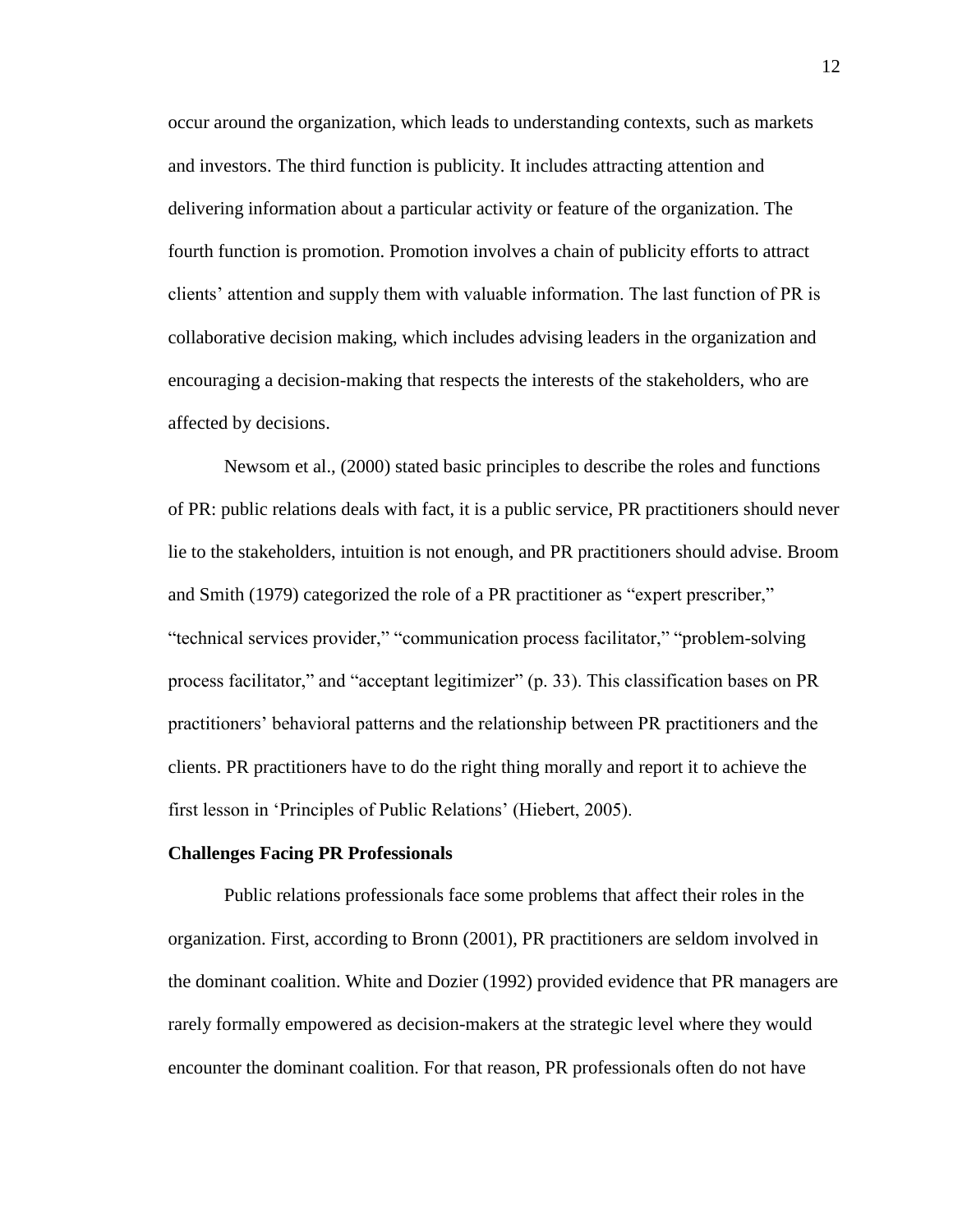occur around the organization, which leads to understanding contexts, such as markets and investors. The third function is publicity. It includes attracting attention and delivering information about a particular activity or feature of the organization. The fourth function is promotion. Promotion involves a chain of publicity efforts to attract clients' attention and supply them with valuable information. The last function of PR is collaborative decision making, which includes advising leaders in the organization and encouraging a decision-making that respects the interests of the stakeholders, who are affected by decisions.

Newsom et al., (2000) stated basic principles to describe the roles and functions of PR: public relations deals with fact, it is a public service, PR practitioners should never lie to the stakeholders, intuition is not enough, and PR practitioners should advise. Broom and Smith (1979) categorized the role of a PR practitioner as "expert prescriber," "technical services provider," "communication process facilitator," "problem-solving process facilitator," and "acceptant legitimizer" (p. 33). This classification bases on PR practitioners' behavioral patterns and the relationship between PR practitioners and the clients. PR practitioners have to do the right thing morally and report it to achieve the first lesson in 'Principles of Public Relations' (Hiebert, 2005).

**Challenges Facing PR Professionals**

Public relations professionals face some problems that affect their roles in the organization. First, according to Bronn (2001), PR practitioners are seldom involved in the dominant coalition. White and Dozier (1992) provided evidence that PR managers are rarely formally empowered as decision-makers at the strategic level where they would encounter the dominant coalition. For that reason, PR professionals often do not have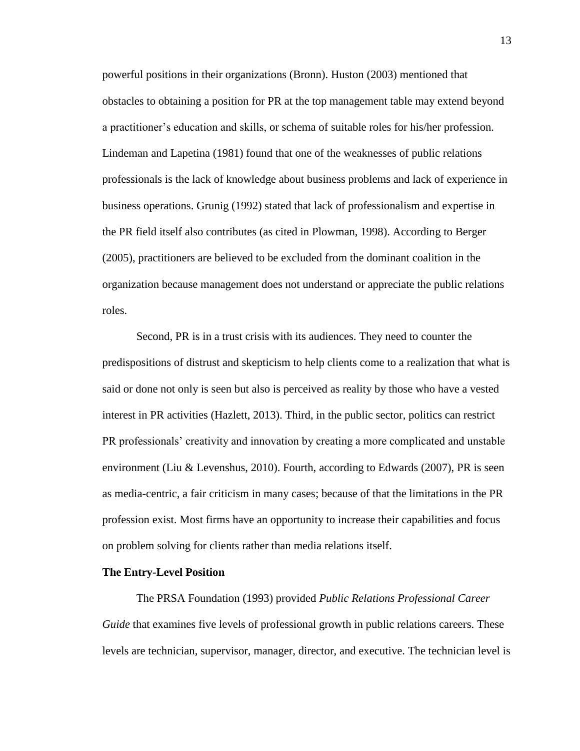powerful positions in their organizations (Bronn). Huston (2003) mentioned that obstacles to obtaining a position for PR at the top management table may extend beyond a practitioner's education and skills, or schema of suitable roles for his/her profession. Lindeman and Lapetina (1981) found that one of the weaknesses of public relations professionals is the lack of knowledge about business problems and lack of experience in business operations. Grunig (1992) stated that lack of professionalism and expertise in the PR field itself also contributes (as cited in Plowman, 1998). According to Berger (2005), practitioners are believed to be excluded from the dominant coalition in the organization because management does not understand or appreciate the public relations roles.

Second, PR is in a trust crisis with its audiences. They need to counter the predispositions of distrust and skepticism to help clients come to a realization that what is said or done not only is seen but also is perceived as reality by those who have a vested interest in PR activities (Hazlett, 2013). Third, in the public sector, politics can restrict PR professionals' creativity and innovation by creating a more complicated and unstable environment (Liu & Levenshus, 2010). Fourth, according to Edwards (2007), PR is seen as media-centric, a fair criticism in many cases; because of that the limitations in the PR profession exist. Most firms have an opportunity to increase their capabilities and focus on problem solving for clients rather than media relations itself.

**The Entry-Level Position**

The PRSA Foundation (1993) provided *Public Relations Professional Career Guide* that examines five levels of professional growth in public relations careers. These levels are technician, supervisor, manager, director, and executive. The technician level is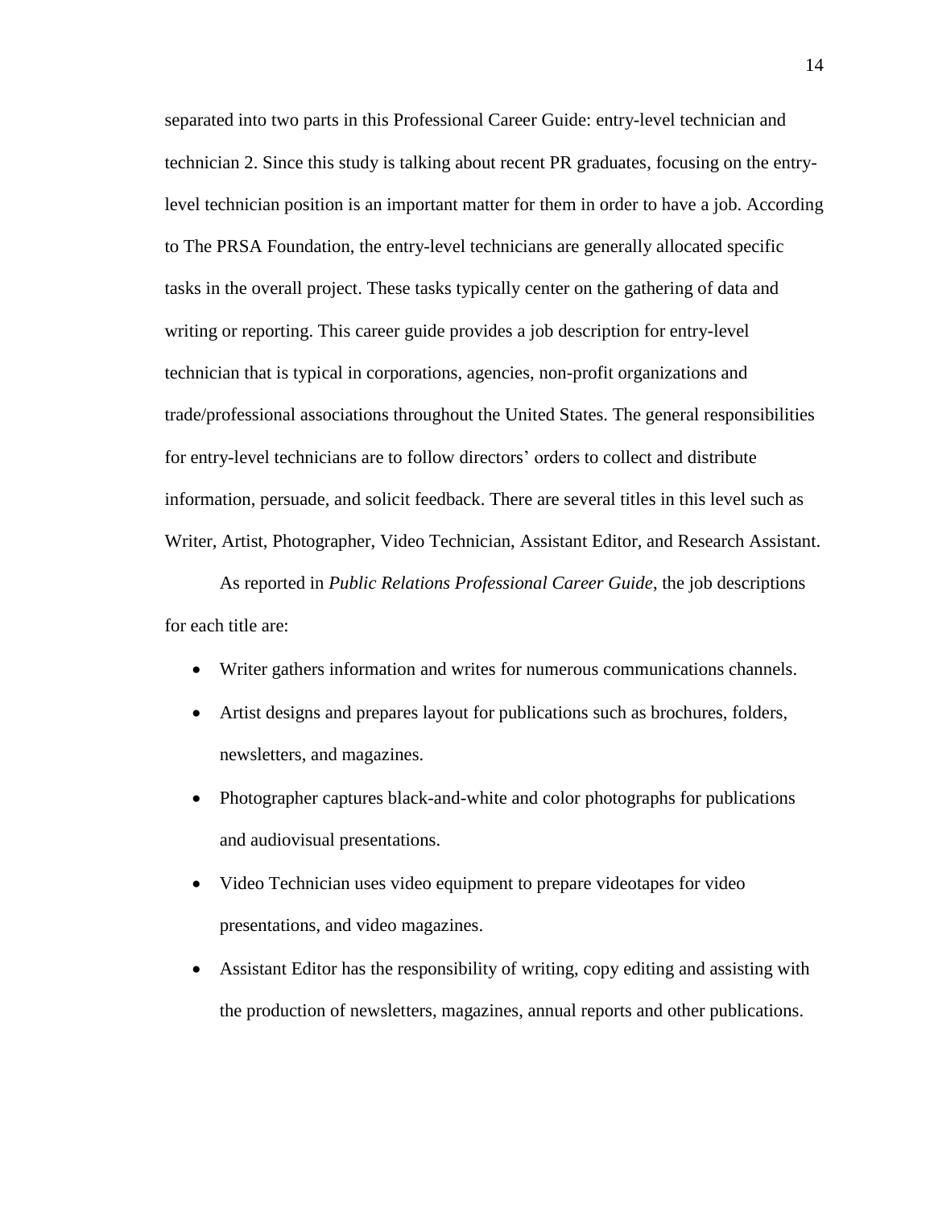separated into two parts in this Professional Career Guide: entry-level technician and technician 2. Since this study is talking about recent PR graduates, focusing on the entry-level technician position is an important matter for them in order to have a job. According to The PRSA Foundation, the entry-level technicians are generally allocated specific tasks in the overall project. These tasks typically center on the gathering of data and writing or reporting. This career guide provides a job description for entry-level technician that is typical in corporations, agencies, non-profit organizations and trade/professional associations throughout the United States. The general responsibilities for entry-level technicians are to follow directors' orders to collect and distribute information, persuade, and solicit feedback. There are several titles in this level such as Writer, Artist, Photographer, Video Technician, Assistant Editor, and Research Assistant.

As reported in *Public Relations Professional Career Guide*, the job descriptions for each title are:

- Writer gathers information and writes for numerous communications channels.
- Artist designs and prepares layout for publications such as brochures, folders, newsletters, and magazines.
- Photographer captures black-and-white and color photographs for publications and audiovisual presentations.
- Video Technician uses video equipment to prepare videotapes for video presentations, and video magazines.
- Assistant Editor has the responsibility of writing, copy editing and assisting with the production of newsletters, magazines, annual reports and other publications.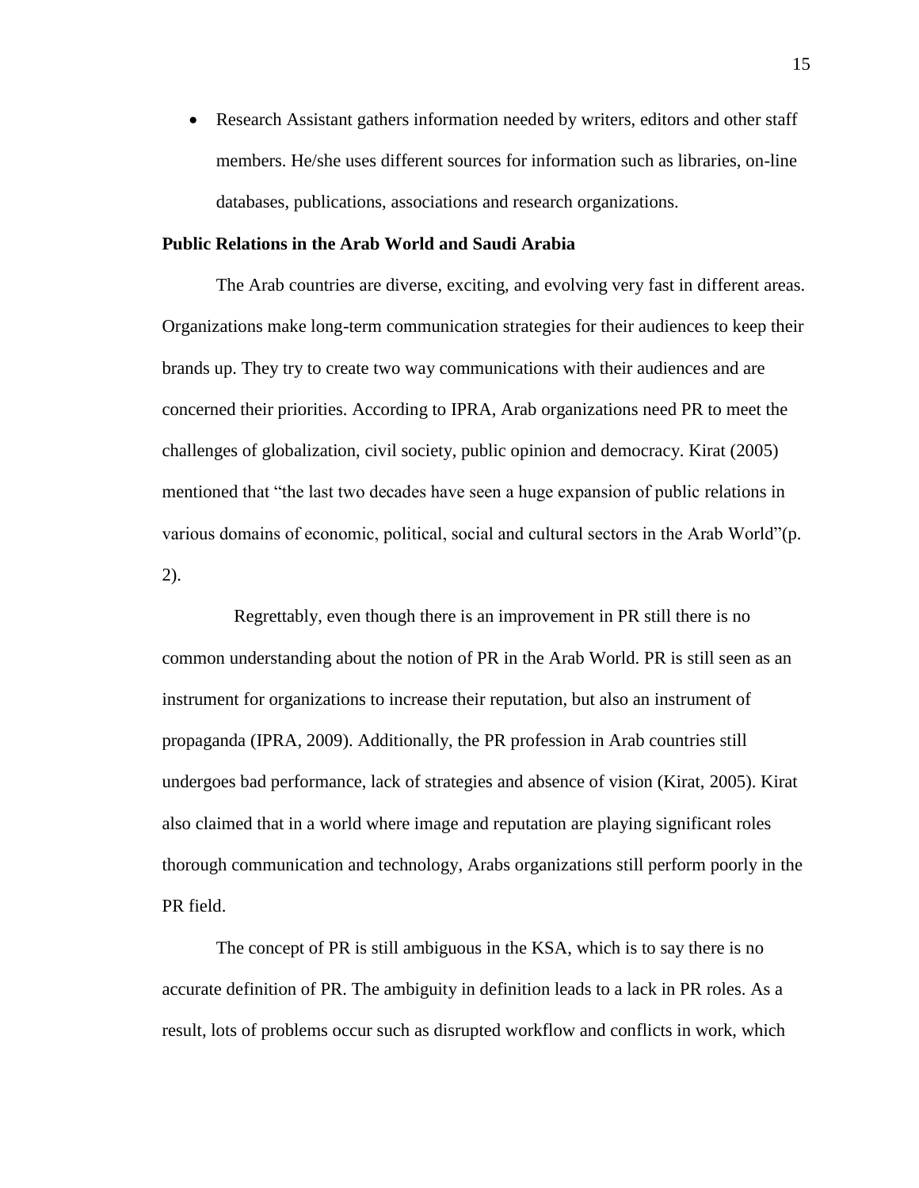- Research Assistant gathers information needed by writers, editors and other staff members. He/she uses different sources for information such as libraries, on-line databases, publications, associations and research organizations.

**Public Relations in the Arab World and Saudi Arabia**

The Arab countries are diverse, exciting, and evolving very fast in different areas. Organizations make long-term communication strategies for their audiences to keep their brands up. They try to create two way communications with their audiences and are concerned their priorities. According to IPRA, Arab organizations need PR to meet the challenges of globalization, civil society, public opinion and democracy. Kirat (2005) mentioned that "the last two decades have seen a huge expansion of public relations in various domains of economic, political, social and cultural sectors in the Arab World"(p. 2).

Regrettably, even though there is an improvement in PR still there is no common understanding about the notion of PR in the Arab World. PR is still seen as an instrument for organizations to increase their reputation, but also an instrument of propaganda (IPRA, 2009). Additionally, the PR profession in Arab countries still undergoes bad performance, lack of strategies and absence of vision (Kirat, 2005). Kirat also claimed that in a world where image and reputation are playing significant roles thorough communication and technology, Arabs organizations still perform poorly in the PR field.

The concept of PR is still ambiguous in the KSA, which is to say there is no accurate definition of PR. The ambiguity in definition leads to a lack in PR roles. As a result, lots of problems occur such as disrupted workflow and conflicts in work, which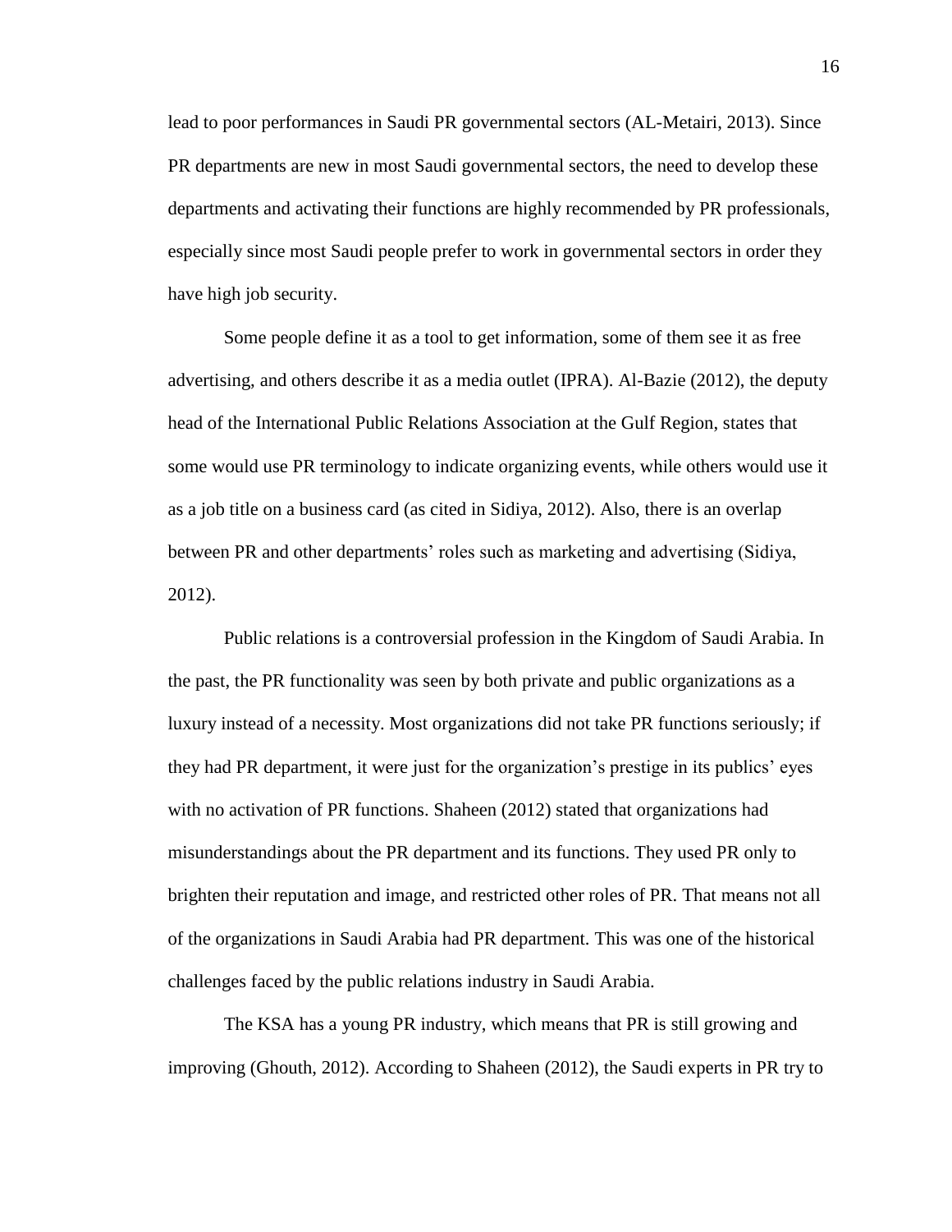lead to poor performances in Saudi PR governmental sectors (AL-Metairi, 2013). Since PR departments are new in most Saudi governmental sectors, the need to develop these departments and activating their functions are highly recommended by PR professionals, especially since most Saudi people prefer to work in governmental sectors in order they have high job security.

Some people define it as a tool to get information, some of them see it as free advertising, and others describe it as a media outlet (IPRA). Al-Bazie (2012), the deputy head of the International Public Relations Association at the Gulf Region, states that some would use PR terminology to indicate organizing events, while others would use it as a job title on a business card (as cited in Sidiya, 2012). Also, there is an overlap between PR and other departments' roles such as marketing and advertising (Sidiya, 2012).

Public relations is a controversial profession in the Kingdom of Saudi Arabia. In the past, the PR functionality was seen by both private and public organizations as a luxury instead of a necessity. Most organizations did not take PR functions seriously; if they had PR department, it were just for the organization's prestige in its publics' eyes with no activation of PR functions. Shaheen (2012) stated that organizations had misunderstandings about the PR department and its functions. They used PR only to brighten their reputation and image, and restricted other roles of PR. That means not all of the organizations in Saudi Arabia had PR department. This was one of the historical challenges faced by the public relations industry in Saudi Arabia.

The KSA has a young PR industry, which means that PR is still growing and improving (Ghouth, 2012). According to Shaheen (2012), the Saudi experts in PR try to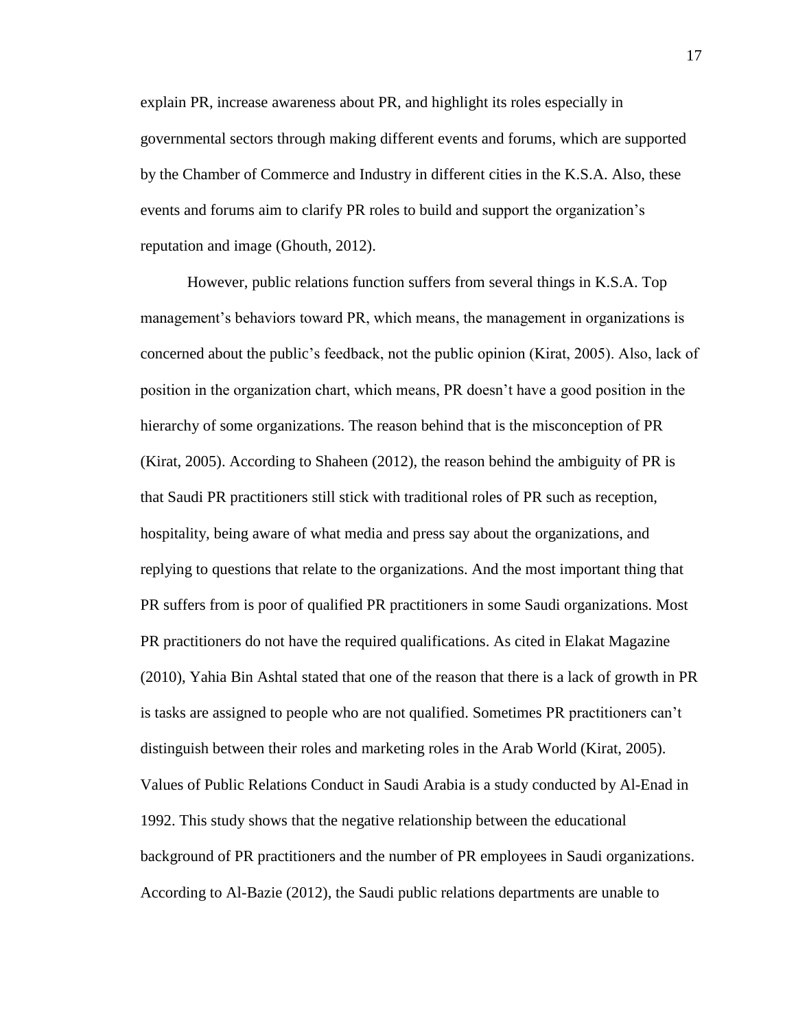explain PR, increase awareness about PR, and highlight its roles especially in governmental sectors through making different events and forums, which are supported by the Chamber of Commerce and Industry in different cities in the K.S.A. Also, these events and forums aim to clarify PR roles to build and support the organization's reputation and image (Ghouth, 2012).

However, public relations function suffers from several things in K.S.A. Top management's behaviors toward PR, which means, the management in organizations is concerned about the public's feedback, not the public opinion (Kirat, 2005). Also, lack of position in the organization chart, which means, PR doesn't have a good position in the hierarchy of some organizations. The reason behind that is the misconception of PR (Kirat, 2005). According to Shaheen (2012), the reason behind the ambiguity of PR is that Saudi PR practitioners still stick with traditional roles of PR such as reception, hospitality, being aware of what media and press say about the organizations, and replying to questions that relate to the organizations. And the most important thing that PR suffers from is poor of qualified PR practitioners in some Saudi organizations. Most PR practitioners do not have the required qualifications. As cited in Elakat Magazine (2010), Yahia Bin Ashtal stated that one of the reason that there is a lack of growth in PR is tasks are assigned to people who are not qualified. Sometimes PR practitioners can't distinguish between their roles and marketing roles in the Arab World (Kirat, 2005). Values of Public Relations Conduct in Saudi Arabia is a study conducted by Al-Enad in 1992. This study shows that the negative relationship between the educational background of PR practitioners and the number of PR employees in Saudi organizations. According to Al-Bazie (2012), the Saudi public relations departments are unable to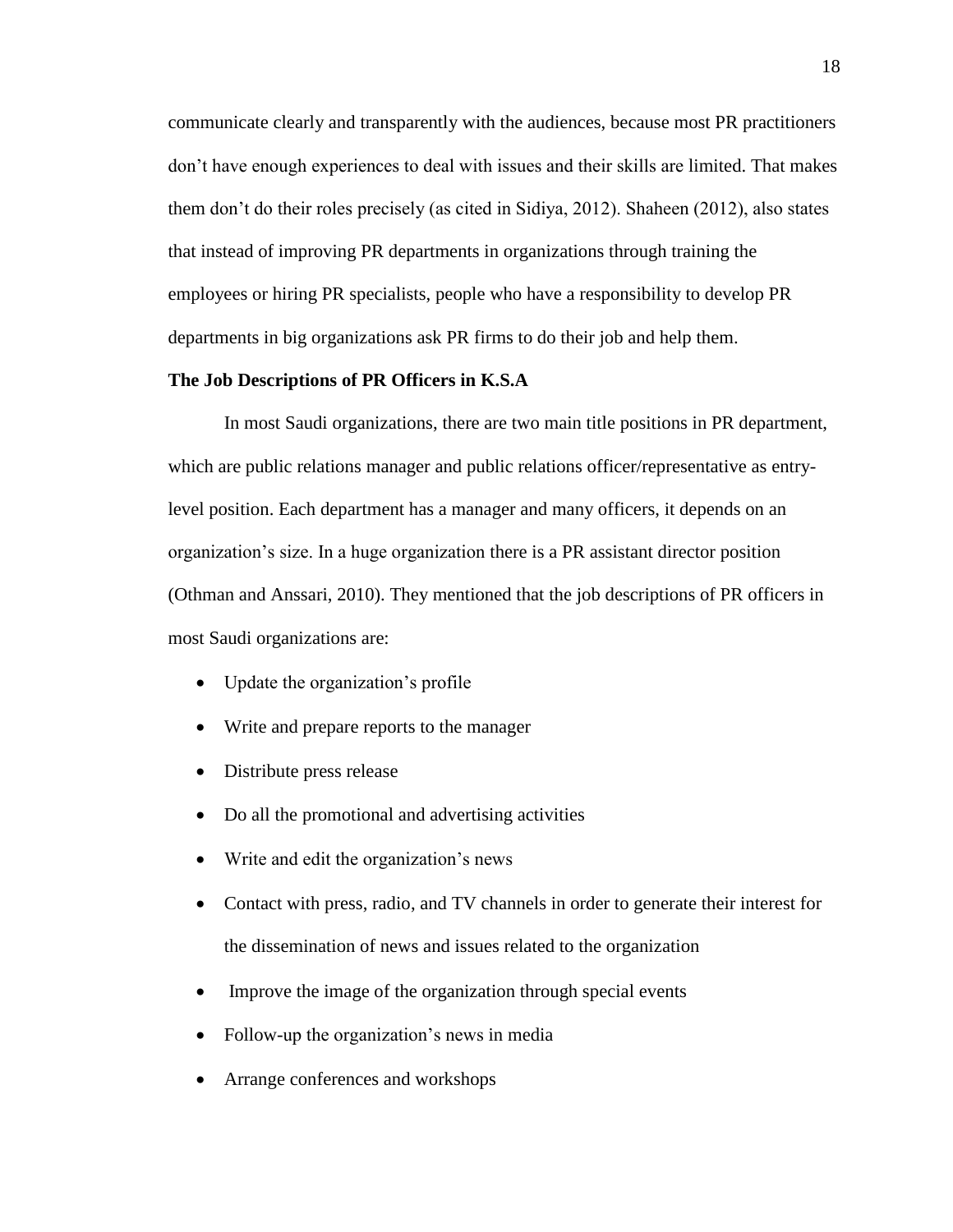communicate clearly and transparently with the audiences, because most PR practitioners don't have enough experiences to deal with issues and their skills are limited. That makes them don't do their roles precisely (as cited in Sidiya, 2012). Shaheen (2012), also states that instead of improving PR departments in organizations through training the employees or hiring PR specialists, people who have a responsibility to develop PR departments in big organizations ask PR firms to do their job and help them.

### The Job Descriptions of PR Officers in K.S.A

In most Saudi organizations, there are two main title positions in PR department, which are public relations manager and public relations officer/representative as entry-level position. Each department has a manager and many officers, it depends on an organization's size. In a huge organization there is a PR assistant director position (Othman and Anssari, 2010). They mentioned that the job descriptions of PR officers in most Saudi organizations are:

- Update the organization's profile
- Write and prepare reports to the manager
- Distribute press release
- Do all the promotional and advertising activities
- Write and edit the organization's news
- Contact with press, radio, and TV channels in order to generate their interest for the dissemination of news and issues related to the organization
- Improve the image of the organization through special events
- Follow-up the organization's news in media
- Arrange conferences and workshops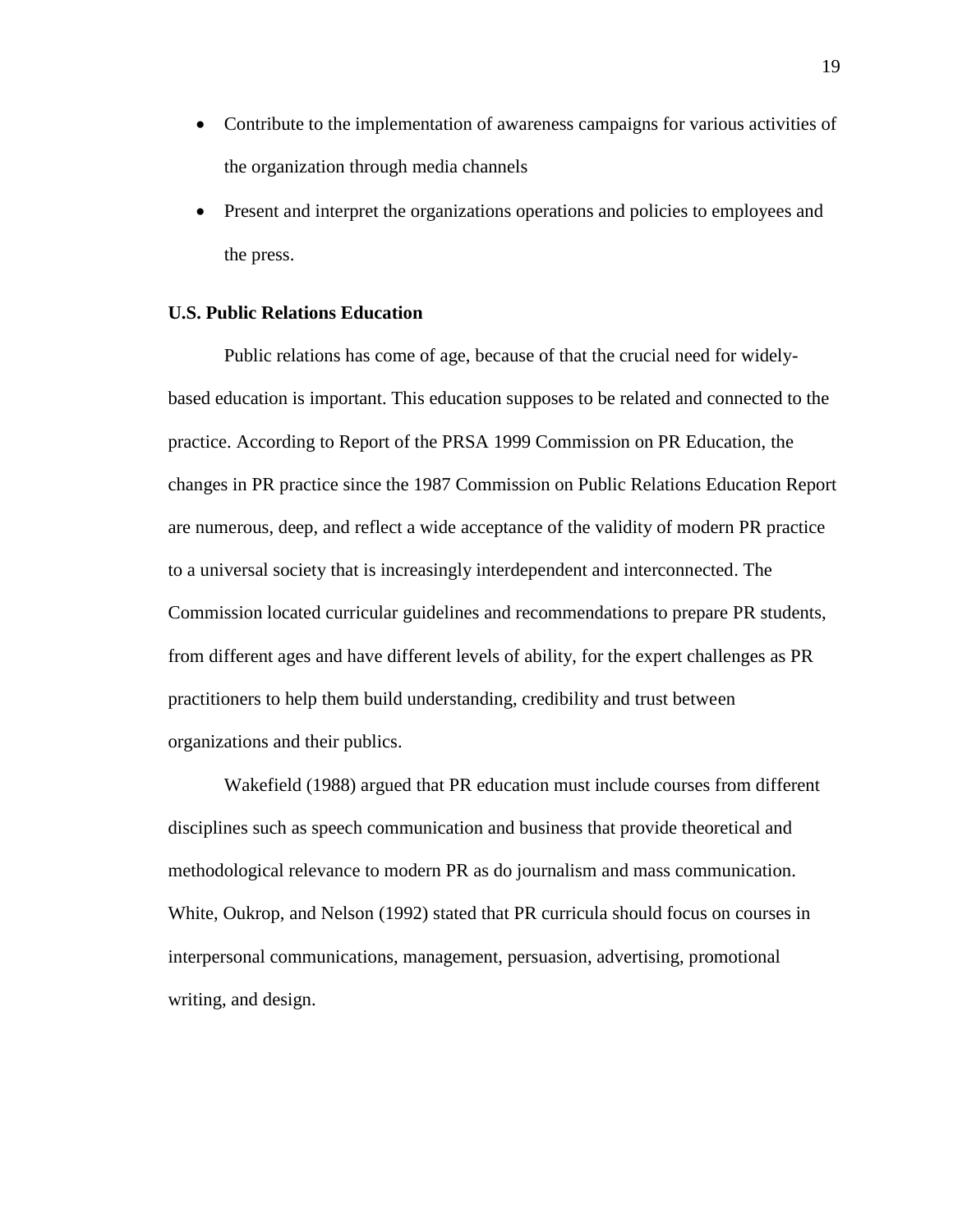- Contribute to the implementation of awareness campaigns for various activities of the organization through media channels
- Present and interpret the organizations operations and policies to employees and the press.

**U.S. Public Relations Education**

Public relations has come of age, because of that the crucial need for widely-based education is important. This education supposes to be related and connected to the practice. According to Report of the PRSA 1999 Commission on PR Education, the changes in PR practice since the 1987 Commission on Public Relations Education Report are numerous, deep, and reflect a wide acceptance of the validity of modern PR practice to a universal society that is increasingly interdependent and interconnected. The Commission located curricular guidelines and recommendations to prepare PR students, from different ages and have different levels of ability, for the expert challenges as PR practitioners to help them build understanding, credibility and trust between organizations and their publics.

Wakefield (1988) argued that PR education must include courses from different disciplines such as speech communication and business that provide theoretical and methodological relevance to modern PR as do journalism and mass communication. White, Oukrop, and Nelson (1992) stated that PR curricula should focus on courses in interpersonal communications, management, persuasion, advertising, promotional writing, and design.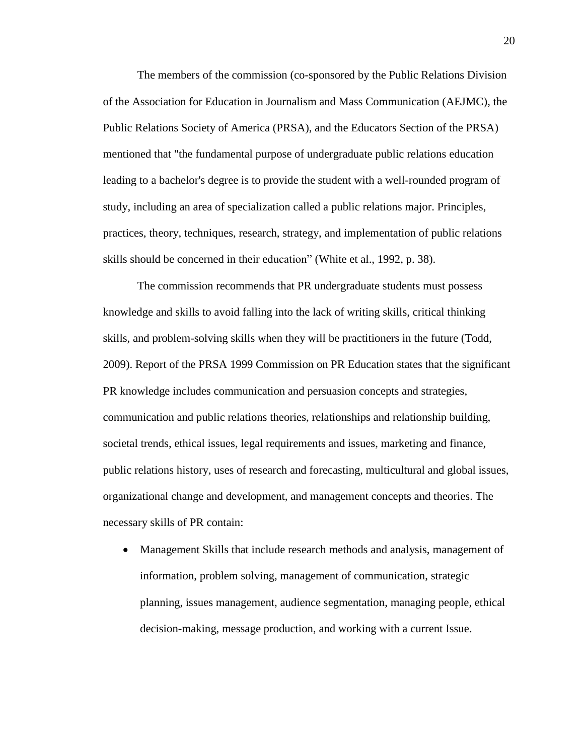The members of the commission (co-sponsored by the Public Relations Division of the Association for Education in Journalism and Mass Communication (AEJMC), the Public Relations Society of America (PRSA), and the Educators Section of the PRSA) mentioned that "the fundamental purpose of undergraduate public relations education leading to a bachelor's degree is to provide the student with a well-rounded program of study, including an area of specialization called a public relations major. Principles, practices, theory, techniques, research, strategy, and implementation of public relations skills should be concerned in their education" (White et al., 1992, p. 38).

The commission recommends that PR undergraduate students must possess knowledge and skills to avoid falling into the lack of writing skills, critical thinking skills, and problem-solving skills when they will be practitioners in the future (Todd, 2009). Report of the PRSA 1999 Commission on PR Education states that the significant PR knowledge includes communication and persuasion concepts and strategies, communication and public relations theories, relationships and relationship building, societal trends, ethical issues, legal requirements and issues, marketing and finance, public relations history, uses of research and forecasting, multicultural and global issues, organizational change and development, and management concepts and theories. The necessary skills of PR contain:

- Management Skills that include research methods and analysis, management of information, problem solving, management of communication, strategic planning, issues management, audience segmentation, managing people, ethical decision-making, message production, and working with a current Issue.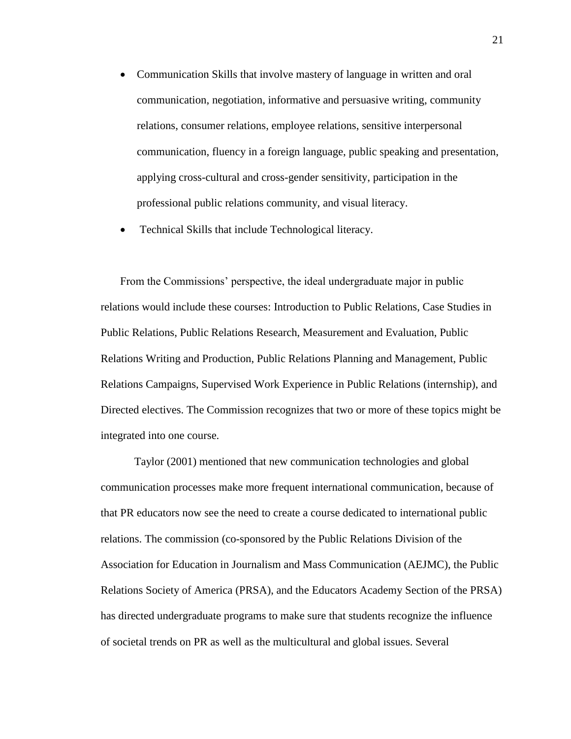- Communication Skills that involve mastery of language in written and oral communication, negotiation, informative and persuasive writing, community relations, consumer relations, employee relations, sensitive interpersonal communication, fluency in a foreign language, public speaking and presentation, applying cross-cultural and cross-gender sensitivity, participation in the professional public relations community, and visual literacy.
- Technical Skills that include Technological literacy.

From the Commissions' perspective, the ideal undergraduate major in public relations would include these courses: Introduction to Public Relations, Case Studies in Public Relations, Public Relations Research, Measurement and Evaluation, Public Relations Writing and Production, Public Relations Planning and Management, Public Relations Campaigns, Supervised Work Experience in Public Relations (internship), and Directed electives. The Commission recognizes that two or more of these topics might be integrated into one course.

Taylor (2001) mentioned that new communication technologies and global communication processes make more frequent international communication, because of that PR educators now see the need to create a course dedicated to international public relations. The commission (co-sponsored by the Public Relations Division of the Association for Education in Journalism and Mass Communication (AEJMC), the Public Relations Society of America (PRSA), and the Educators Academy Section of the PRSA) has directed undergraduate programs to make sure that students recognize the influence of societal trends on PR as well as the multicultural and global issues. Several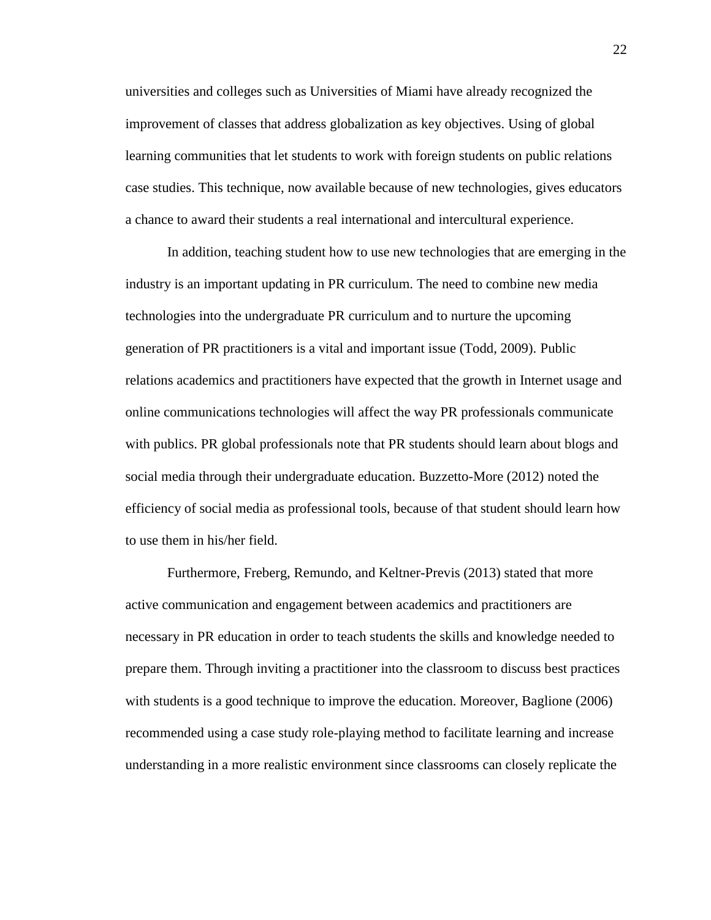universities and colleges such as Universities of Miami have already recognized the improvement of classes that address globalization as key objectives. Using of global learning communities that let students to work with foreign students on public relations case studies. This technique, now available because of new technologies, gives educators a chance to award their students a real international and intercultural experience.

In addition, teaching student how to use new technologies that are emerging in the industry is an important updating in PR curriculum. The need to combine new media technologies into the undergraduate PR curriculum and to nurture the upcoming generation of PR practitioners is a vital and important issue (Todd, 2009). Public relations academics and practitioners have expected that the growth in Internet usage and online communications technologies will affect the way PR professionals communicate with publics. PR global professionals note that PR students should learn about blogs and social media through their undergraduate education. Buzzetto-More (2012) noted the efficiency of social media as professional tools, because of that student should learn how to use them in his/her field.

Furthermore, Freberg, Remundo, and Keltner-Previs (2013) stated that more active communication and engagement between academics and practitioners are necessary in PR education in order to teach students the skills and knowledge needed to prepare them. Through inviting a practitioner into the classroom to discuss best practices with students is a good technique to improve the education. Moreover, Baglione (2006) recommended using a case study role-playing method to facilitate learning and increase understanding in a more realistic environment since classrooms can closely replicate the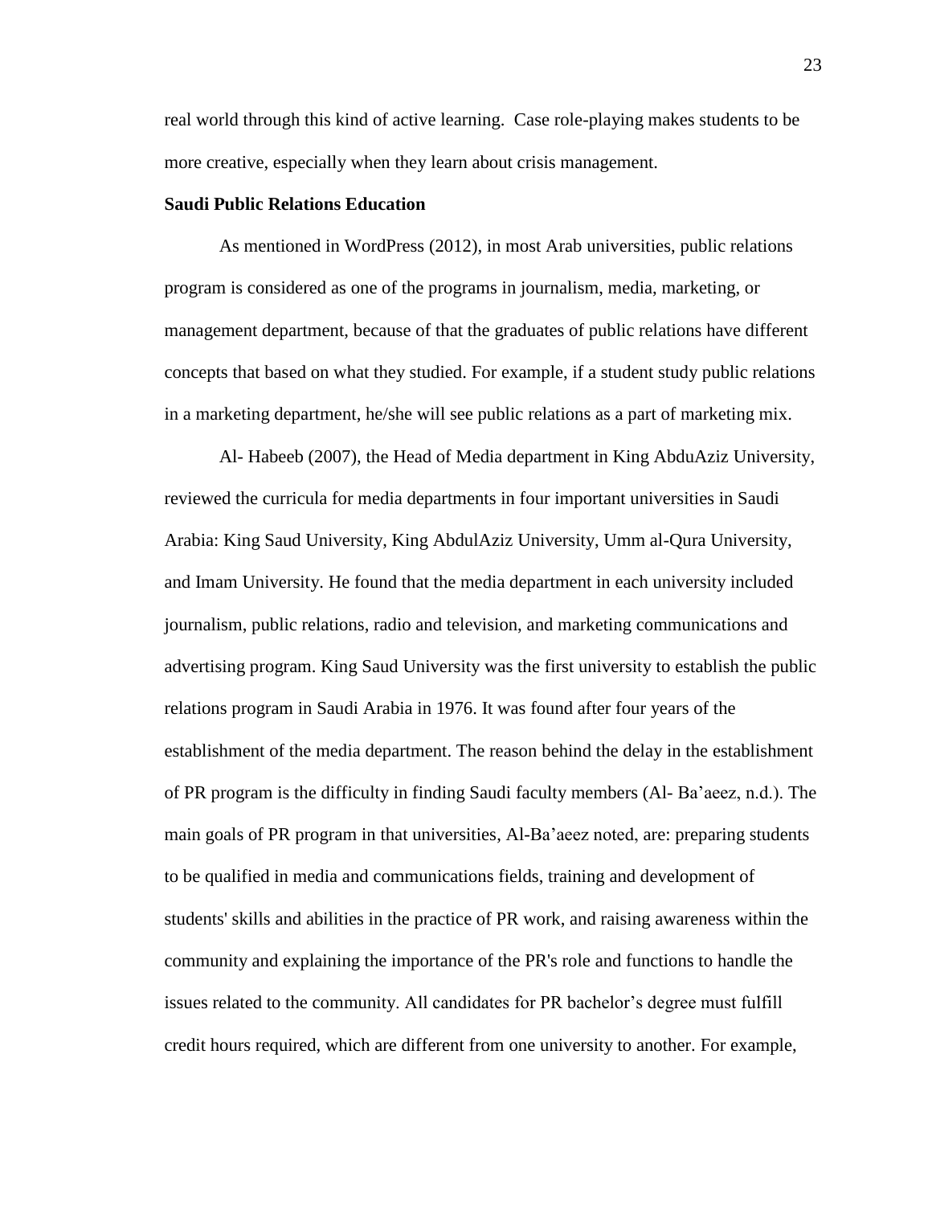real world through this kind of active learning. Case role-playing makes students to be more creative, especially when they learn about crisis management.

**Saudi Public Relations Education**

As mentioned in WordPress (2012), in most Arab universities, public relations program is considered as one of the programs in journalism, media, marketing, or management department, because of that the graduates of public relations have different concepts that based on what they studied. For example, if a student study public relations in a marketing department, he/she will see public relations as a part of marketing mix.

Al- Habeeb (2007), the Head of Media department in King AbduAziz University, reviewed the curricula for media departments in four important universities in Saudi Arabia: King Saud University, King AbdulAziz University, Umm al-Qura University, and Imam University. He found that the media department in each university included journalism, public relations, radio and television, and marketing communications and advertising program. King Saud University was the first university to establish the public relations program in Saudi Arabia in 1976. It was found after four years of the establishment of the media department. The reason behind the delay in the establishment of PR program is the difficulty in finding Saudi faculty members (Al- Ba'aeez, n.d.). The main goals of PR program in that universities, Al-Ba'aeez noted, are: preparing students to be qualified in media and communications fields, training and development of students' skills and abilities in the practice of PR work, and raising awareness within the community and explaining the importance of the PR's role and functions to handle the issues related to the community. All candidates for PR bachelor's degree must fulfill credit hours required, which are different from one university to another. For example,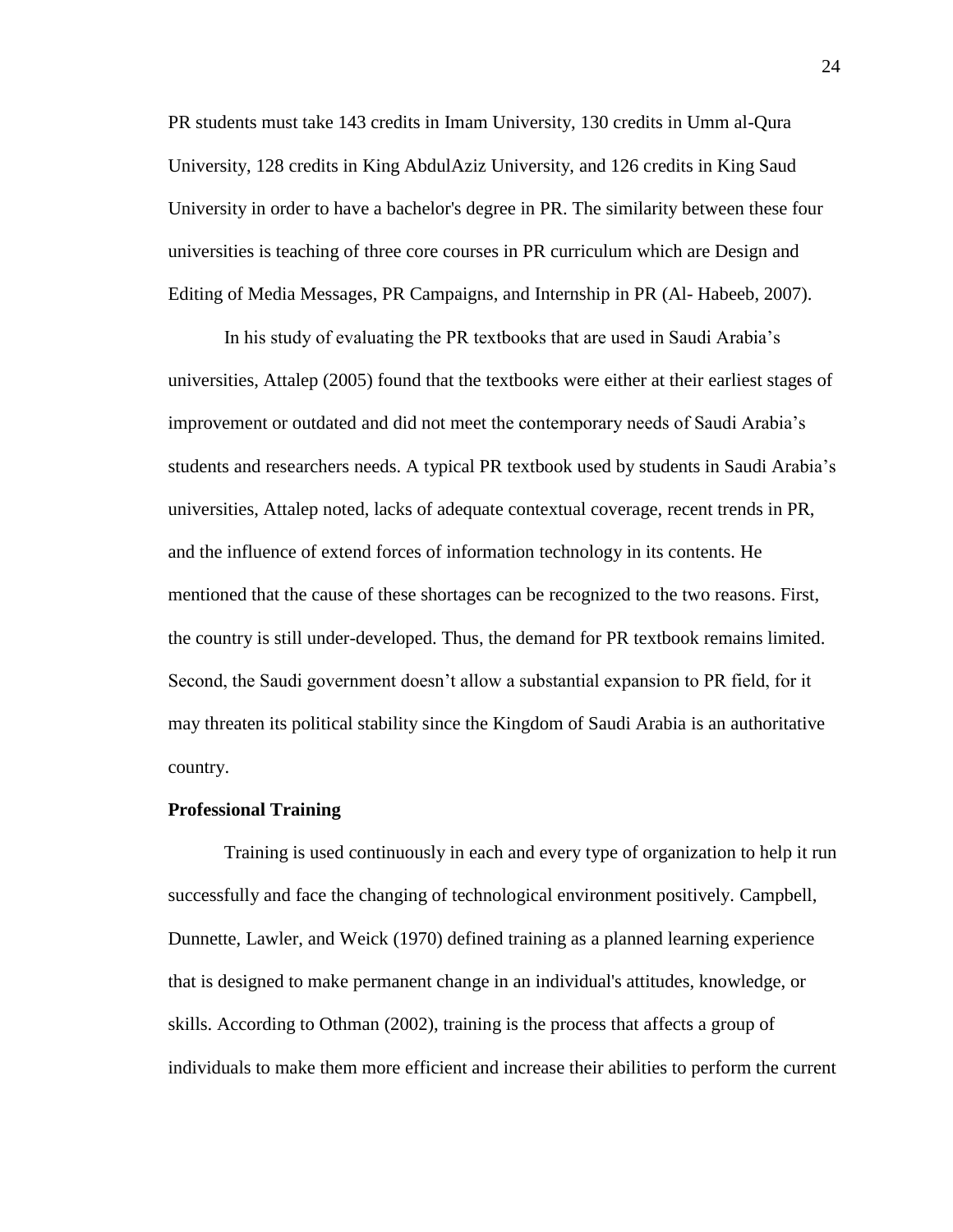PR students must take 143 credits in Imam University, 130 credits in Umm al-Qura University, 128 credits in King AbdulAziz University, and 126 credits in King Saud University in order to have a bachelor's degree in PR. The similarity between these four universities is teaching of three core courses in PR curriculum which are Design and Editing of Media Messages, PR Campaigns, and Internship in PR (Al- Habeeb, 2007).

In his study of evaluating the PR textbooks that are used in Saudi Arabia's universities, Attalep (2005) found that the textbooks were either at their earliest stages of improvement or outdated and did not meet the contemporary needs of Saudi Arabia's students and researchers needs. A typical PR textbook used by students in Saudi Arabia's universities, Attalep noted, lacks of adequate contextual coverage, recent trends in PR, and the influence of extend forces of information technology in its contents. He mentioned that the cause of these shortages can be recognized to the two reasons. First, the country is still under-developed. Thus, the demand for PR textbook remains limited. Second, the Saudi government doesn't allow a substantial expansion to PR field, for it may threaten its political stability since the Kingdom of Saudi Arabia is an authoritative country.

**Professional Training**

Training is used continuously in each and every type of organization to help it run successfully and face the changing of technological environment positively. Campbell, Dunnette, Lawler, and Weick (1970) defined training as a planned learning experience that is designed to make permanent change in an individual's attitudes, knowledge, or skills. According to Othman (2002), training is the process that affects a group of individuals to make them more efficient and increase their abilities to perform the current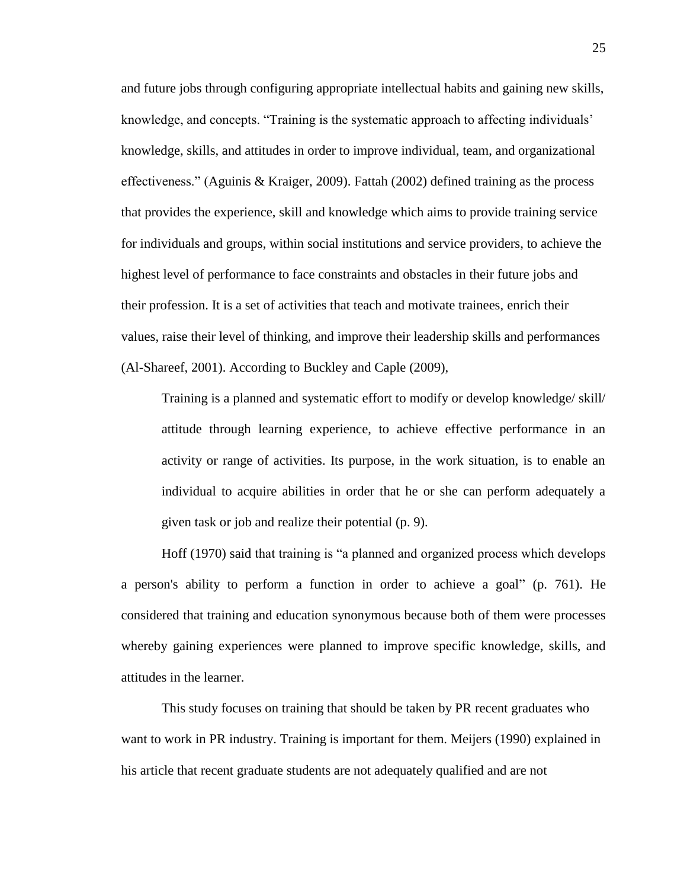and future jobs through configuring appropriate intellectual habits and gaining new skills, knowledge, and concepts. "Training is the systematic approach to affecting individuals' knowledge, skills, and attitudes in order to improve individual, team, and organizational effectiveness." (Aguinis & Kraiger, 2009). Fattah (2002) defined training as the process that provides the experience, skill and knowledge which aims to provide training service for individuals and groups, within social institutions and service providers, to achieve the highest level of performance to face constraints and obstacles in their future jobs and their profession. It is a set of activities that teach and motivate trainees, enrich their values, raise their level of thinking, and improve their leadership skills and performances (Al-Shareef, 2001). According to Buckley and Caple (2009),

> Training is a planned and systematic effort to modify or develop knowledge/ skill/ attitude through learning experience, to achieve effective performance in an activity or range of activities. Its purpose, in the work situation, is to enable an individual to acquire abilities in order that he or she can perform adequately a given task or job and realize their potential (p. 9).

Hoff (1970) said that training is "a planned and organized process which develops a person's ability to perform a function in order to achieve a goal" (p. 761). He considered that training and education synonymous because both of them were processes whereby gaining experiences were planned to improve specific knowledge, skills, and attitudes in the learner.

This study focuses on training that should be taken by PR recent graduates who want to work in PR industry. Training is important for them. Meijers (1990) explained in his article that recent graduate students are not adequately qualified and are not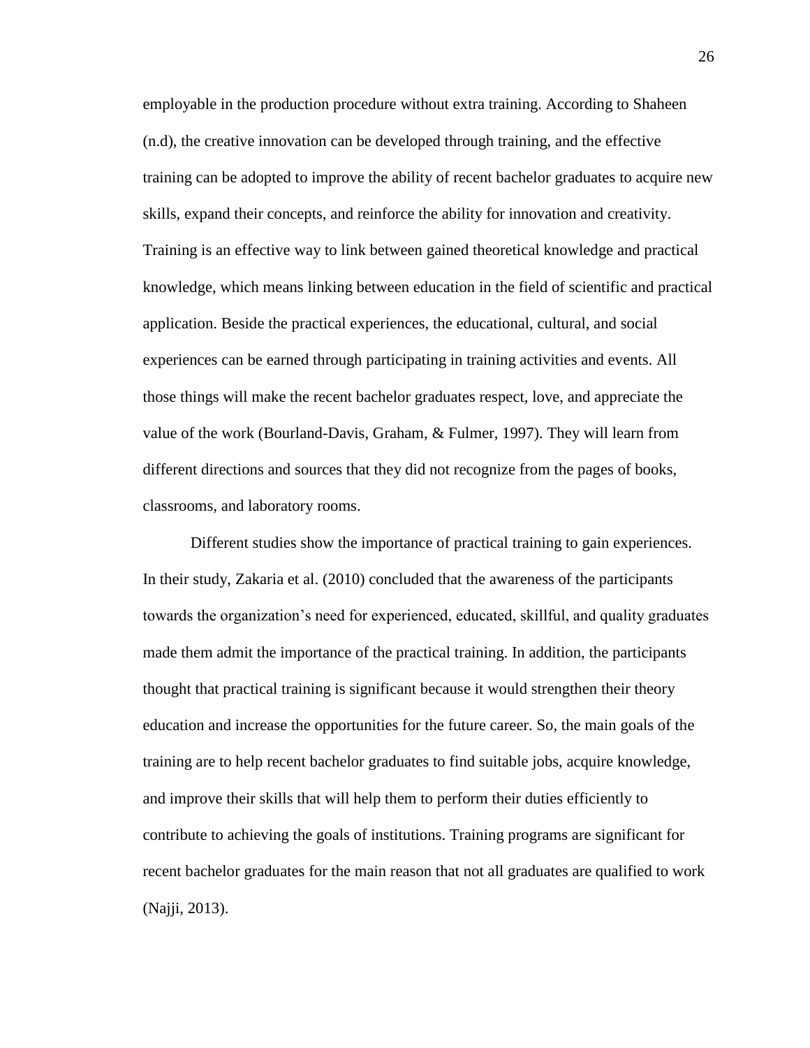employable in the production procedure without extra training. According to Shaheen (n.d), the creative innovation can be developed through training, and the effective training can be adopted to improve the ability of recent bachelor graduates to acquire new skills, expand their concepts, and reinforce the ability for innovation and creativity. Training is an effective way to link between gained theoretical knowledge and practical knowledge, which means linking between education in the field of scientific and practical application. Beside the practical experiences, the educational, cultural, and social experiences can be earned through participating in training activities and events. All those things will make the recent bachelor graduates respect, love, and appreciate the value of the work (Bourland-Davis, Graham, & Fulmer, 1997). They will learn from different directions and sources that they did not recognize from the pages of books, classrooms, and laboratory rooms.

Different studies show the importance of practical training to gain experiences. In their study, Zakaria et al. (2010) concluded that the awareness of the participants towards the organization's need for experienced, educated, skillful, and quality graduates made them admit the importance of the practical training. In addition, the participants thought that practical training is significant because it would strengthen their theory education and increase the opportunities for the future career. So, the main goals of the training are to help recent bachelor graduates to find suitable jobs, acquire knowledge, and improve their skills that will help them to perform their duties efficiently to contribute to achieving the goals of institutions. Training programs are significant for recent bachelor graduates for the main reason that not all graduates are qualified to work (Najji, 2013).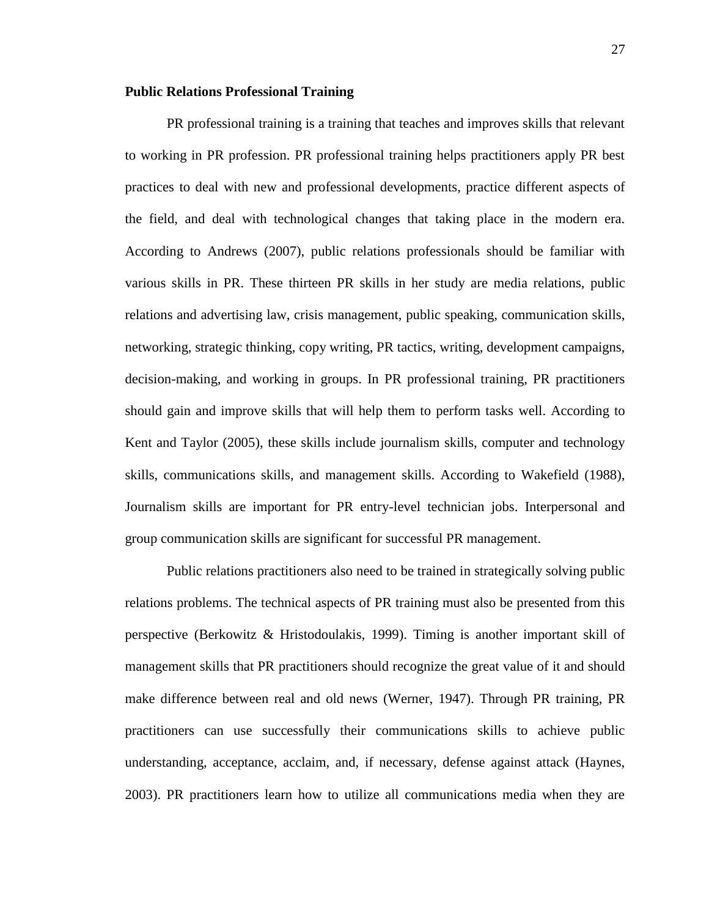**Public Relations Professional Training**

PR professional training is a training that teaches and improves skills that relevant to working in PR profession. PR professional training helps practitioners apply PR best practices to deal with new and professional developments, practice different aspects of the field, and deal with technological changes that taking place in the modern era. According to Andrews (2007), public relations professionals should be familiar with various skills in PR. These thirteen PR skills in her study are media relations, public relations and advertising law, crisis management, public speaking, communication skills, networking, strategic thinking, copy writing, PR tactics, writing, development campaigns, decision-making, and working in groups. In PR professional training, PR practitioners should gain and improve skills that will help them to perform tasks well. According to Kent and Taylor (2005), these skills include journalism skills, computer and technology skills, communications skills, and management skills. According to Wakefield (1988), Journalism skills are important for PR entry-level technician jobs. Interpersonal and group communication skills are significant for successful PR management.

Public relations practitioners also need to be trained in strategically solving public relations problems. The technical aspects of PR training must also be presented from this perspective (Berkowitz & Hristodoulakis, 1999). Timing is another important skill of management skills that PR practitioners should recognize the great value of it and should make difference between real and old news (Werner, 1947). Through PR training, PR practitioners can use successfully their communications skills to achieve public understanding, acceptance, acclaim, and, if necessary, defense against attack (Haynes, 2003). PR practitioners learn how to utilize all communications media when they are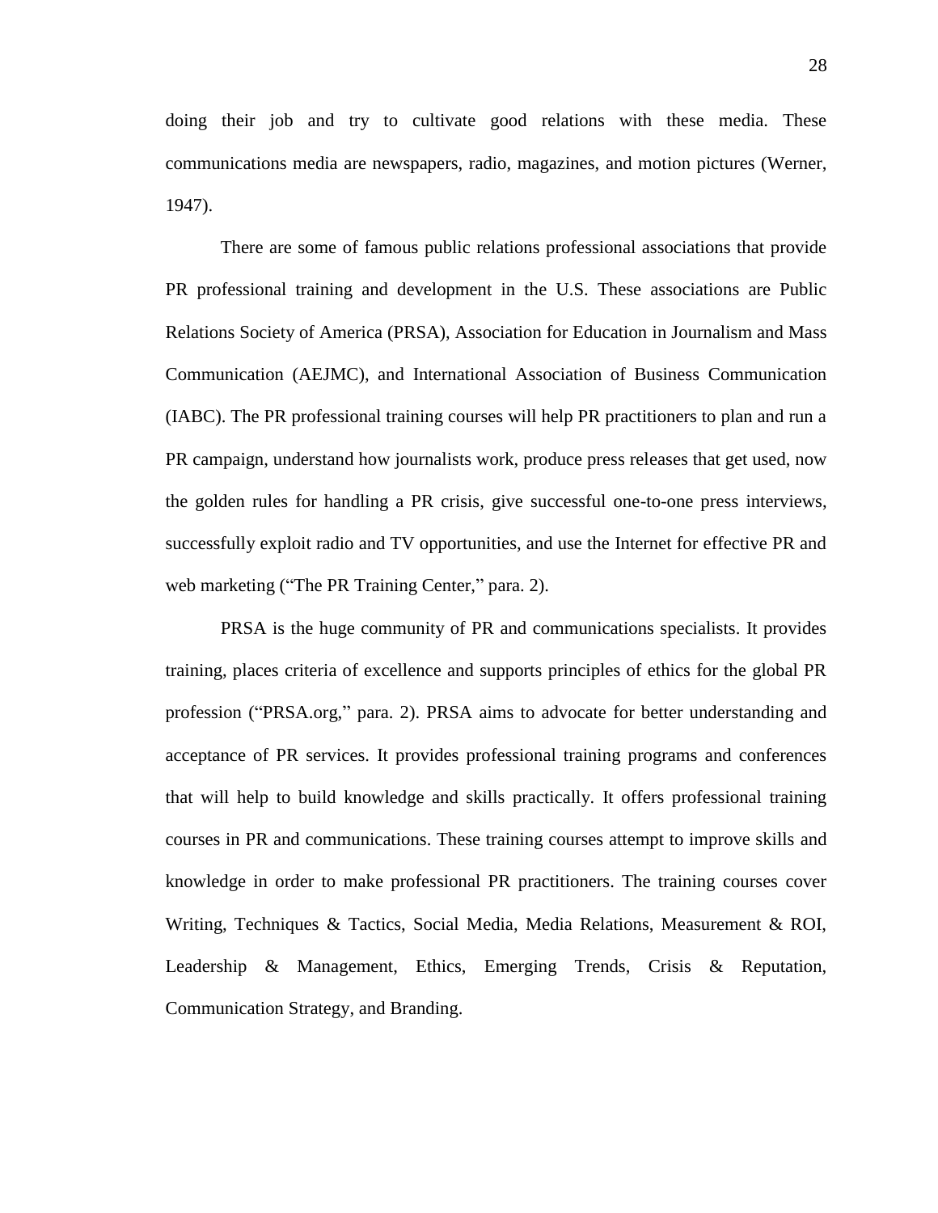doing their job and try to cultivate good relations with these media. These communications media are newspapers, radio, magazines, and motion pictures (Werner, 1947).

There are some of famous public relations professional associations that provide PR professional training and development in the U.S. These associations are Public Relations Society of America (PRSA), Association for Education in Journalism and Mass Communication (AEJMC), and International Association of Business Communication (IABC). The PR professional training courses will help PR practitioners to plan and run a PR campaign, understand how journalists work, produce press releases that get used, now the golden rules for handling a PR crisis, give successful one-to-one press interviews, successfully exploit radio and TV opportunities, and use the Internet for effective PR and web marketing ("The PR Training Center," para. 2).

PRSA is the huge community of PR and communications specialists. It provides training, places criteria of excellence and supports principles of ethics for the global PR profession ("PRSA.org," para. 2). PRSA aims to advocate for better understanding and acceptance of PR services. It provides professional training programs and conferences that will help to build knowledge and skills practically. It offers professional training courses in PR and communications. These training courses attempt to improve skills and knowledge in order to make professional PR practitioners. The training courses cover Writing, Techniques & Tactics, Social Media, Media Relations, Measurement & ROI, Leadership & Management, Ethics, Emerging Trends, Crisis & Reputation, Communication Strategy, and Branding.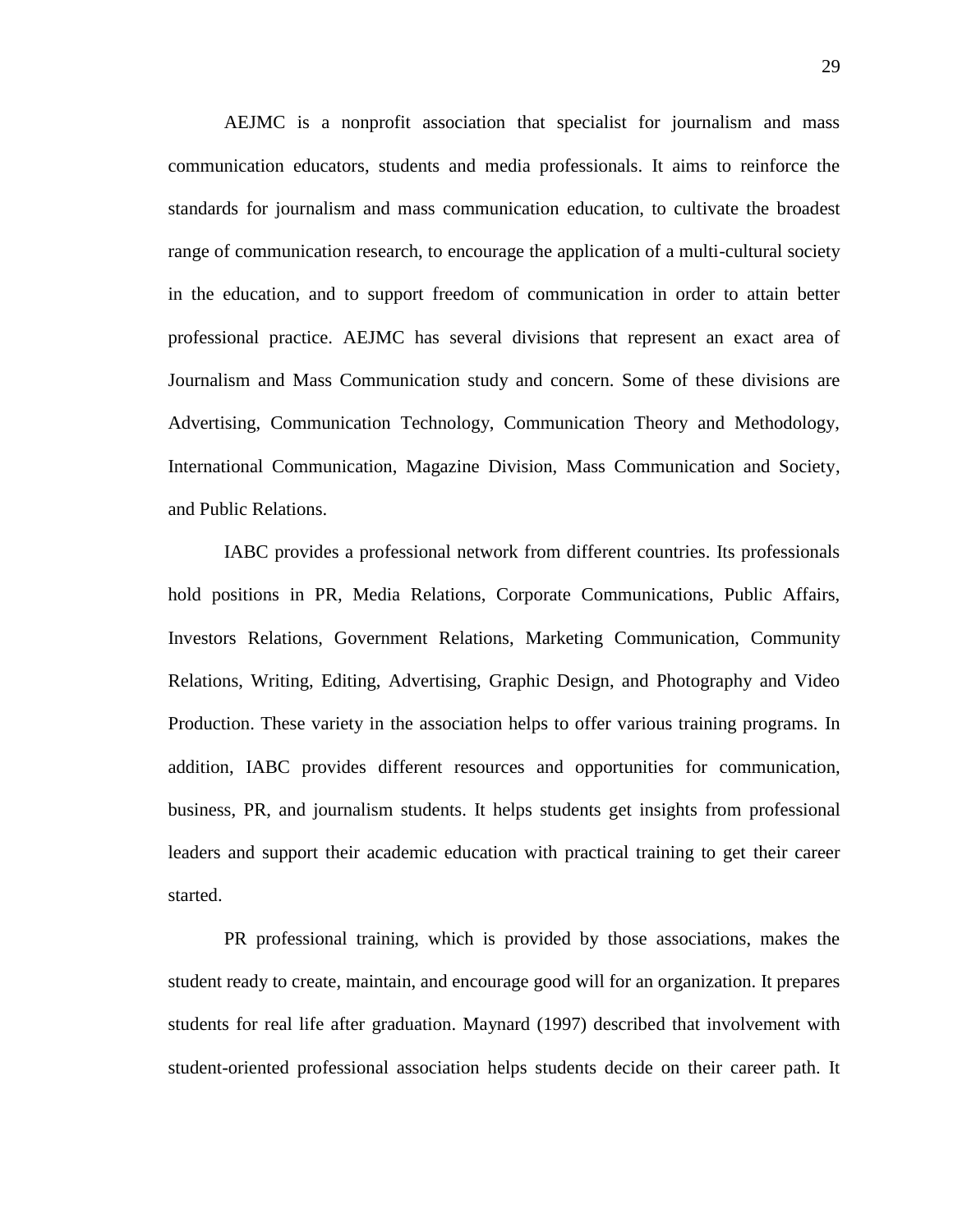AEJMC is a nonprofit association that specialist for journalism and mass communication educators, students and media professionals. It aims to reinforce the standards for journalism and mass communication education, to cultivate the broadest range of communication research, to encourage the application of a multi-cultural society in the education, and to support freedom of communication in order to attain better professional practice. AEJMC has several divisions that represent an exact area of Journalism and Mass Communication study and concern. Some of these divisions are Advertising, Communication Technology, Communication Theory and Methodology, International Communication, Magazine Division, Mass Communication and Society, and Public Relations.

IABC provides a professional network from different countries. Its professionals hold positions in PR, Media Relations, Corporate Communications, Public Affairs, Investors Relations, Government Relations, Marketing Communication, Community Relations, Writing, Editing, Advertising, Graphic Design, and Photography and Video Production. These variety in the association helps to offer various training programs. In addition, IABC provides different resources and opportunities for communication, business, PR, and journalism students. It helps students get insights from professional leaders and support their academic education with practical training to get their career started.

PR professional training, which is provided by those associations, makes the student ready to create, maintain, and encourage good will for an organization. It prepares students for real life after graduation. Maynard (1997) described that involvement with student-oriented professional association helps students decide on their career path. It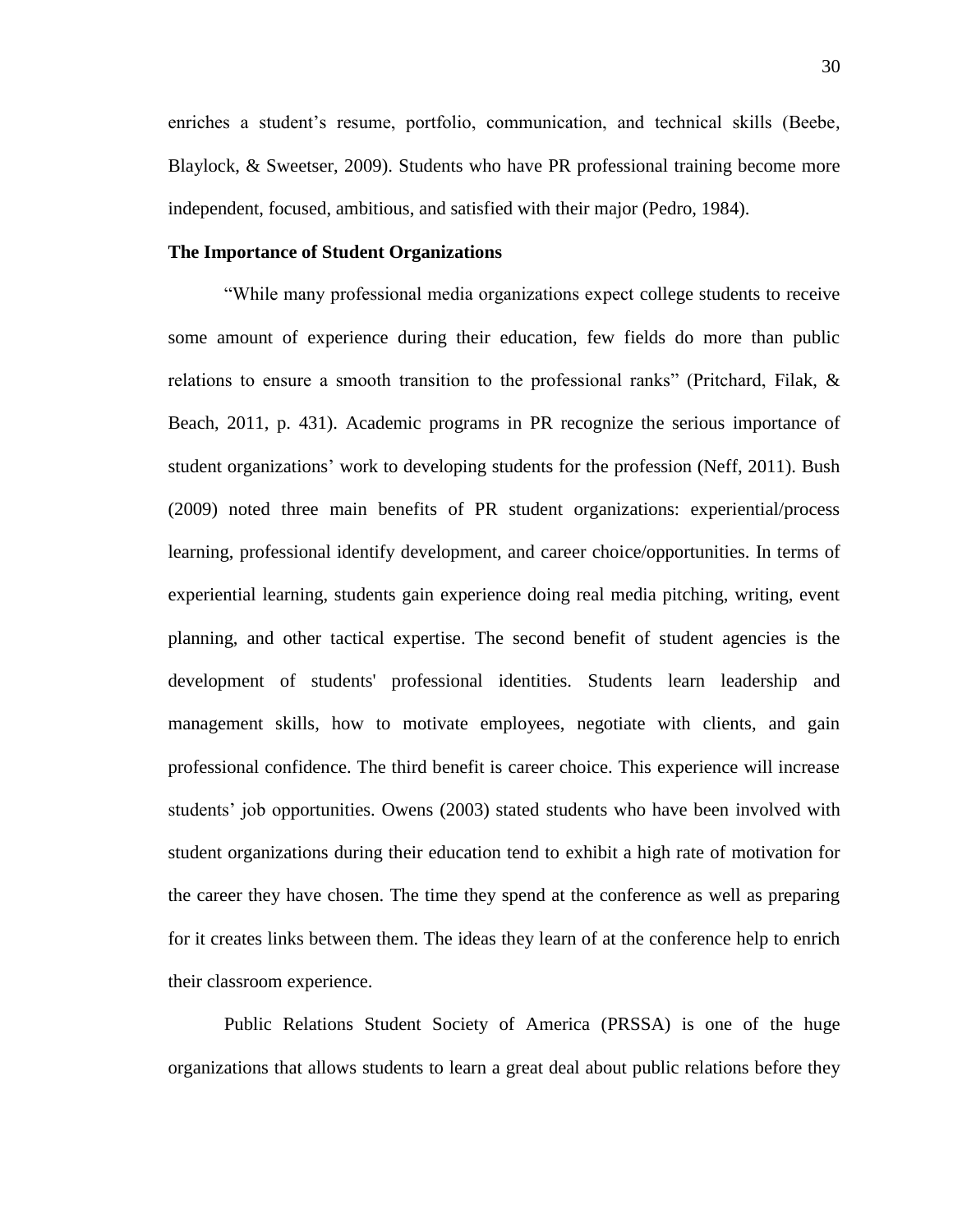enriches a student's resume, portfolio, communication, and technical skills (Beebe, Blaylock, & Sweetser, 2009). Students who have PR professional training become more independent, focused, ambitious, and satisfied with their major (Pedro, 1984).

**The Importance of Student Organizations**

"While many professional media organizations expect college students to receive some amount of experience during their education, few fields do more than public relations to ensure a smooth transition to the professional ranks" (Pritchard, Filak, & Beach, 2011, p. 431). Academic programs in PR recognize the serious importance of student organizations' work to developing students for the profession (Neff, 2011). Bush (2009) noted three main benefits of PR student organizations: experiential/process learning, professional identify development, and career choice/opportunities. In terms of experiential learning, students gain experience doing real media pitching, writing, event planning, and other tactical expertise. The second benefit of student agencies is the development of students' professional identities. Students learn leadership and management skills, how to motivate employees, negotiate with clients, and gain professional confidence. The third benefit is career choice. This experience will increase students' job opportunities. Owens (2003) stated students who have been involved with student organizations during their education tend to exhibit a high rate of motivation for the career they have chosen. The time they spend at the conference as well as preparing for it creates links between them. The ideas they learn of at the conference help to enrich their classroom experience.

Public Relations Student Society of America (PRSSA) is one of the huge organizations that allows students to learn a great deal about public relations before they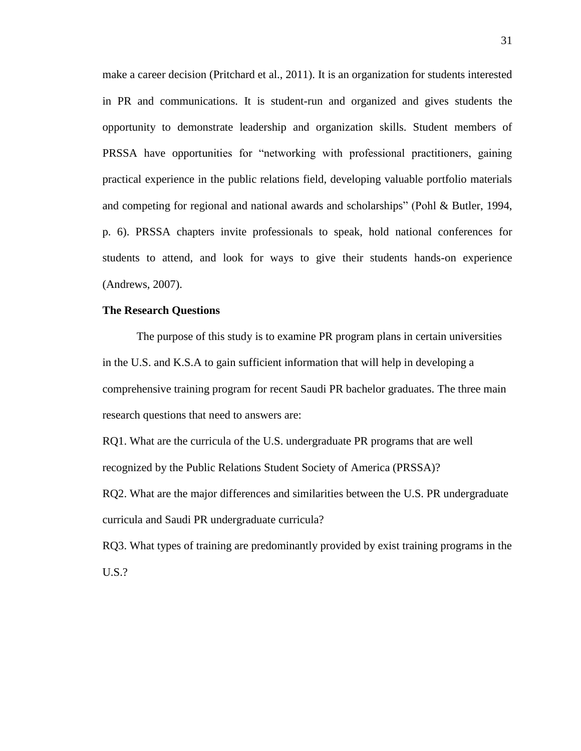make a career decision (Pritchard et al., 2011). It is an organization for students interested in PR and communications. It is student-run and organized and gives students the opportunity to demonstrate leadership and organization skills. Student members of PRSSA have opportunities for "networking with professional practitioners, gaining practical experience in the public relations field, developing valuable portfolio materials and competing for regional and national awards and scholarships" (Pohl & Butler, 1994, p. 6). PRSSA chapters invite professionals to speak, hold national conferences for students to attend, and look for ways to give their students hands-on experience (Andrews, 2007).

**The Research Questions**

The purpose of this study is to examine PR program plans in certain universities in the U.S. and K.S.A to gain sufficient information that will help in developing a comprehensive training program for recent Saudi PR bachelor graduates. The three main research questions that need to answers are:

RQ1. What are the curricula of the U.S. undergraduate PR programs that are well recognized by the Public Relations Student Society of America (PRSSA)?

RQ2. What are the major differences and similarities between the U.S. PR undergraduate curricula and Saudi PR undergraduate curricula?

RQ3. What types of training are predominantly provided by exist training programs in the U.S.?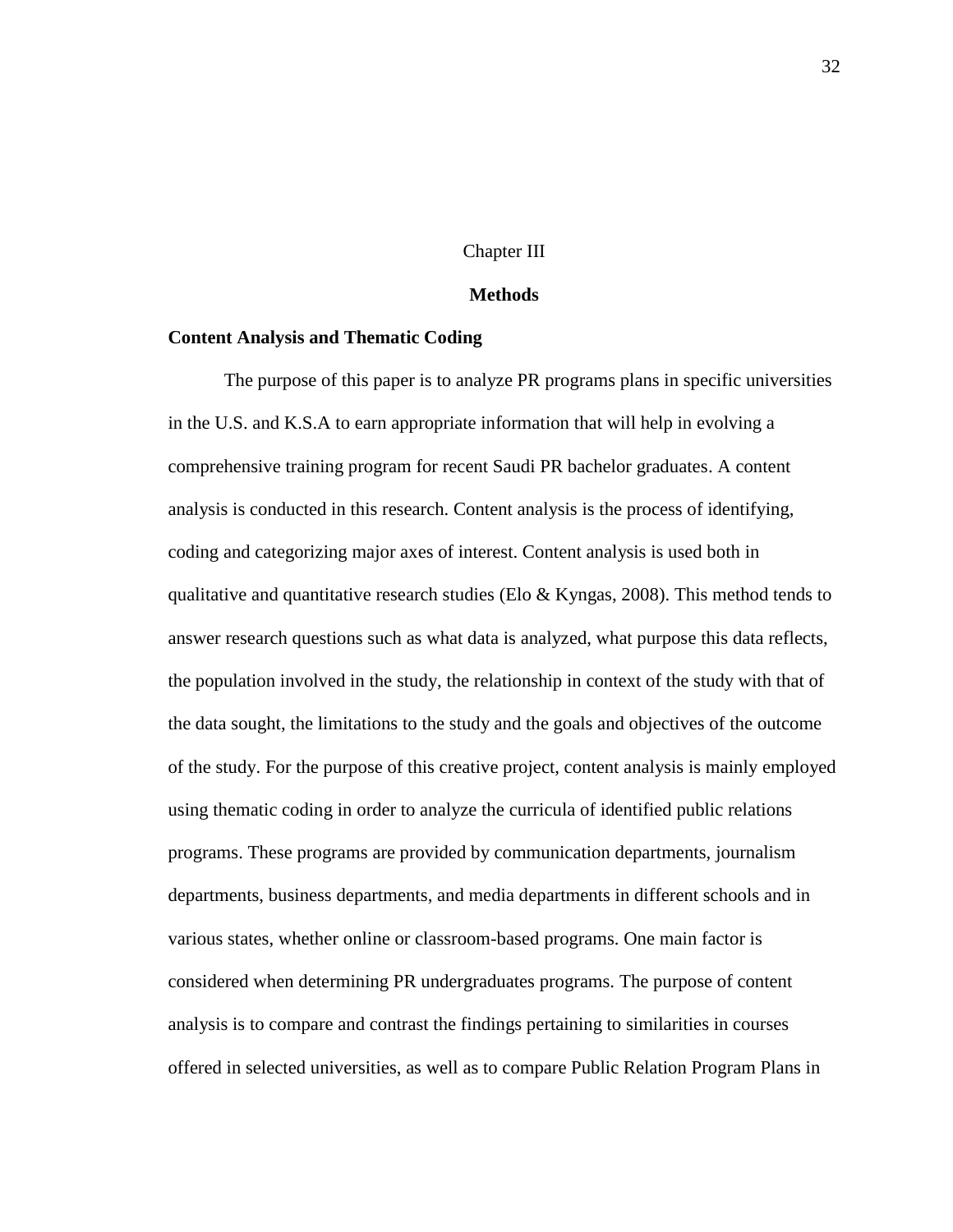# Chapter III

## Methods

### Content Analysis and Thematic Coding

The purpose of this paper is to analyze PR programs plans in specific universities in the U.S. and K.S.A to earn appropriate information that will help in evolving a comprehensive training program for recent Saudi PR bachelor graduates. A content analysis is conducted in this research. Content analysis is the process of identifying, coding and categorizing major axes of interest. Content analysis is used both in qualitative and quantitative research studies (Elo & Kyngas, 2008). This method tends to answer research questions such as what data is analyzed, what purpose this data reflects, the population involved in the study, the relationship in context of the study with that of the data sought, the limitations to the study and the goals and objectives of the outcome of the study. For the purpose of this creative project, content analysis is mainly employed using thematic coding in order to analyze the curricula of identified public relations programs. These programs are provided by communication departments, journalism departments, business departments, and media departments in different schools and in various states, whether online or classroom-based programs. One main factor is considered when determining PR undergraduates programs. The purpose of content analysis is to compare and contrast the findings pertaining to similarities in courses offered in selected universities, as well as to compare Public Relation Program Plans in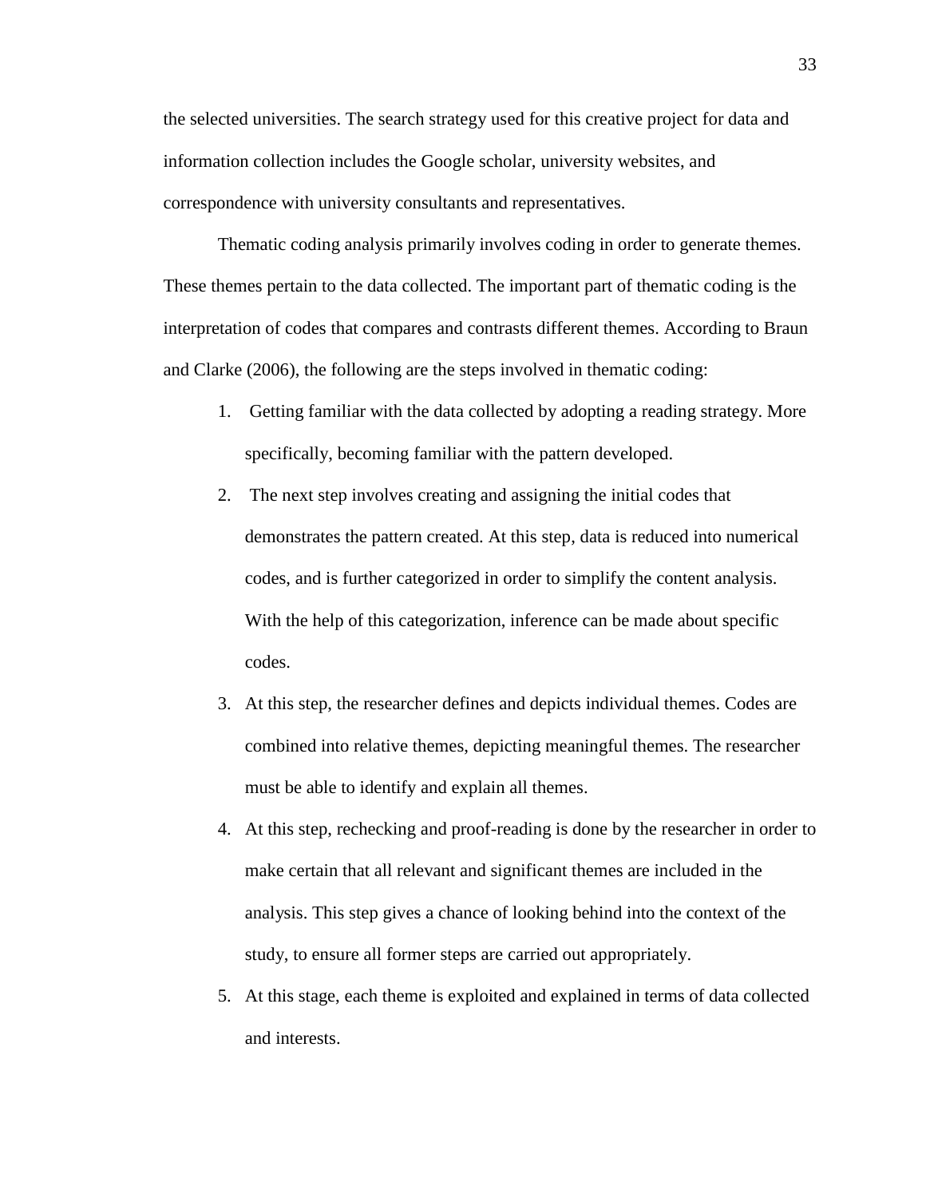the selected universities. The search strategy used for this creative project for data and information collection includes the Google scholar, university websites, and correspondence with university consultants and representatives.

Thematic coding analysis primarily involves coding in order to generate themes. These themes pertain to the data collected. The important part of thematic coding is the interpretation of codes that compares and contrasts different themes. According to Braun and Clarke (2006), the following are the steps involved in thematic coding:

1. Getting familiar with the data collected by adopting a reading strategy. More specifically, becoming familiar with the pattern developed.
2. The next step involves creating and assigning the initial codes that demonstrates the pattern created. At this step, data is reduced into numerical codes, and is further categorized in order to simplify the content analysis. With the help of this categorization, inference can be made about specific codes.
3. At this step, the researcher defines and depicts individual themes. Codes are combined into relative themes, depicting meaningful themes. The researcher must be able to identify and explain all themes.
4. At this step, rechecking and proof-reading is done by the researcher in order to make certain that all relevant and significant themes are included in the analysis. This step gives a chance of looking behind into the context of the study, to ensure all former steps are carried out appropriately.
5. At this stage, each theme is exploited and explained in terms of data collected and interests.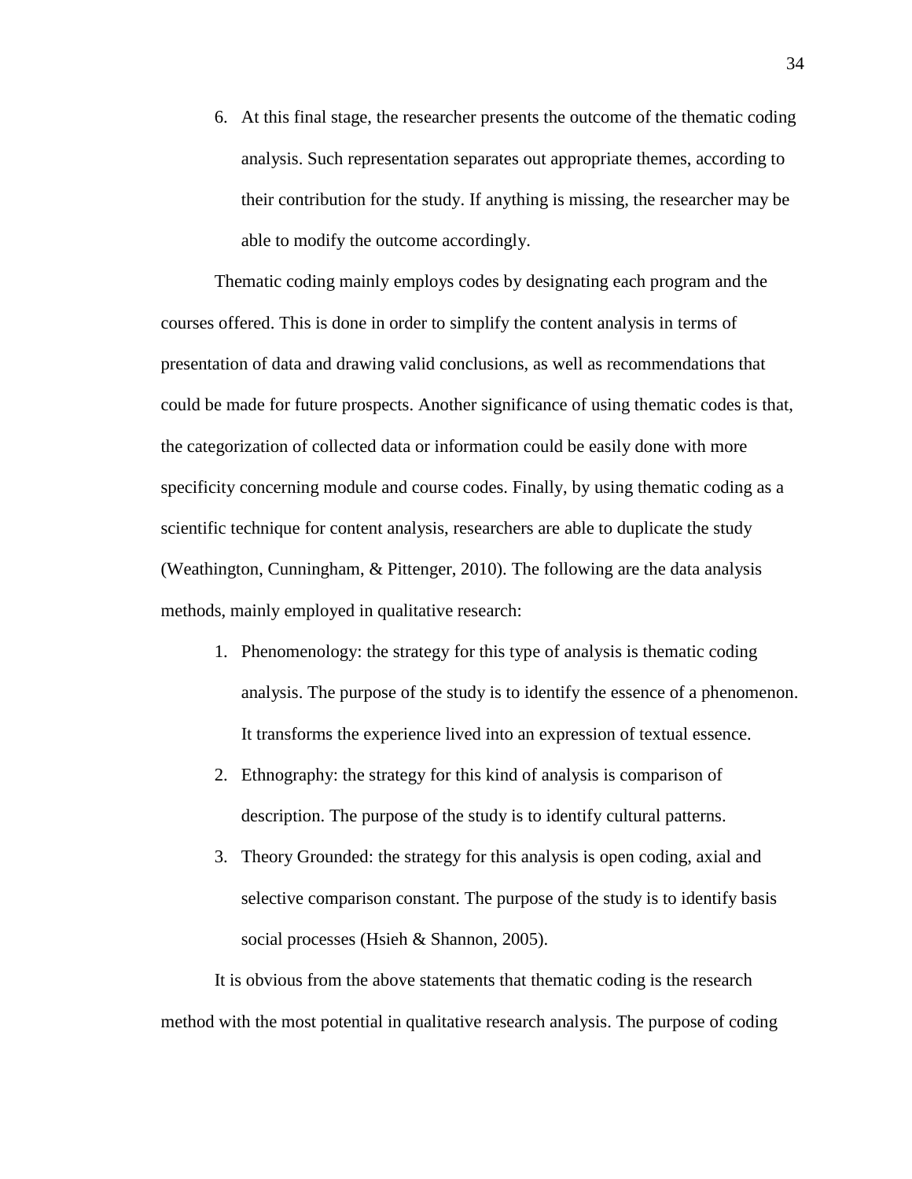6. At this final stage, the researcher presents the outcome of the thematic coding analysis. Such representation separates out appropriate themes, according to their contribution for the study. If anything is missing, the researcher may be able to modify the outcome accordingly.

Thematic coding mainly employs codes by designating each program and the courses offered. This is done in order to simplify the content analysis in terms of presentation of data and drawing valid conclusions, as well as recommendations that could be made for future prospects. Another significance of using thematic codes is that, the categorization of collected data or information could be easily done with more specificity concerning module and course codes. Finally, by using thematic coding as a scientific technique for content analysis, researchers are able to duplicate the study (Weathington, Cunningham, & Pittenger, 2010). The following are the data analysis methods, mainly employed in qualitative research:

1. Phenomenology: the strategy for this type of analysis is thematic coding analysis. The purpose of the study is to identify the essence of a phenomenon. It transforms the experience lived into an expression of textual essence.
2. Ethnography: the strategy for this kind of analysis is comparison of description. The purpose of the study is to identify cultural patterns.
3. Theory Grounded: the strategy for this analysis is open coding, axial and selective comparison constant. The purpose of the study is to identify basis social processes (Hsieh & Shannon, 2005).

It is obvious from the above statements that thematic coding is the research method with the most potential in qualitative research analysis. The purpose of coding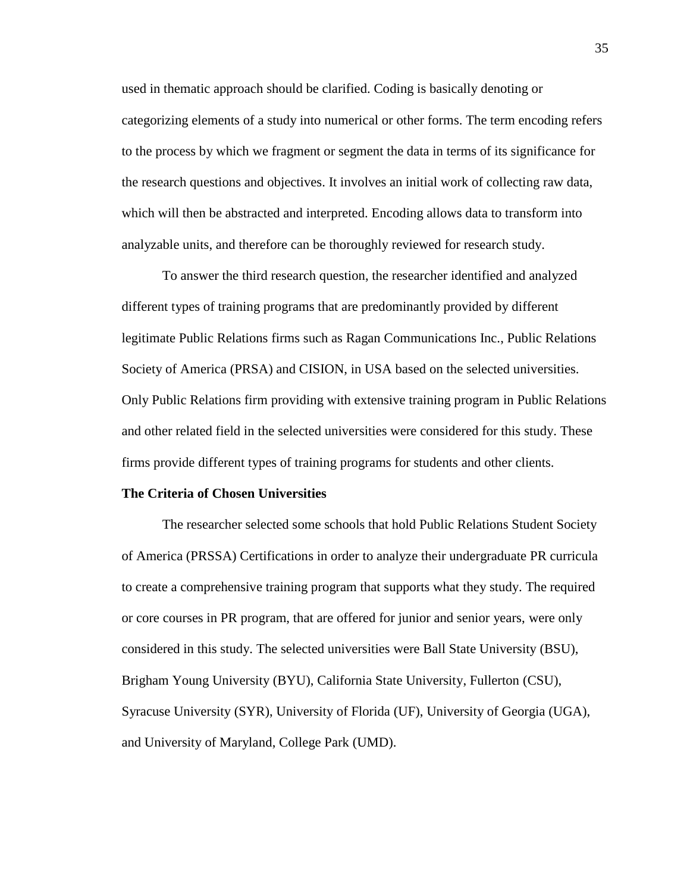used in thematic approach should be clarified. Coding is basically denoting or categorizing elements of a study into numerical or other forms. The term encoding refers to the process by which we fragment or segment the data in terms of its significance for the research questions and objectives. It involves an initial work of collecting raw data, which will then be abstracted and interpreted. Encoding allows data to transform into analyzable units, and therefore can be thoroughly reviewed for research study.

To answer the third research question, the researcher identified and analyzed different types of training programs that are predominantly provided by different legitimate Public Relations firms such as Ragan Communications Inc., Public Relations Society of America (PRSA) and CISION, in USA based on the selected universities. Only Public Relations firm providing with extensive training program in Public Relations and other related field in the selected universities were considered for this study. These firms provide different types of training programs for students and other clients.

**The Criteria of Chosen Universities**

The researcher selected some schools that hold Public Relations Student Society of America (PRSSA) Certifications in order to analyze their undergraduate PR curricula to create a comprehensive training program that supports what they study. The required or core courses in PR program, that are offered for junior and senior years, were only considered in this study. The selected universities were Ball State University (BSU), Brigham Young University (BYU), California State University, Fullerton (CSU), Syracuse University (SYR), University of Florida (UF), University of Georgia (UGA), and University of Maryland, College Park (UMD).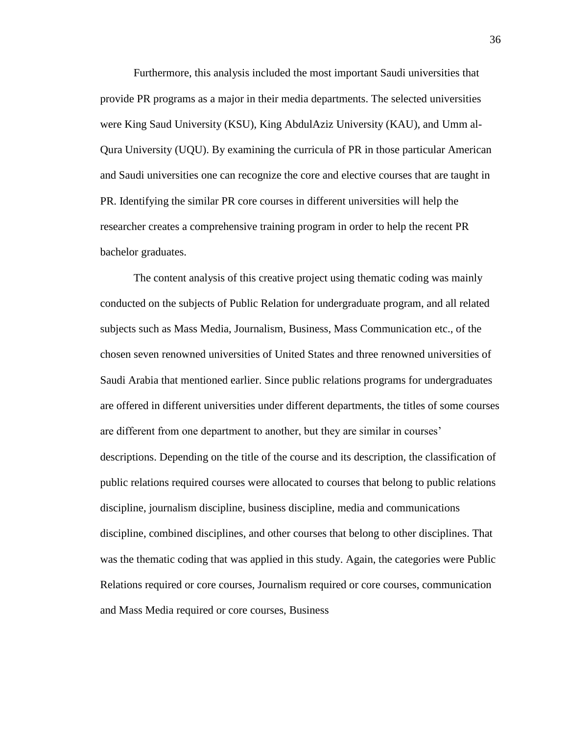Furthermore, this analysis included the most important Saudi universities that provide PR programs as a major in their media departments. The selected universities were King Saud University (KSU), King AbdulAziz University (KAU), and Umm al-Qura University (UQU). By examining the curricula of PR in those particular American and Saudi universities one can recognize the core and elective courses that are taught in PR. Identifying the similar PR core courses in different universities will help the researcher creates a comprehensive training program in order to help the recent PR bachelor graduates.

The content analysis of this creative project using thematic coding was mainly conducted on the subjects of Public Relation for undergraduate program, and all related subjects such as Mass Media, Journalism, Business, Mass Communication etc., of the chosen seven renowned universities of United States and three renowned universities of Saudi Arabia that mentioned earlier. Since public relations programs for undergraduates are offered in different universities under different departments, the titles of some courses are different from one department to another, but they are similar in courses' descriptions. Depending on the title of the course and its description, the classification of public relations required courses were allocated to courses that belong to public relations discipline, journalism discipline, business discipline, media and communications discipline, combined disciplines, and other courses that belong to other disciplines. That was the thematic coding that was applied in this study. Again, the categories were Public Relations required or core courses, Journalism required or core courses, communication and Mass Media required or core courses, Business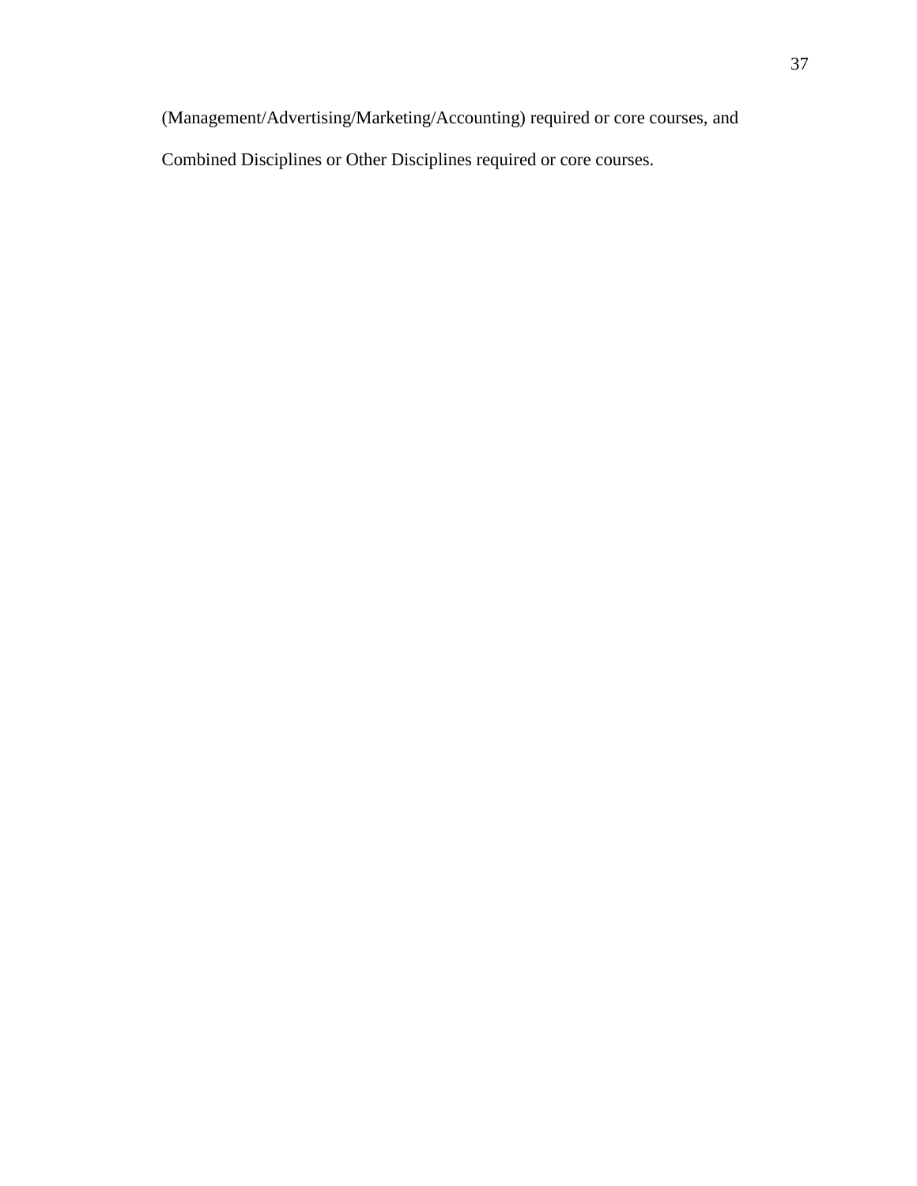(Management/Advertising/Marketing/Accounting) required or core courses, and Combined Disciplines or Other Disciplines required or core courses.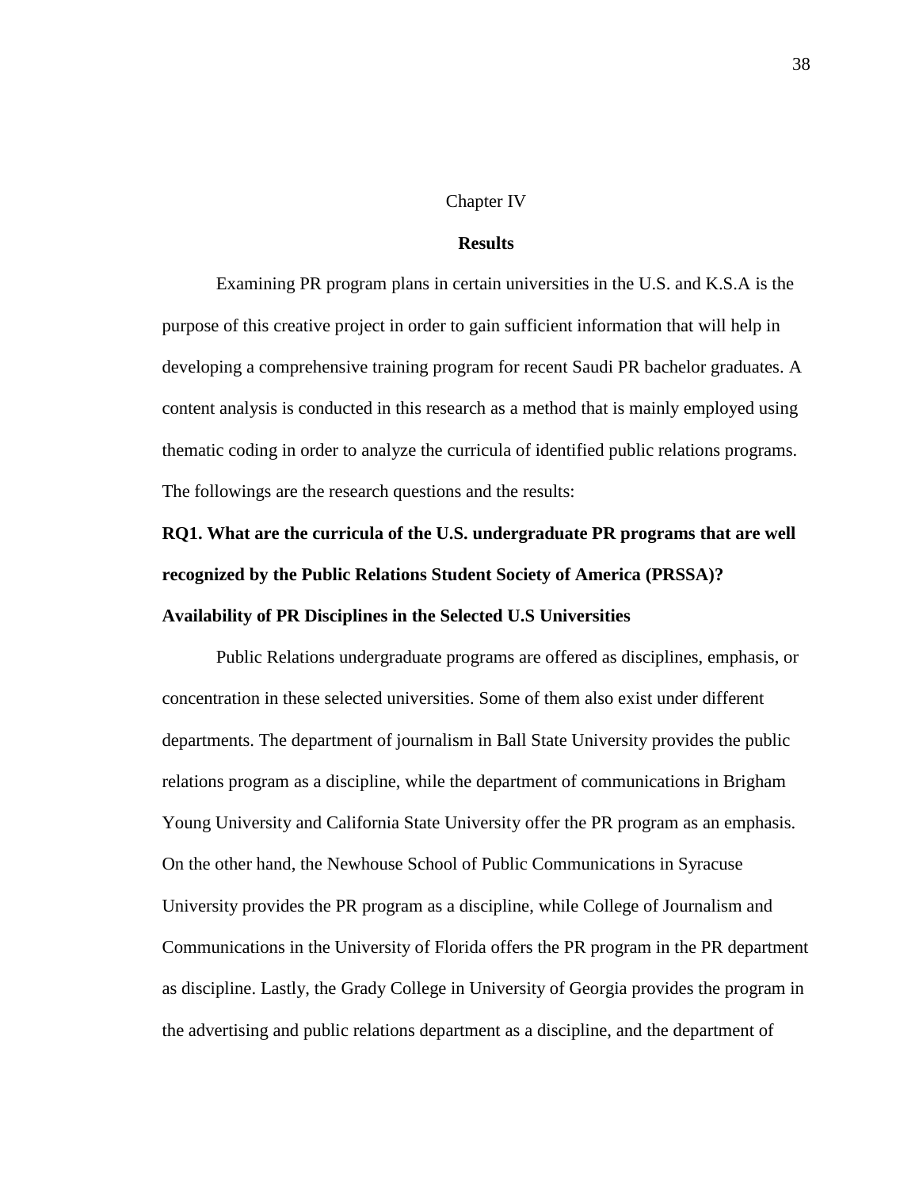# Chapter IV

## Results

Examining PR program plans in certain universities in the U.S. and K.S.A is the purpose of this creative project in order to gain sufficient information that will help in developing a comprehensive training program for recent Saudi PR bachelor graduates. A content analysis is conducted in this research as a method that is mainly employed using thematic coding in order to analyze the curricula of identified public relations programs. The followings are the research questions and the results:

**RQ1. What are the curricula of the U.S. undergraduate PR programs that are well recognized by the Public Relations Student Society of America (PRSSA)?**

**Availability of PR Disciplines in the Selected U.S Universities**

Public Relations undergraduate programs are offered as disciplines, emphasis, or concentration in these selected universities. Some of them also exist under different departments. The department of journalism in Ball State University provides the public relations program as a discipline, while the department of communications in Brigham Young University and California State University offer the PR program as an emphasis. On the other hand, the Newhouse School of Public Communications in Syracuse University provides the PR program as a discipline, while College of Journalism and Communications in the University of Florida offers the PR program in the PR department as discipline. Lastly, the Grady College in University of Georgia provides the program in the advertising and public relations department as a discipline, and the department of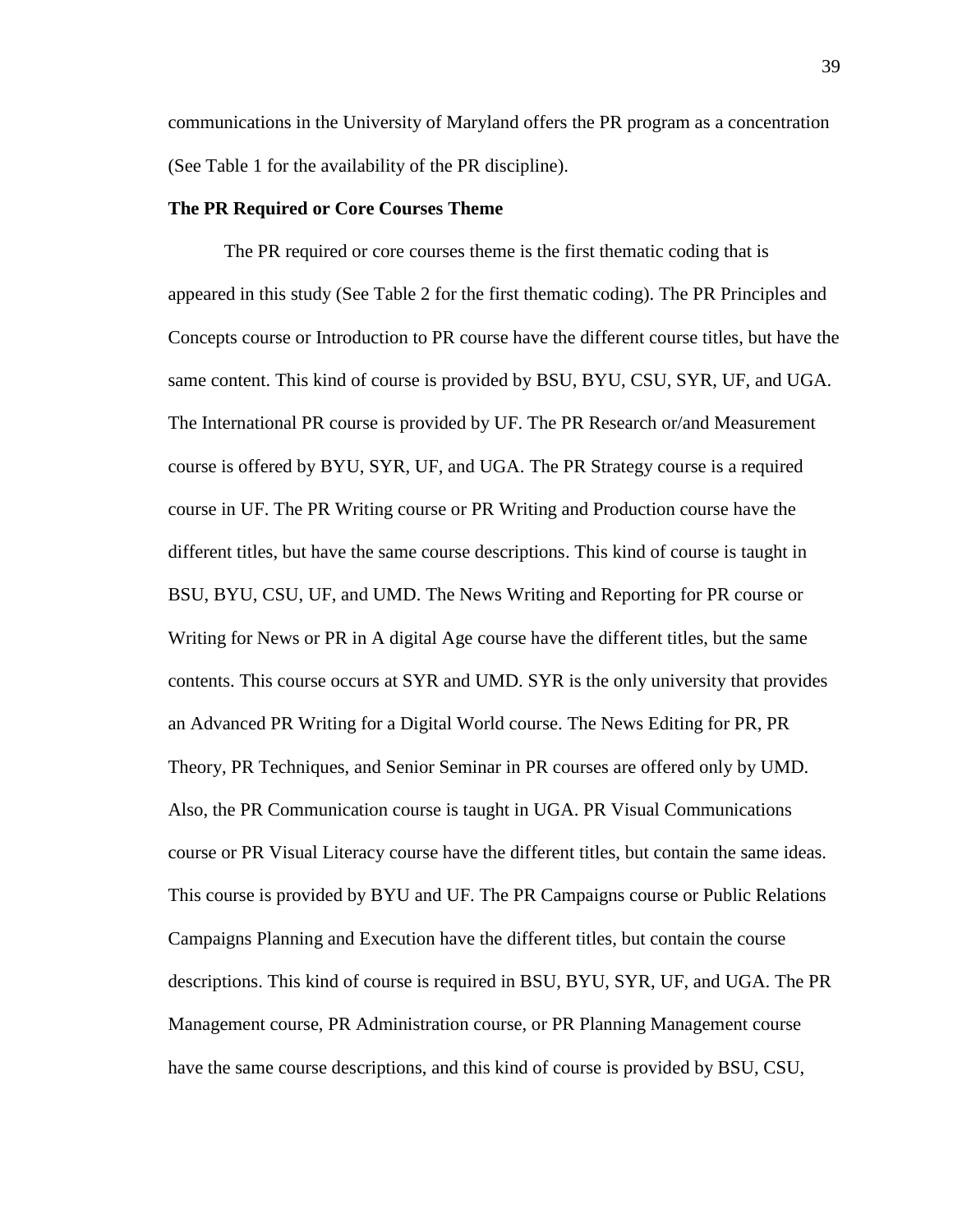communications in the University of Maryland offers the PR program as a concentration (See Table 1 for the availability of the PR discipline).

**The PR Required or Core Courses Theme**

The PR required or core courses theme is the first thematic coding that is appeared in this study (See Table 2 for the first thematic coding). The PR Principles and Concepts course or Introduction to PR course have the different course titles, but have the same content. This kind of course is provided by BSU, BYU, CSU, SYR, UF, and UGA. The International PR course is provided by UF. The PR Research or/and Measurement course is offered by BYU, SYR, UF, and UGA. The PR Strategy course is a required course in UF. The PR Writing course or PR Writing and Production course have the different titles, but have the same course descriptions. This kind of course is taught in BSU, BYU, CSU, UF, and UMD. The News Writing and Reporting for PR course or Writing for News or PR in A digital Age course have the different titles, but the same contents. This course occurs at SYR and UMD. SYR is the only university that provides an Advanced PR Writing for a Digital World course. The News Editing for PR, PR Theory, PR Techniques, and Senior Seminar in PR courses are offered only by UMD. Also, the PR Communication course is taught in UGA. PR Visual Communications course or PR Visual Literacy course have the different titles, but contain the same ideas. This course is provided by BYU and UF. The PR Campaigns course or Public Relations Campaigns Planning and Execution have the different titles, but contain the course descriptions. This kind of course is required in BSU, BYU, SYR, UF, and UGA. The PR Management course, PR Administration course, or PR Planning Management course have the same course descriptions, and this kind of course is provided by BSU, CSU,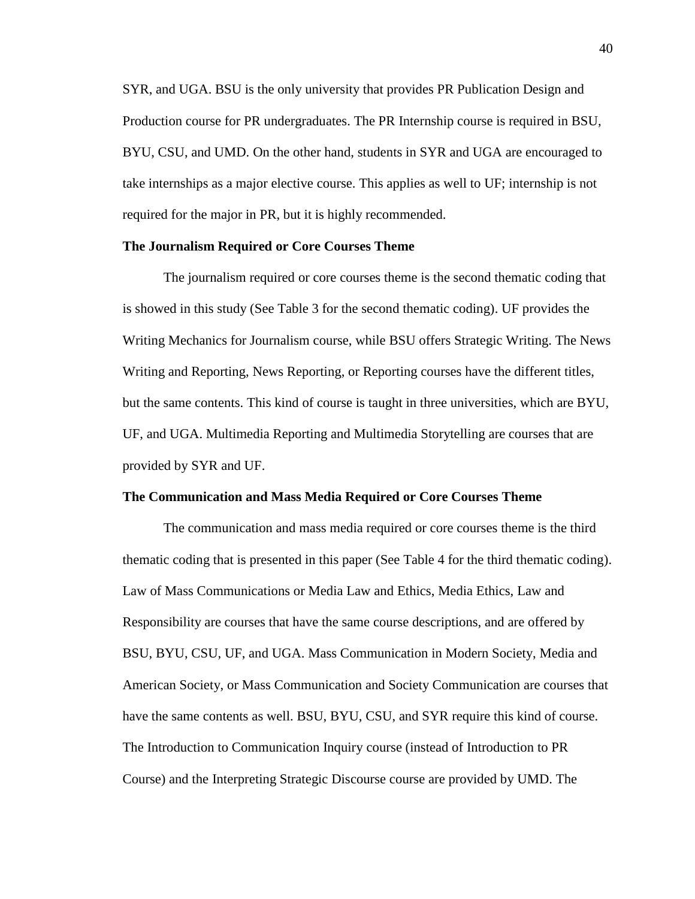SYR, and UGA. BSU is the only university that provides PR Publication Design and Production course for PR undergraduates. The PR Internship course is required in BSU, BYU, CSU, and UMD. On the other hand, students in SYR and UGA are encouraged to take internships as a major elective course. This applies as well to UF; internship is not required for the major in PR, but it is highly recommended.

**The Journalism Required or Core Courses Theme**

The journalism required or core courses theme is the second thematic coding that is showed in this study (See Table 3 for the second thematic coding). UF provides the Writing Mechanics for Journalism course, while BSU offers Strategic Writing. The News Writing and Reporting, News Reporting, or Reporting courses have the different titles, but the same contents. This kind of course is taught in three universities, which are BYU, UF, and UGA. Multimedia Reporting and Multimedia Storytelling are courses that are provided by SYR and UF.

**The Communication and Mass Media Required or Core Courses Theme**

The communication and mass media required or core courses theme is the third thematic coding that is presented in this paper (See Table 4 for the third thematic coding). Law of Mass Communications or Media Law and Ethics, Media Ethics, Law and Responsibility are courses that have the same course descriptions, and are offered by BSU, BYU, CSU, UF, and UGA. Mass Communication in Modern Society, Media and American Society, or Mass Communication and Society Communication are courses that have the same contents as well. BSU, BYU, CSU, and SYR require this kind of course. The Introduction to Communication Inquiry course (instead of Introduction to PR Course) and the Interpreting Strategic Discourse course are provided by UMD. The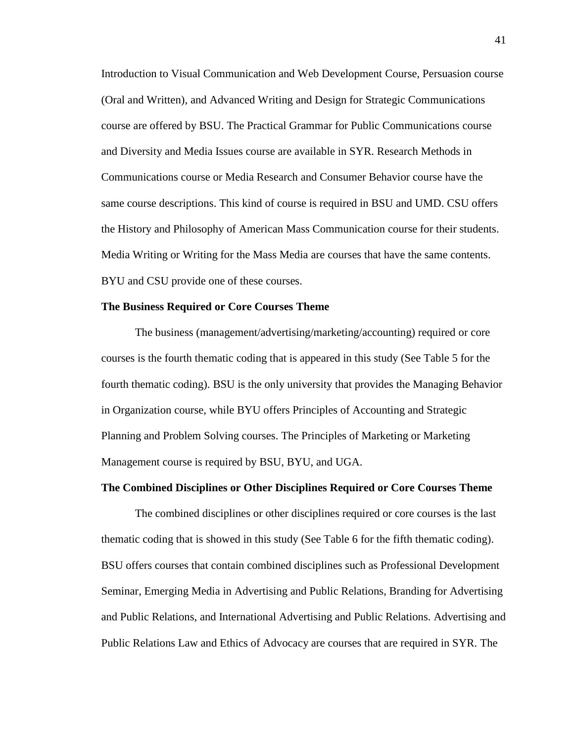Introduction to Visual Communication and Web Development Course, Persuasion course (Oral and Written), and Advanced Writing and Design for Strategic Communications course are offered by BSU. The Practical Grammar for Public Communications course and Diversity and Media Issues course are available in SYR. Research Methods in Communications course or Media Research and Consumer Behavior course have the same course descriptions. This kind of course is required in BSU and UMD. CSU offers the History and Philosophy of American Mass Communication course for their students. Media Writing or Writing for the Mass Media are courses that have the same contents. BYU and CSU provide one of these courses.

**The Business Required or Core Courses Theme**

The business (management/advertising/marketing/accounting) required or core courses is the fourth thematic coding that is appeared in this study (See Table 5 for the fourth thematic coding). BSU is the only university that provides the Managing Behavior in Organization course, while BYU offers Principles of Accounting and Strategic Planning and Problem Solving courses. The Principles of Marketing or Marketing Management course is required by BSU, BYU, and UGA.

**The Combined Disciplines or Other Disciplines Required or Core Courses Theme**

The combined disciplines or other disciplines required or core courses is the last thematic coding that is showed in this study (See Table 6 for the fifth thematic coding). BSU offers courses that contain combined disciplines such as Professional Development Seminar, Emerging Media in Advertising and Public Relations, Branding for Advertising and Public Relations, and International Advertising and Public Relations. Advertising and Public Relations Law and Ethics of Advocacy are courses that are required in SYR. The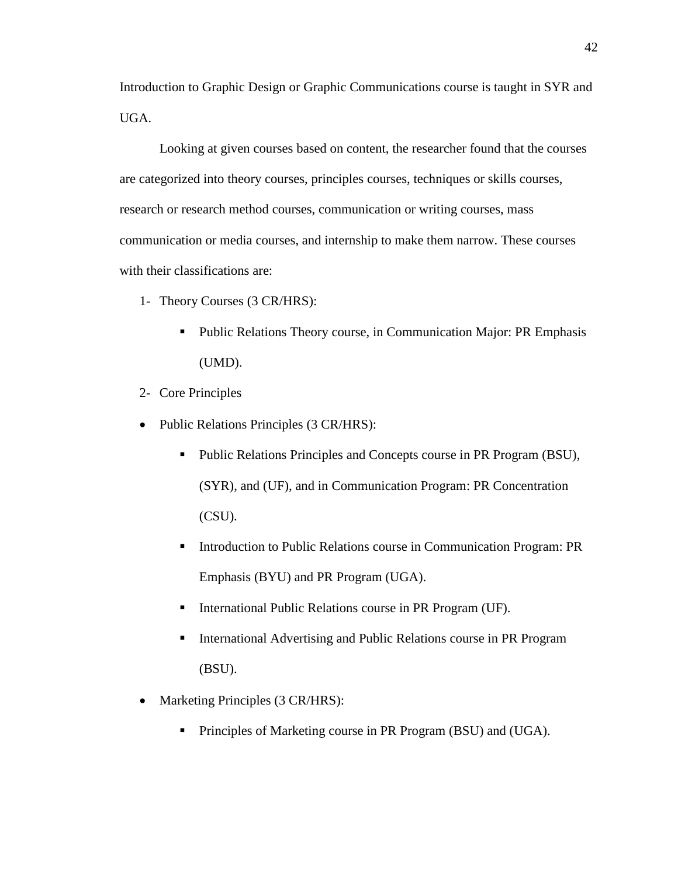Introduction to Graphic Design or Graphic Communications course is taught in SYR and UGA.

Looking at given courses based on content, the researcher found that the courses are categorized into theory courses, principles courses, techniques or skills courses, research or research method courses, communication or writing courses, mass communication or media courses, and internship to make them narrow. These courses with their classifications are:

1- Theory Courses (3 CR/HRS):
    - Public Relations Theory course, in Communication Major: PR Emphasis (UMD).

2- Core Principles

- Public Relations Principles (3 CR/HRS):
    - Public Relations Principles and Concepts course in PR Program (BSU), (SYR), and (UF), and in Communication Program: PR Concentration (CSU).
    - Introduction to Public Relations course in Communication Program: PR Emphasis (BYU) and PR Program (UGA).
    - International Public Relations course in PR Program (UF).
    - International Advertising and Public Relations course in PR Program (BSU).
- Marketing Principles (3 CR/HRS):
    - Principles of Marketing course in PR Program (BSU) and (UGA).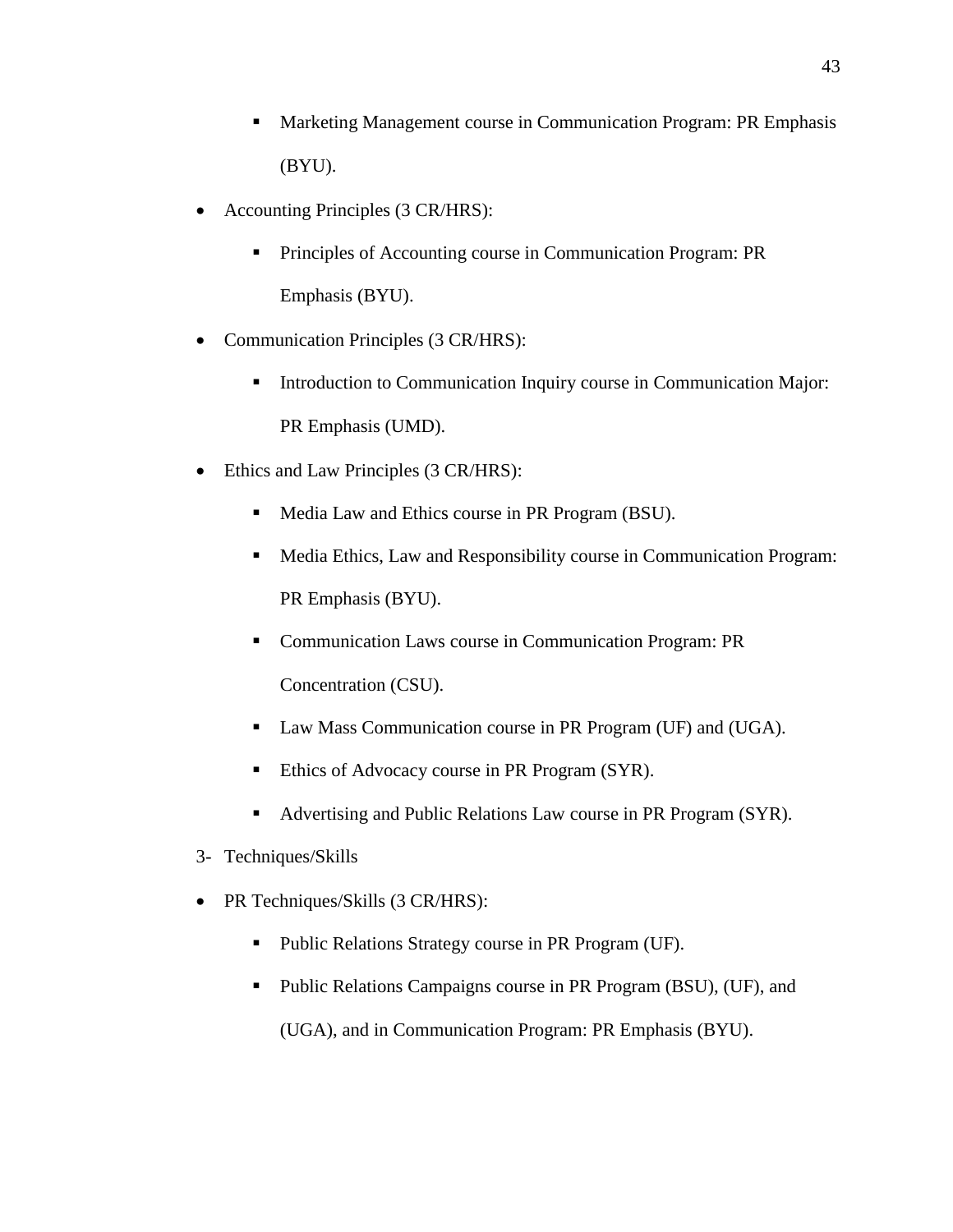- Marketing Management course in Communication Program: PR Emphasis (BYU).

- Accounting Principles (3 CR/HRS):
  - Principles of Accounting course in Communication Program: PR Emphasis (BYU).
- Communication Principles (3 CR/HRS):
  - Introduction to Communication Inquiry course in Communication Major: PR Emphasis (UMD).
- Ethics and Law Principles (3 CR/HRS):
  - Media Law and Ethics course in PR Program (BSU).
  - Media Ethics, Law and Responsibility course in Communication Program: PR Emphasis (BYU).
  - Communication Laws course in Communication Program: PR Concentration (CSU).
  - Law Mass Communication course in PR Program (UF) and (UGA).
  - Ethics of Advocacy course in PR Program (SYR).
  - Advertising and Public Relations Law course in PR Program (SYR).

3- Techniques/Skills

- PR Techniques/Skills (3 CR/HRS):
  - Public Relations Strategy course in PR Program (UF).
  - Public Relations Campaigns course in PR Program (BSU), (UF), and (UGA), and in Communication Program: PR Emphasis (BYU).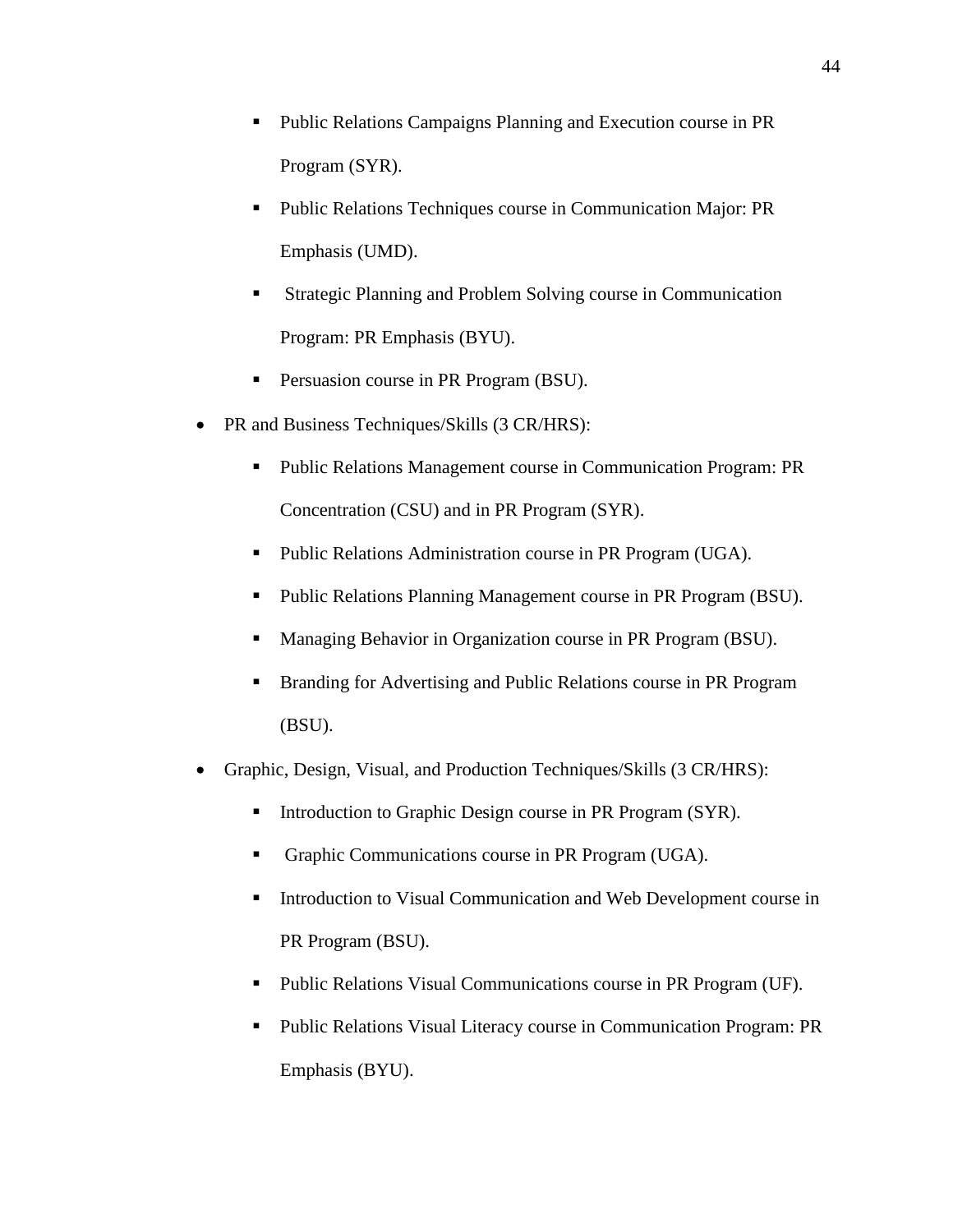- Public Relations Campaigns Planning and Execution course in PR Program (SYR).
    - Public Relations Techniques course in Communication Major: PR Emphasis (UMD).
    - Strategic Planning and Problem Solving course in Communication Program: PR Emphasis (BYU).
    - Persuasion course in PR Program (BSU).
- PR and Business Techniques/Skills (3 CR/HRS):
    - Public Relations Management course in Communication Program: PR Concentration (CSU) and in PR Program (SYR).
    - Public Relations Administration course in PR Program (UGA).
    - Public Relations Planning Management course in PR Program (BSU).
    - Managing Behavior in Organization course in PR Program (BSU).
    - Branding for Advertising and Public Relations course in PR Program (BSU).
- Graphic, Design, Visual, and Production Techniques/Skills (3 CR/HRS):
    - Introduction to Graphic Design course in PR Program (SYR).
    - Graphic Communications course in PR Program (UGA).
    - Introduction to Visual Communication and Web Development course in PR Program (BSU).
    - Public Relations Visual Communications course in PR Program (UF).
    - Public Relations Visual Literacy course in Communication Program: PR Emphasis (BYU).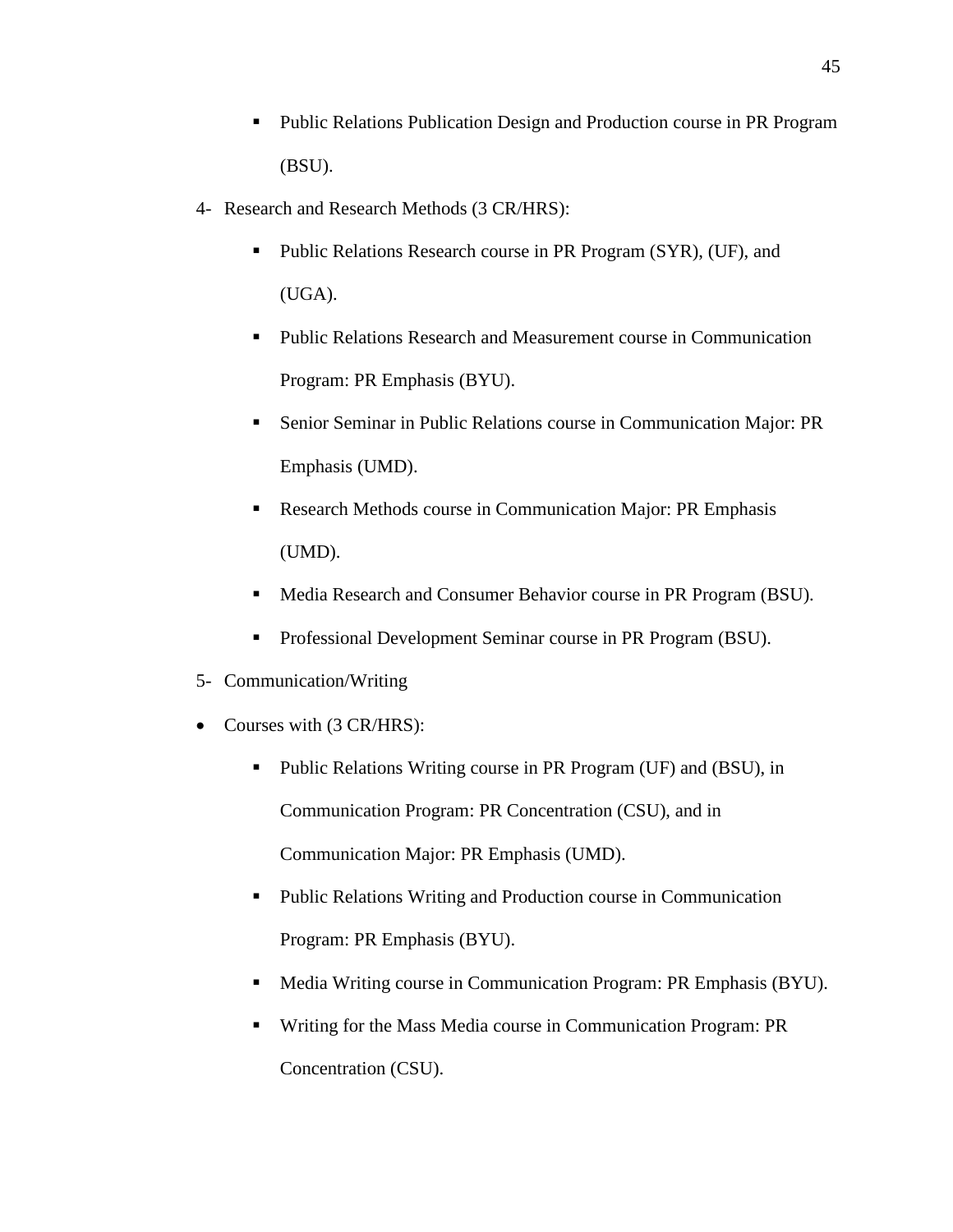- Public Relations Publication Design and Production course in PR Program (BSU).

4- Research and Research Methods (3 CR/HRS):

    - Public Relations Research course in PR Program (SYR), (UF), and (UGA).
    - Public Relations Research and Measurement course in Communication Program: PR Emphasis (BYU).
    - Senior Seminar in Public Relations course in Communication Major: PR Emphasis (UMD).
    - Research Methods course in Communication Major: PR Emphasis (UMD).
    - Media Research and Consumer Behavior course in PR Program (BSU).
    - Professional Development Seminar course in PR Program (BSU).

5- Communication/Writing

- Courses with (3 CR/HRS):
    - Public Relations Writing course in PR Program (UF) and (BSU), in Communication Program: PR Concentration (CSU), and in Communication Major: PR Emphasis (UMD).
    - Public Relations Writing and Production course in Communication Program: PR Emphasis (BYU).
    - Media Writing course in Communication Program: PR Emphasis (BYU).
    - Writing for the Mass Media course in Communication Program: PR Concentration (CSU).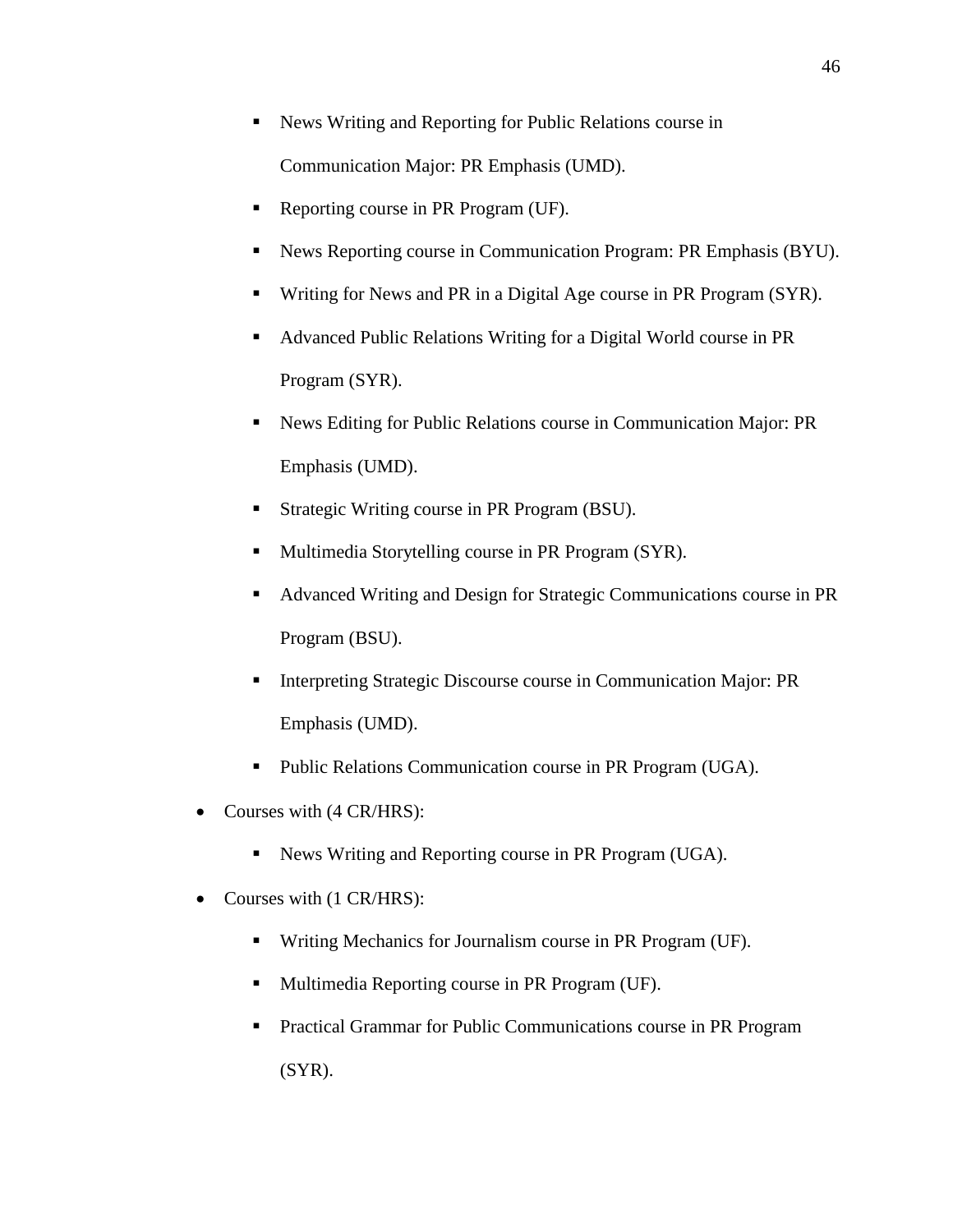- News Writing and Reporting for Public Relations course in Communication Major: PR Emphasis (UMD).
    - Reporting course in PR Program (UF).
    - News Reporting course in Communication Program: PR Emphasis (BYU).
    - Writing for News and PR in a Digital Age course in PR Program (SYR).
    - Advanced Public Relations Writing for a Digital World course in PR Program (SYR).
    - News Editing for Public Relations course in Communication Major: PR Emphasis (UMD).
    - Strategic Writing course in PR Program (BSU).
    - Multimedia Storytelling course in PR Program (SYR).
    - Advanced Writing and Design for Strategic Communications course in PR Program (BSU).
    - Interpreting Strategic Discourse course in Communication Major: PR Emphasis (UMD).
    - Public Relations Communication course in PR Program (UGA).
- Courses with (4 CR/HRS):
    - News Writing and Reporting course in PR Program (UGA).
- Courses with (1 CR/HRS):
    - Writing Mechanics for Journalism course in PR Program (UF).
    - Multimedia Reporting course in PR Program (UF).
    - Practical Grammar for Public Communications course in PR Program (SYR).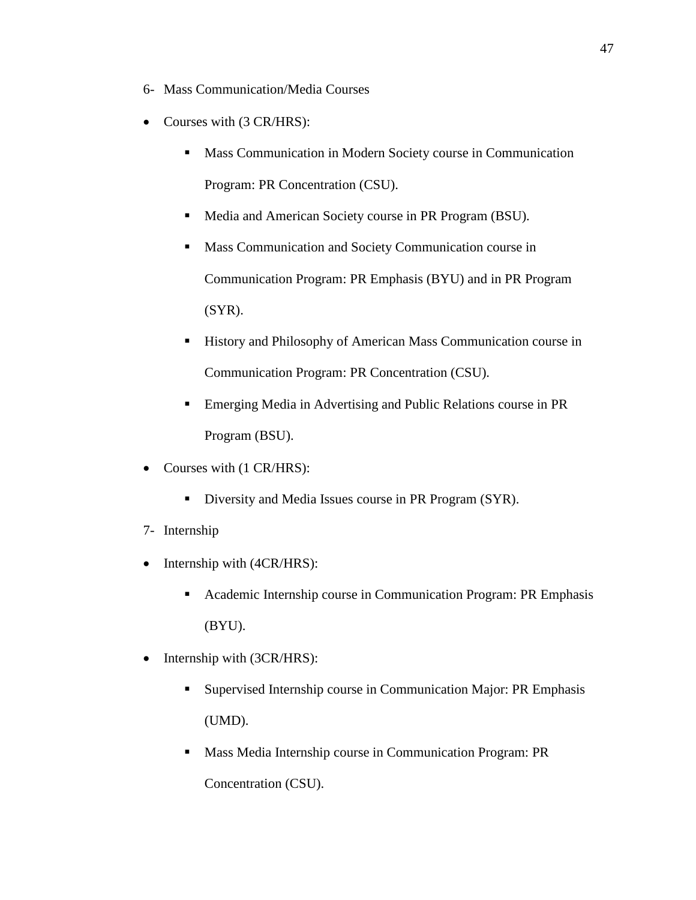6- Mass Communication/Media Courses

- Courses with (3 CR/HRS):
  - Mass Communication in Modern Society course in Communication Program: PR Concentration (CSU).
  - Media and American Society course in PR Program (BSU).
  - Mass Communication and Society Communication course in Communication Program: PR Emphasis (BYU) and in PR Program (SYR).
  - History and Philosophy of American Mass Communication course in Communication Program: PR Concentration (CSU).
  - Emerging Media in Advertising and Public Relations course in PR Program (BSU).
- Courses with (1 CR/HRS):
  - Diversity and Media Issues course in PR Program (SYR).

7- Internship

- Internship with (4CR/HRS):
  - Academic Internship course in Communication Program: PR Emphasis (BYU).
- Internship with (3CR/HRS):
  - Supervised Internship course in Communication Major: PR Emphasis (UMD).
  - Mass Media Internship course in Communication Program: PR Concentration (CSU).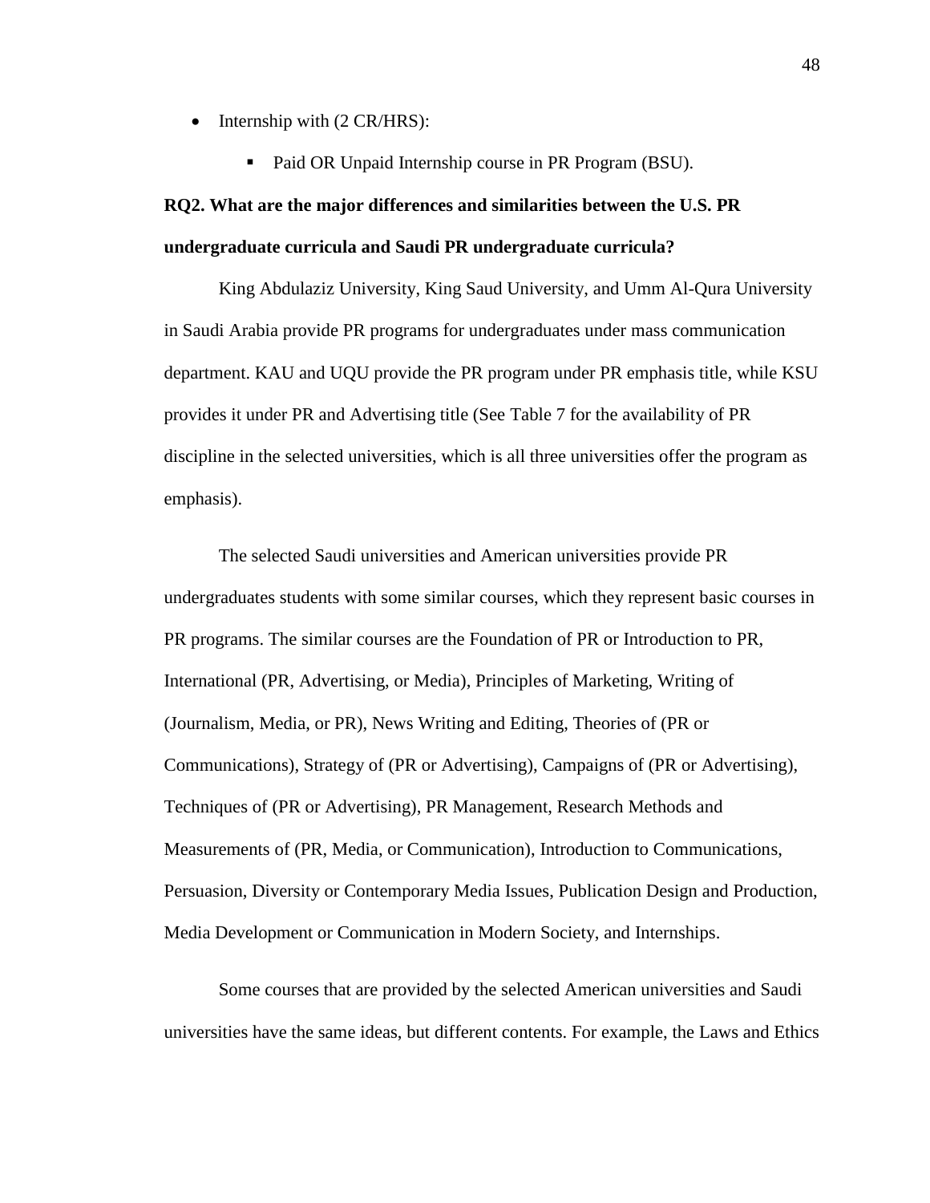- Internship with (2 CR/HRS):
  - Paid OR Unpaid Internship course in PR Program (BSU).

**RQ2. What are the major differences and similarities between the U.S. PR undergraduate curricula and Saudi PR undergraduate curricula?**

King Abdulaziz University, King Saud University, and Umm Al-Qura University in Saudi Arabia provide PR programs for undergraduates under mass communication department. KAU and UQU provide the PR program under PR emphasis title, while KSU provides it under PR and Advertising title (See Table 7 for the availability of PR discipline in the selected universities, which is all three universities offer the program as emphasis).

The selected Saudi universities and American universities provide PR undergraduates students with some similar courses, which they represent basic courses in PR programs. The similar courses are the Foundation of PR or Introduction to PR, International (PR, Advertising, or Media), Principles of Marketing, Writing of (Journalism, Media, or PR), News Writing and Editing, Theories of (PR or Communications), Strategy of (PR or Advertising), Campaigns of (PR or Advertising), Techniques of (PR or Advertising), PR Management, Research Methods and Measurements of (PR, Media, or Communication), Introduction to Communications, Persuasion, Diversity or Contemporary Media Issues, Publication Design and Production, Media Development or Communication in Modern Society, and Internships.

Some courses that are provided by the selected American universities and Saudi universities have the same ideas, but different contents. For example, the Laws and Ethics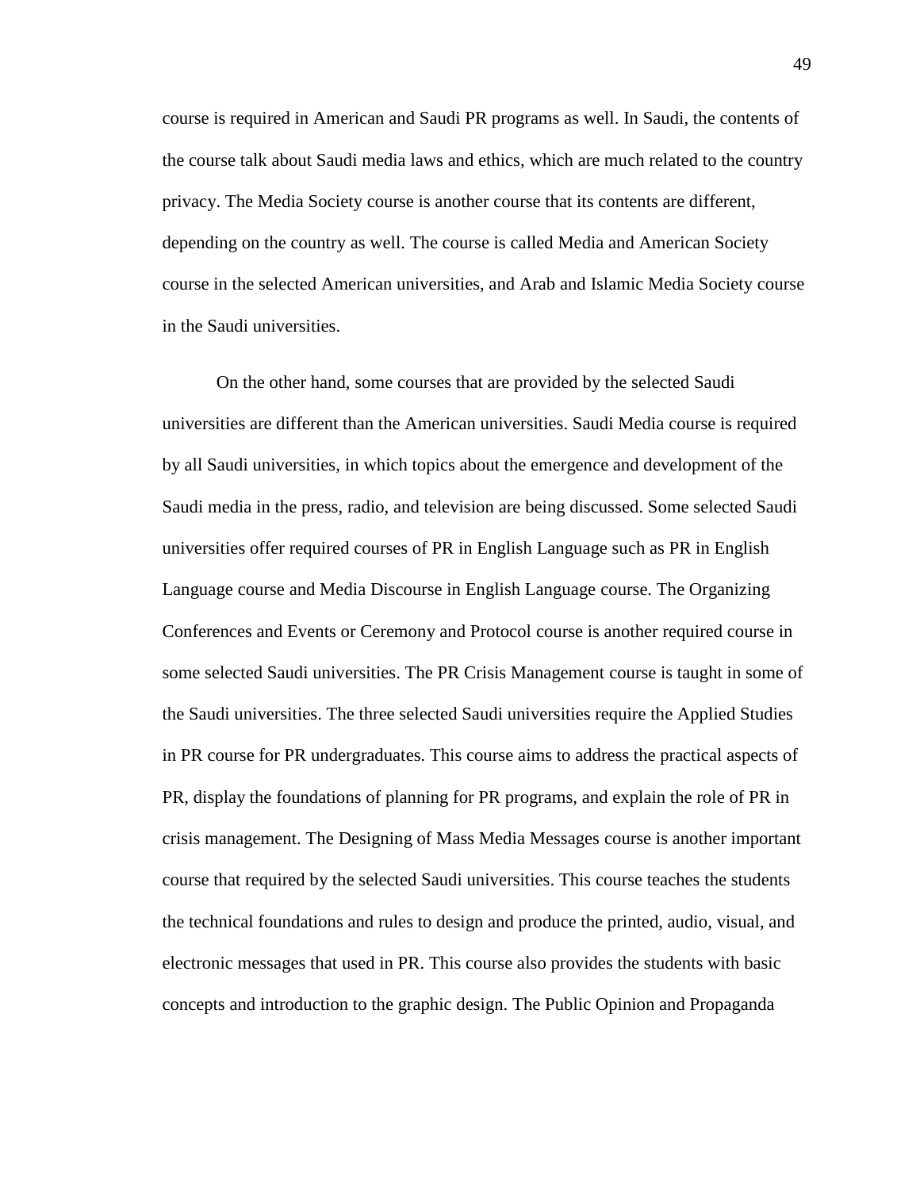course is required in American and Saudi PR programs as well. In Saudi, the contents of the course talk about Saudi media laws and ethics, which are much related to the country privacy. The Media Society course is another course that its contents are different, depending on the country as well. The course is called Media and American Society course in the selected American universities, and Arab and Islamic Media Society course in the Saudi universities.

On the other hand, some courses that are provided by the selected Saudi universities are different than the American universities. Saudi Media course is required by all Saudi universities, in which topics about the emergence and development of the Saudi media in the press, radio, and television are being discussed. Some selected Saudi universities offer required courses of PR in English Language such as PR in English Language course and Media Discourse in English Language course. The Organizing Conferences and Events or Ceremony and Protocol course is another required course in some selected Saudi universities. The PR Crisis Management course is taught in some of the Saudi universities. The three selected Saudi universities require the Applied Studies in PR course for PR undergraduates. This course aims to address the practical aspects of PR, display the foundations of planning for PR programs, and explain the role of PR in crisis management. The Designing of Mass Media Messages course is another important course that required by the selected Saudi universities. This course teaches the students the technical foundations and rules to design and produce the printed, audio, visual, and electronic messages that used in PR. This course also provides the students with basic concepts and introduction to the graphic design. The Public Opinion and Propaganda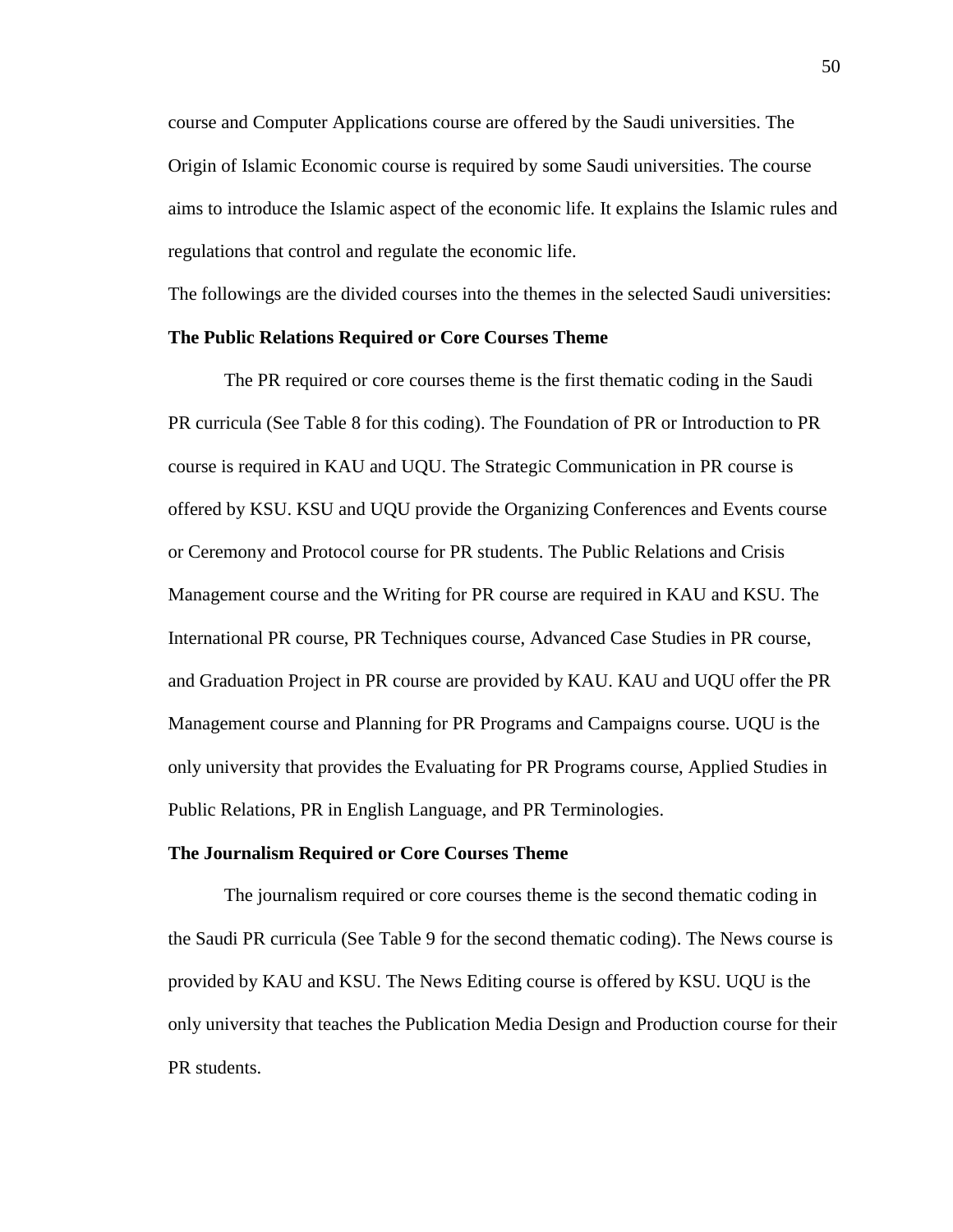course and Computer Applications course are offered by the Saudi universities. The Origin of Islamic Economic course is required by some Saudi universities. The course aims to introduce the Islamic aspect of the economic life. It explains the Islamic rules and regulations that control and regulate the economic life.

The followings are the divided courses into the themes in the selected Saudi universities:

**The Public Relations Required or Core Courses Theme**

The PR required or core courses theme is the first thematic coding in the Saudi PR curricula (See Table 8 for this coding). The Foundation of PR or Introduction to PR course is required in KAU and UQU. The Strategic Communication in PR course is offered by KSU. KSU and UQU provide the Organizing Conferences and Events course or Ceremony and Protocol course for PR students. The Public Relations and Crisis Management course and the Writing for PR course are required in KAU and KSU. The International PR course, PR Techniques course, Advanced Case Studies in PR course, and Graduation Project in PR course are provided by KAU. KAU and UQU offer the PR Management course and Planning for PR Programs and Campaigns course. UQU is the only university that provides the Evaluating for PR Programs course, Applied Studies in Public Relations, PR in English Language, and PR Terminologies.

**The Journalism Required or Core Courses Theme**

The journalism required or core courses theme is the second thematic coding in the Saudi PR curricula (See Table 9 for the second thematic coding). The News course is provided by KAU and KSU. The News Editing course is offered by KSU. UQU is the only university that teaches the Publication Media Design and Production course for their PR students.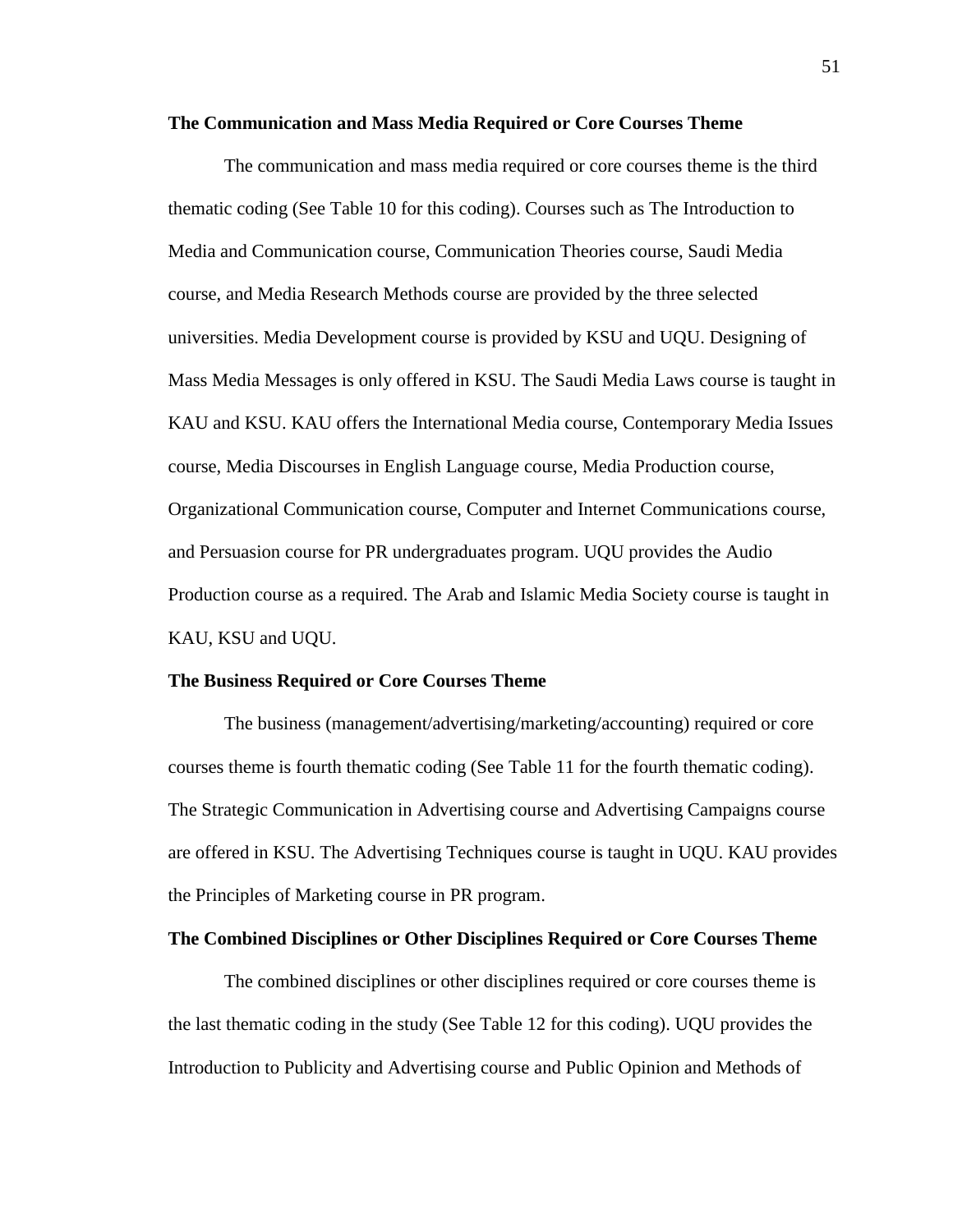**The Communication and Mass Media Required or Core Courses Theme**

The communication and mass media required or core courses theme is the third thematic coding (See Table 10 for this coding). Courses such as The Introduction to Media and Communication course, Communication Theories course, Saudi Media course, and Media Research Methods course are provided by the three selected universities. Media Development course is provided by KSU and UQU. Designing of Mass Media Messages is only offered in KSU. The Saudi Media Laws course is taught in KAU and KSU. KAU offers the International Media course, Contemporary Media Issues course, Media Discourses in English Language course, Media Production course, Organizational Communication course, Computer and Internet Communications course, and Persuasion course for PR undergraduates program. UQU provides the Audio Production course as a required. The Arab and Islamic Media Society course is taught in KAU, KSU and UQU.

**The Business Required or Core Courses Theme**

The business (management/advertising/marketing/accounting) required or core courses theme is fourth thematic coding (See Table 11 for the fourth thematic coding). The Strategic Communication in Advertising course and Advertising Campaigns course are offered in KSU. The Advertising Techniques course is taught in UQU. KAU provides the Principles of Marketing course in PR program.

**The Combined Disciplines or Other Disciplines Required or Core Courses Theme**

The combined disciplines or other disciplines required or core courses theme is the last thematic coding in the study (See Table 12 for this coding). UQU provides the Introduction to Publicity and Advertising course and Public Opinion and Methods of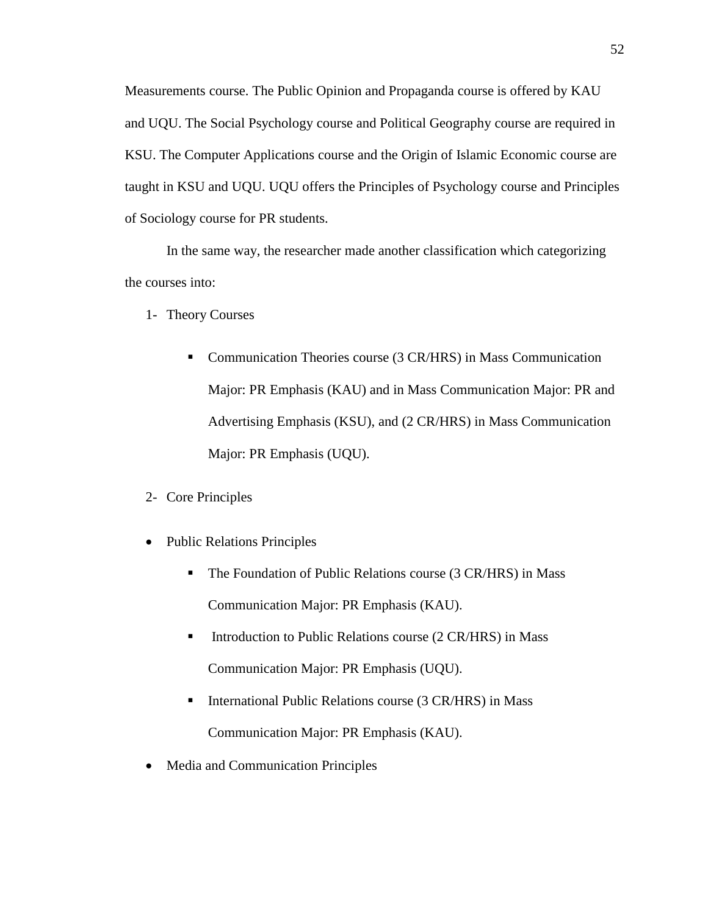Measurements course. The Public Opinion and Propaganda course is offered by KAU and UQU. The Social Psychology course and Political Geography course are required in KSU. The Computer Applications course and the Origin of Islamic Economic course are taught in KSU and UQU. UQU offers the Principles of Psychology course and Principles of Sociology course for PR students.

In the same way, the researcher made another classification which categorizing the courses into:

1- Theory Courses

    - Communication Theories course (3 CR/HRS) in Mass Communication Major: PR Emphasis (KAU) and in Mass Communication Major: PR and Advertising Emphasis (KSU), and (2 CR/HRS) in Mass Communication Major: PR Emphasis (UQU).

2- Core Principles

- Public Relations Principles
    - The Foundation of Public Relations course (3 CR/HRS) in Mass Communication Major: PR Emphasis (KAU).
    - Introduction to Public Relations course (2 CR/HRS) in Mass Communication Major: PR Emphasis (UQU).
    - International Public Relations course (3 CR/HRS) in Mass Communication Major: PR Emphasis (KAU).
- Media and Communication Principles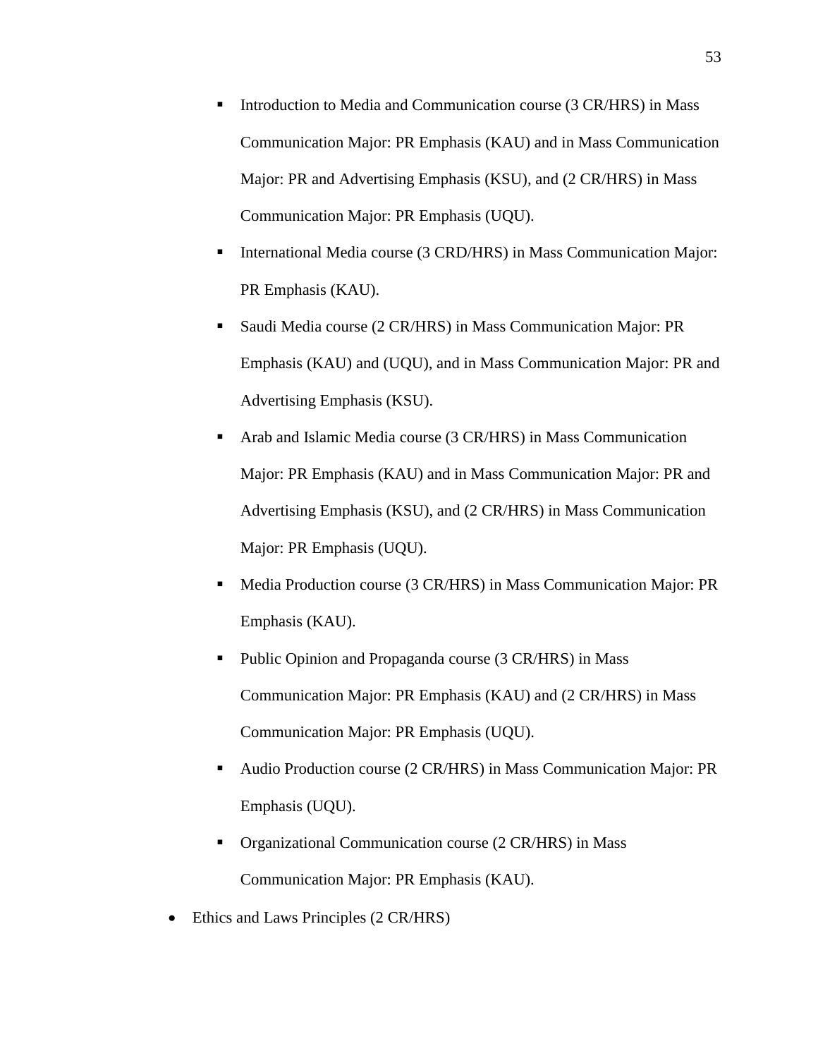- Introduction to Media and Communication course (3 CR/HRS) in Mass Communication Major: PR Emphasis (KAU) and in Mass Communication Major: PR and Advertising Emphasis (KSU), and (2 CR/HRS) in Mass Communication Major: PR Emphasis (UQU).
    - International Media course (3 CRD/HRS) in Mass Communication Major: PR Emphasis (KAU).
    - Saudi Media course (2 CR/HRS) in Mass Communication Major: PR Emphasis (KAU) and (UQU), and in Mass Communication Major: PR and Advertising Emphasis (KSU).
    - Arab and Islamic Media course (3 CR/HRS) in Mass Communication Major: PR Emphasis (KAU) and in Mass Communication Major: PR and Advertising Emphasis (KSU), and (2 CR/HRS) in Mass Communication Major: PR Emphasis (UQU).
    - Media Production course (3 CR/HRS) in Mass Communication Major: PR Emphasis (KAU).
    - Public Opinion and Propaganda course (3 CR/HRS) in Mass Communication Major: PR Emphasis (KAU) and (2 CR/HRS) in Mass Communication Major: PR Emphasis (UQU).
    - Audio Production course (2 CR/HRS) in Mass Communication Major: PR Emphasis (UQU).
    - Organizational Communication course (2 CR/HRS) in Mass Communication Major: PR Emphasis (KAU).

- Ethics and Laws Principles (2 CR/HRS)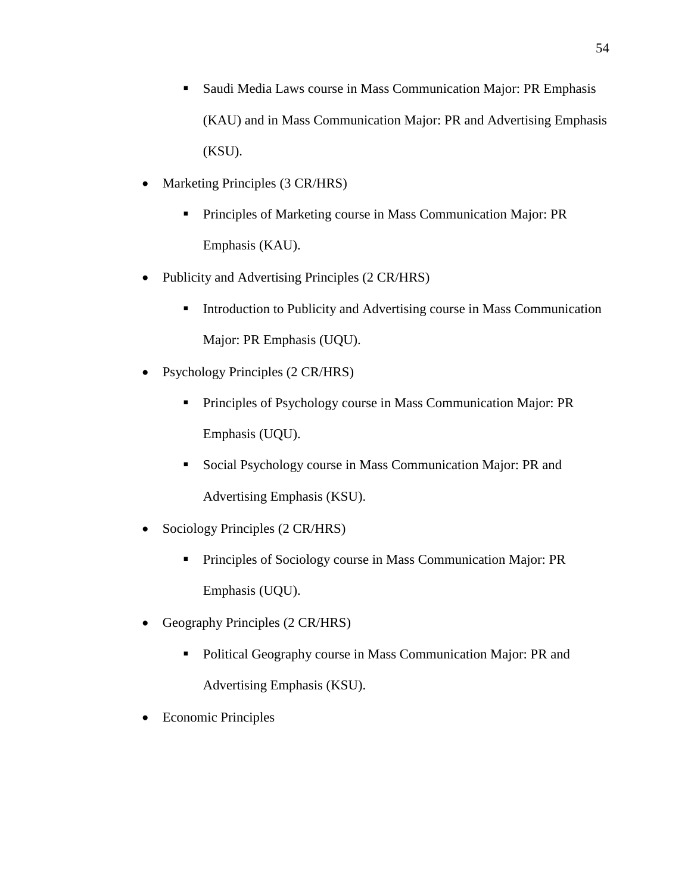- Saudi Media Laws course in Mass Communication Major: PR Emphasis (KAU) and in Mass Communication Major: PR and Advertising Emphasis (KSU).

- Marketing Principles (3 CR/HRS)
  - Principles of Marketing course in Mass Communication Major: PR Emphasis (KAU).
- Publicity and Advertising Principles (2 CR/HRS)
  - Introduction to Publicity and Advertising course in Mass Communication Major: PR Emphasis (UQU).
- Psychology Principles (2 CR/HRS)
  - Principles of Psychology course in Mass Communication Major: PR Emphasis (UQU).
  - Social Psychology course in Mass Communication Major: PR and Advertising Emphasis (KSU).
- Sociology Principles (2 CR/HRS)
  - Principles of Sociology course in Mass Communication Major: PR Emphasis (UQU).
- Geography Principles (2 CR/HRS)
  - Political Geography course in Mass Communication Major: PR and Advertising Emphasis (KSU).
- Economic Principles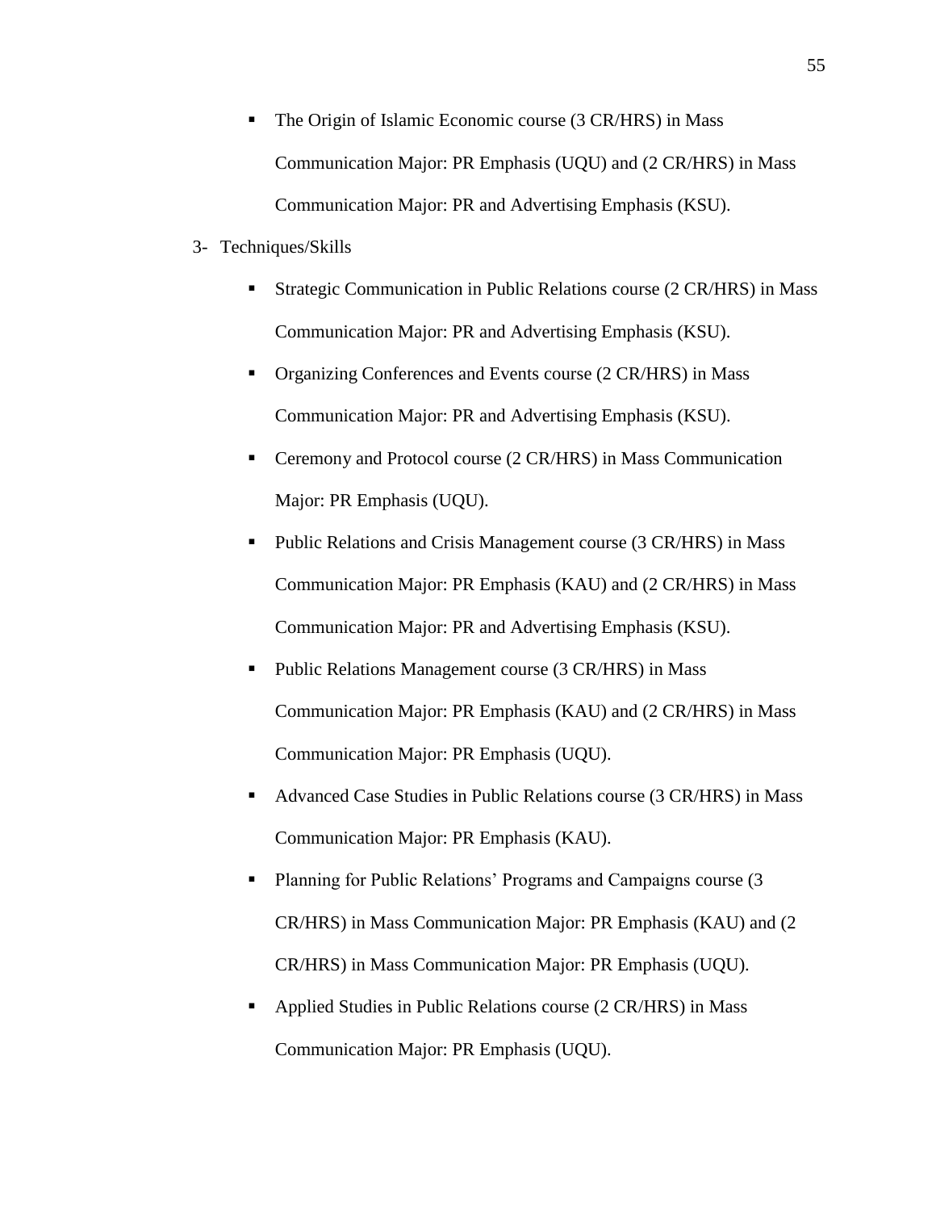- The Origin of Islamic Economic course (3 CR/HRS) in Mass Communication Major: PR Emphasis (UQU) and (2 CR/HRS) in Mass Communication Major: PR and Advertising Emphasis (KSU).

3- Techniques/Skills

- Strategic Communication in Public Relations course (2 CR/HRS) in Mass Communication Major: PR and Advertising Emphasis (KSU).
- Organizing Conferences and Events course (2 CR/HRS) in Mass Communication Major: PR and Advertising Emphasis (KSU).
- Ceremony and Protocol course (2 CR/HRS) in Mass Communication Major: PR Emphasis (UQU).
- Public Relations and Crisis Management course (3 CR/HRS) in Mass Communication Major: PR Emphasis (KAU) and (2 CR/HRS) in Mass Communication Major: PR and Advertising Emphasis (KSU).
- Public Relations Management course (3 CR/HRS) in Mass Communication Major: PR Emphasis (KAU) and (2 CR/HRS) in Mass Communication Major: PR Emphasis (UQU).
- Advanced Case Studies in Public Relations course (3 CR/HRS) in Mass Communication Major: PR Emphasis (KAU).
- Planning for Public Relations' Programs and Campaigns course (3 CR/HRS) in Mass Communication Major: PR Emphasis (KAU) and (2 CR/HRS) in Mass Communication Major: PR Emphasis (UQU).
- Applied Studies in Public Relations course (2 CR/HRS) in Mass Communication Major: PR Emphasis (UQU).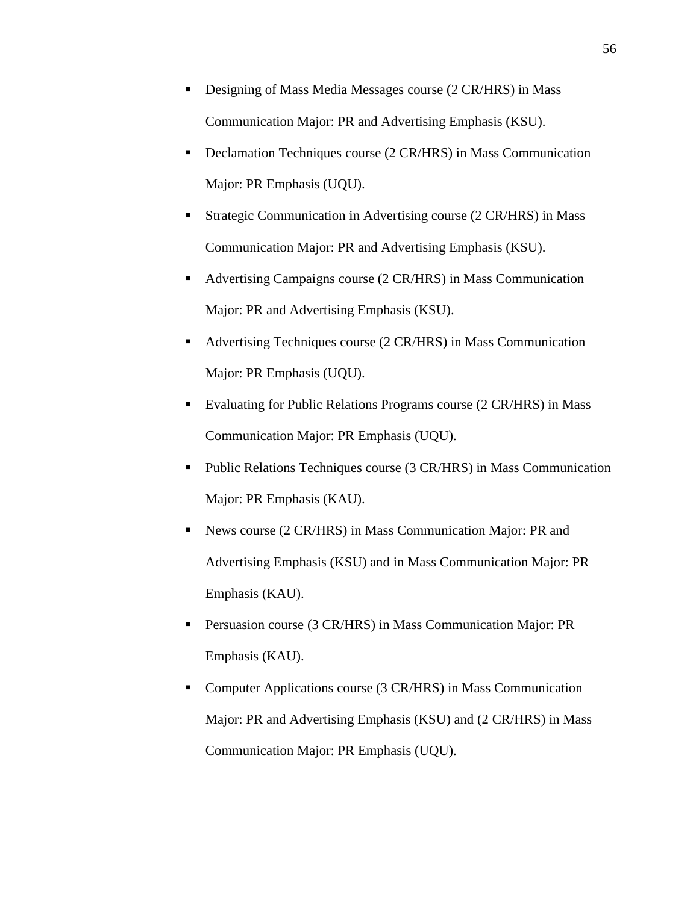- Designing of Mass Media Messages course (2 CR/HRS) in Mass Communication Major: PR and Advertising Emphasis (KSU).
- Declamation Techniques course (2 CR/HRS) in Mass Communication Major: PR Emphasis (UQU).
- Strategic Communication in Advertising course (2 CR/HRS) in Mass Communication Major: PR and Advertising Emphasis (KSU).
- Advertising Campaigns course (2 CR/HRS) in Mass Communication Major: PR and Advertising Emphasis (KSU).
- Advertising Techniques course (2 CR/HRS) in Mass Communication Major: PR Emphasis (UQU).
- Evaluating for Public Relations Programs course (2 CR/HRS) in Mass Communication Major: PR Emphasis (UQU).
- Public Relations Techniques course (3 CR/HRS) in Mass Communication Major: PR Emphasis (KAU).
- News course (2 CR/HRS) in Mass Communication Major: PR and Advertising Emphasis (KSU) and in Mass Communication Major: PR Emphasis (KAU).
- Persuasion course (3 CR/HRS) in Mass Communication Major: PR Emphasis (KAU).
- Computer Applications course (3 CR/HRS) in Mass Communication Major: PR and Advertising Emphasis (KSU) and (2 CR/HRS) in Mass Communication Major: PR Emphasis (UQU).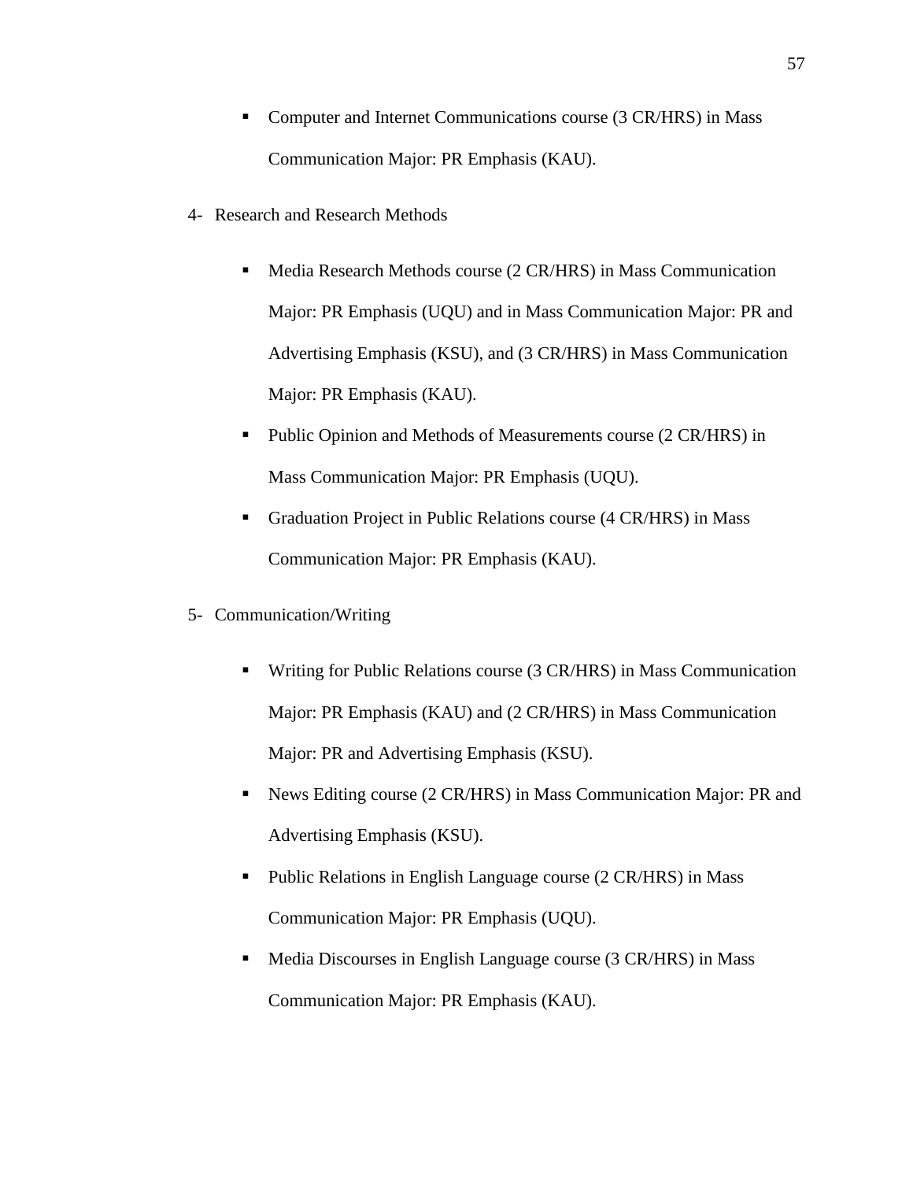- Computer and Internet Communications course (3 CR/HRS) in Mass Communication Major: PR Emphasis (KAU).

4- Research and Research Methods

- Media Research Methods course (2 CR/HRS) in Mass Communication Major: PR Emphasis (UQU) and in Mass Communication Major: PR and Advertising Emphasis (KSU), and (3 CR/HRS) in Mass Communication Major: PR Emphasis (KAU).
- Public Opinion and Methods of Measurements course (2 CR/HRS) in Mass Communication Major: PR Emphasis (UQU).
- Graduation Project in Public Relations course (4 CR/HRS) in Mass Communication Major: PR Emphasis (KAU).

5- Communication/Writing

- Writing for Public Relations course (3 CR/HRS) in Mass Communication Major: PR Emphasis (KAU) and (2 CR/HRS) in Mass Communication Major: PR and Advertising Emphasis (KSU).
- News Editing course (2 CR/HRS) in Mass Communication Major: PR and Advertising Emphasis (KSU).
- Public Relations in English Language course (2 CR/HRS) in Mass Communication Major: PR Emphasis (UQU).
- Media Discourses in English Language course (3 CR/HRS) in Mass Communication Major: PR Emphasis (KAU).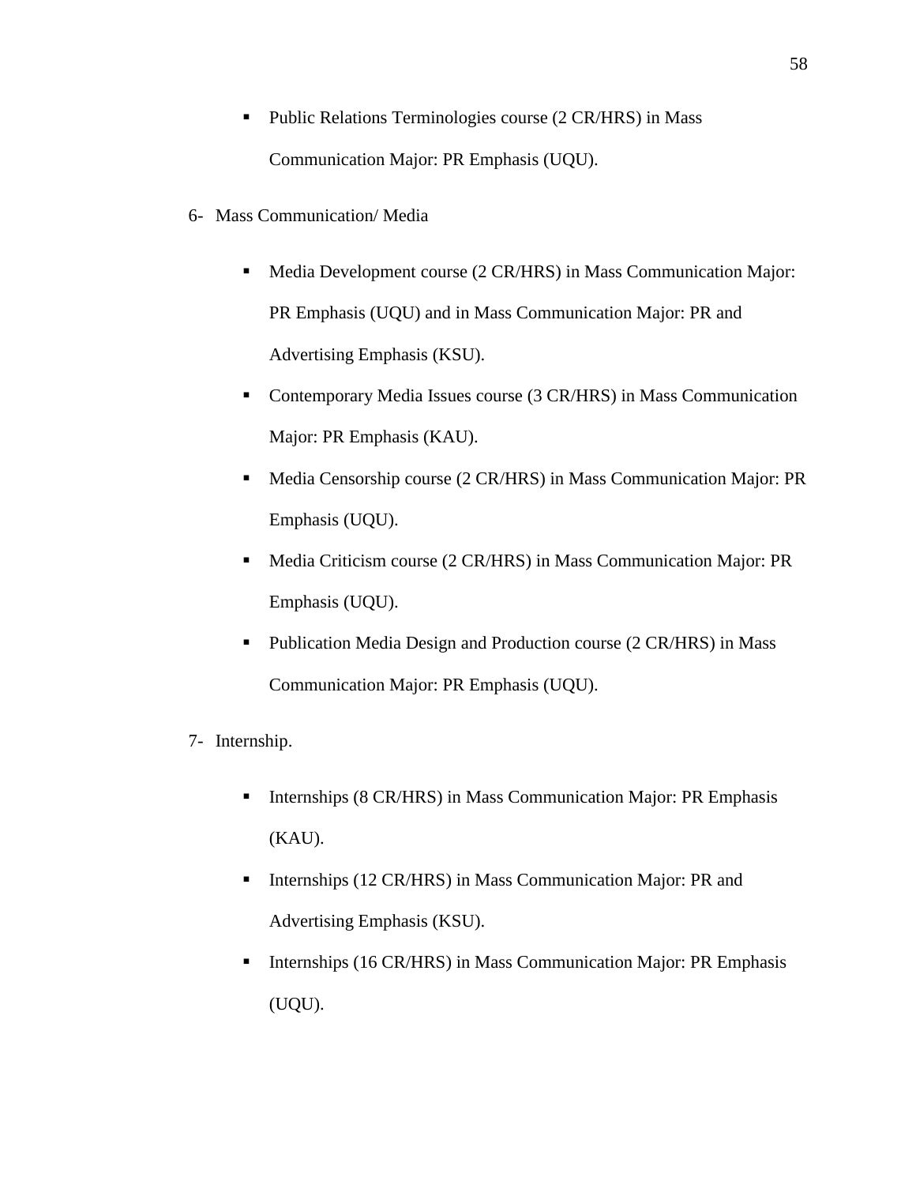- Public Relations Terminologies course (2 CR/HRS) in Mass Communication Major: PR Emphasis (UQU).

6- Mass Communication/ Media

- Media Development course (2 CR/HRS) in Mass Communication Major: PR Emphasis (UQU) and in Mass Communication Major: PR and Advertising Emphasis (KSU).
- Contemporary Media Issues course (3 CR/HRS) in Mass Communication Major: PR Emphasis (KAU).
- Media Censorship course (2 CR/HRS) in Mass Communication Major: PR Emphasis (UQU).
- Media Criticism course (2 CR/HRS) in Mass Communication Major: PR Emphasis (UQU).
- Publication Media Design and Production course (2 CR/HRS) in Mass Communication Major: PR Emphasis (UQU).

7- Internship.

- Internships (8 CR/HRS) in Mass Communication Major: PR Emphasis (KAU).
- Internships (12 CR/HRS) in Mass Communication Major: PR and Advertising Emphasis (KSU).
- Internships (16 CR/HRS) in Mass Communication Major: PR Emphasis (UQU).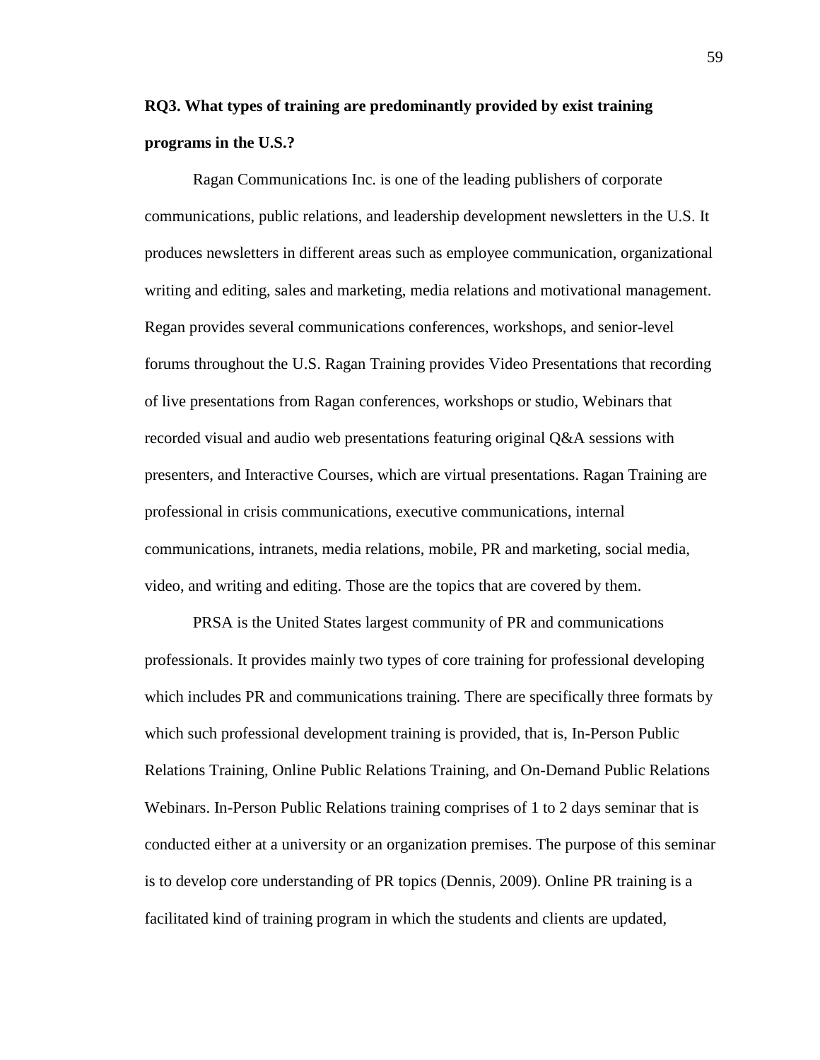**RQ3. What types of training are predominantly provided by exist training programs in the U.S.?**

Ragan Communications Inc. is one of the leading publishers of corporate communications, public relations, and leadership development newsletters in the U.S. It produces newsletters in different areas such as employee communication, organizational writing and editing, sales and marketing, media relations and motivational management. Regan provides several communications conferences, workshops, and senior-level forums throughout the U.S. Ragan Training provides Video Presentations that recording of live presentations from Ragan conferences, workshops or studio, Webinars that recorded visual and audio web presentations featuring original Q&A sessions with presenters, and Interactive Courses, which are virtual presentations. Ragan Training are professional in crisis communications, executive communications, internal communications, intranets, media relations, mobile, PR and marketing, social media, video, and writing and editing. Those are the topics that are covered by them.

PRSA is the United States largest community of PR and communications professionals. It provides mainly two types of core training for professional developing which includes PR and communications training. There are specifically three formats by which such professional development training is provided, that is, In-Person Public Relations Training, Online Public Relations Training, and On-Demand Public Relations Webinars. In-Person Public Relations training comprises of 1 to 2 days seminar that is conducted either at a university or an organization premises. The purpose of this seminar is to develop core understanding of PR topics (Dennis, 2009). Online PR training is a facilitated kind of training program in which the students and clients are updated,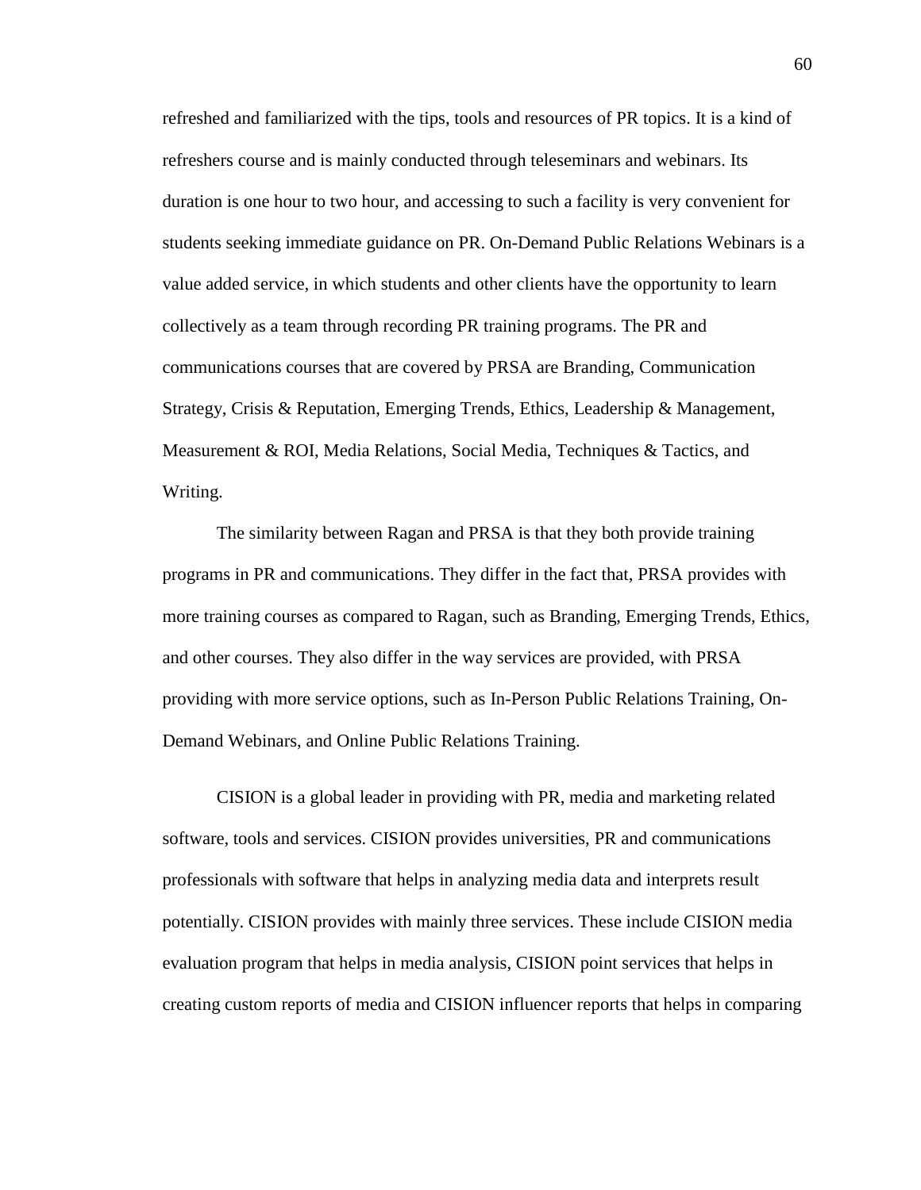refreshed and familiarized with the tips, tools and resources of PR topics. It is a kind of refreshers course and is mainly conducted through teleseminars and webinars. Its duration is one hour to two hour, and accessing to such a facility is very convenient for students seeking immediate guidance on PR. On-Demand Public Relations Webinars is a value added service, in which students and other clients have the opportunity to learn collectively as a team through recording PR training programs. The PR and communications courses that are covered by PRSA are Branding, Communication Strategy, Crisis & Reputation, Emerging Trends, Ethics, Leadership & Management, Measurement & ROI, Media Relations, Social Media, Techniques & Tactics, and Writing.

The similarity between Ragan and PRSA is that they both provide training programs in PR and communications. They differ in the fact that, PRSA provides with more training courses as compared to Ragan, such as Branding, Emerging Trends, Ethics, and other courses. They also differ in the way services are provided, with PRSA providing with more service options, such as In-Person Public Relations Training, On-Demand Webinars, and Online Public Relations Training.

CISION is a global leader in providing with PR, media and marketing related software, tools and services. CISION provides universities, PR and communications professionals with software that helps in analyzing media data and interprets result potentially. CISION provides with mainly three services. These include CISION media evaluation program that helps in media analysis, CISION point services that helps in creating custom reports of media and CISION influencer reports that helps in comparing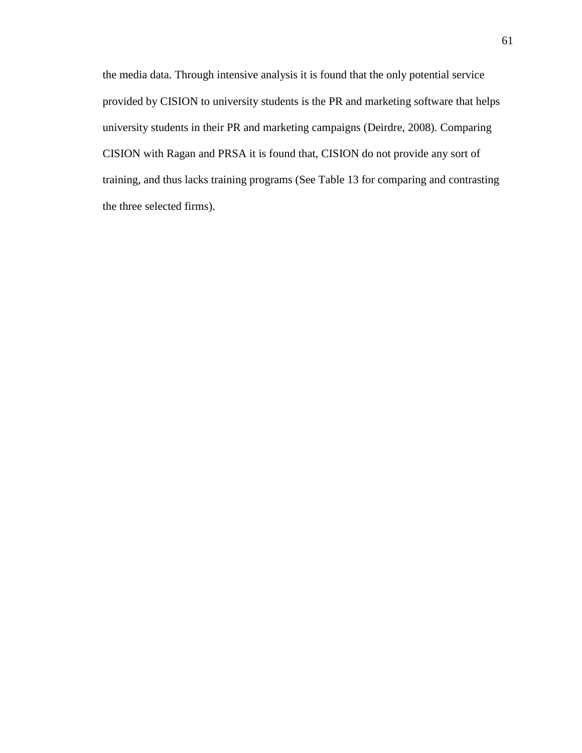the media data. Through intensive analysis it is found that the only potential service provided by CISION to university students is the PR and marketing software that helps university students in their PR and marketing campaigns (Deirdre, 2008). Comparing CISION with Ragan and PRSA it is found that, CISION do not provide any sort of training, and thus lacks training programs (See Table 13 for comparing and contrasting the three selected firms).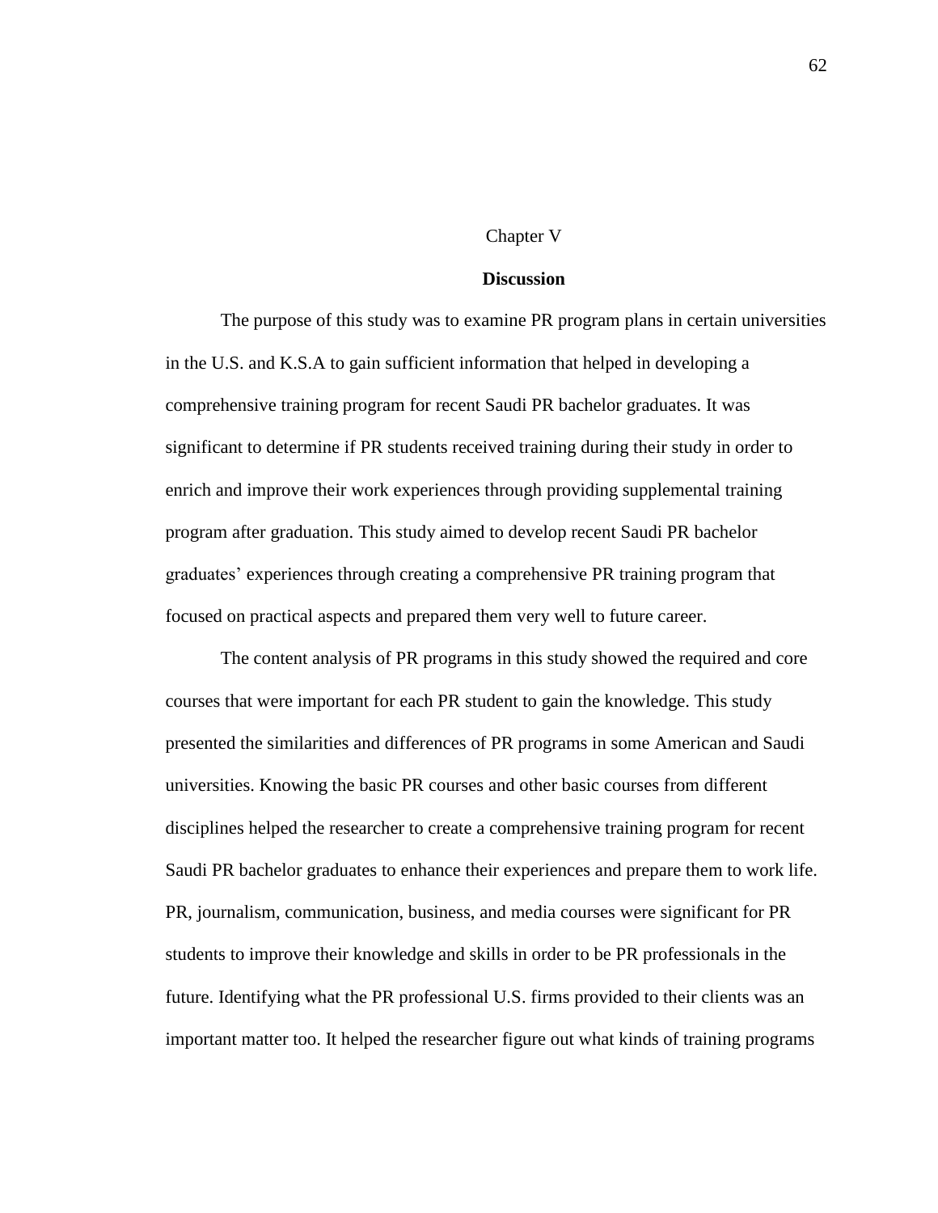# Chapter V

## Discussion

The purpose of this study was to examine PR program plans in certain universities in the U.S. and K.S.A to gain sufficient information that helped in developing a comprehensive training program for recent Saudi PR bachelor graduates. It was significant to determine if PR students received training during their study in order to enrich and improve their work experiences through providing supplemental training program after graduation. This study aimed to develop recent Saudi PR bachelor graduates' experiences through creating a comprehensive PR training program that focused on practical aspects and prepared them very well to future career.

The content analysis of PR programs in this study showed the required and core courses that were important for each PR student to gain the knowledge. This study presented the similarities and differences of PR programs in some American and Saudi universities. Knowing the basic PR courses and other basic courses from different disciplines helped the researcher to create a comprehensive training program for recent Saudi PR bachelor graduates to enhance their experiences and prepare them to work life. PR, journalism, communication, business, and media courses were significant for PR students to improve their knowledge and skills in order to be PR professionals in the future. Identifying what the PR professional U.S. firms provided to their clients was an important matter too. It helped the researcher figure out what kinds of training programs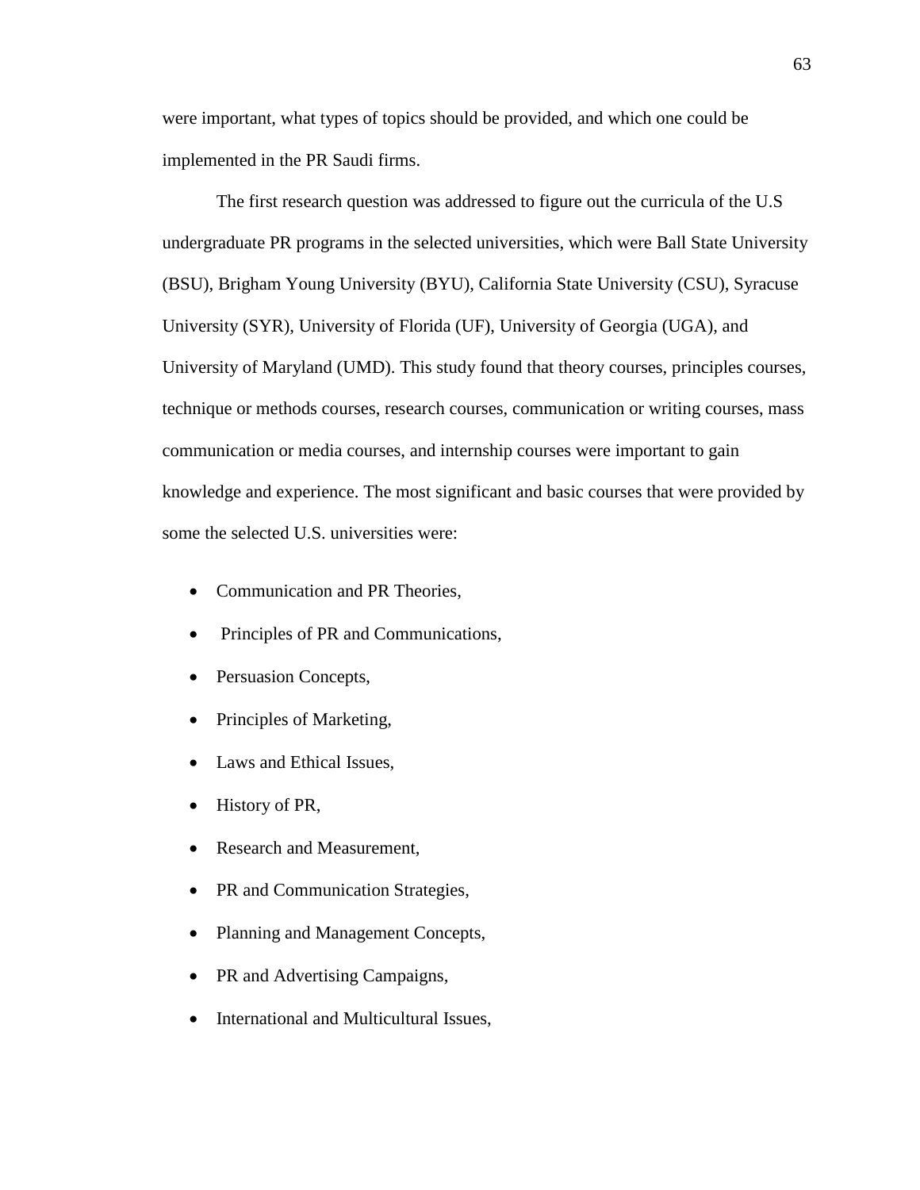were important, what types of topics should be provided, and which one could be implemented in the PR Saudi firms.

The first research question was addressed to figure out the curricula of the U.S undergraduate PR programs in the selected universities, which were Ball State University (BSU), Brigham Young University (BYU), California State University (CSU), Syracuse University (SYR), University of Florida (UF), University of Georgia (UGA), and University of Maryland (UMD). This study found that theory courses, principles courses, technique or methods courses, research courses, communication or writing courses, mass communication or media courses, and internship courses were important to gain knowledge and experience. The most significant and basic courses that were provided by some the selected U.S. universities were:

- Communication and PR Theories,
- Principles of PR and Communications,
- Persuasion Concepts,
- Principles of Marketing,
- Laws and Ethical Issues,
- History of PR,
- Research and Measurement,
- PR and Communication Strategies,
- Planning and Management Concepts,
- PR and Advertising Campaigns,
- International and Multicultural Issues,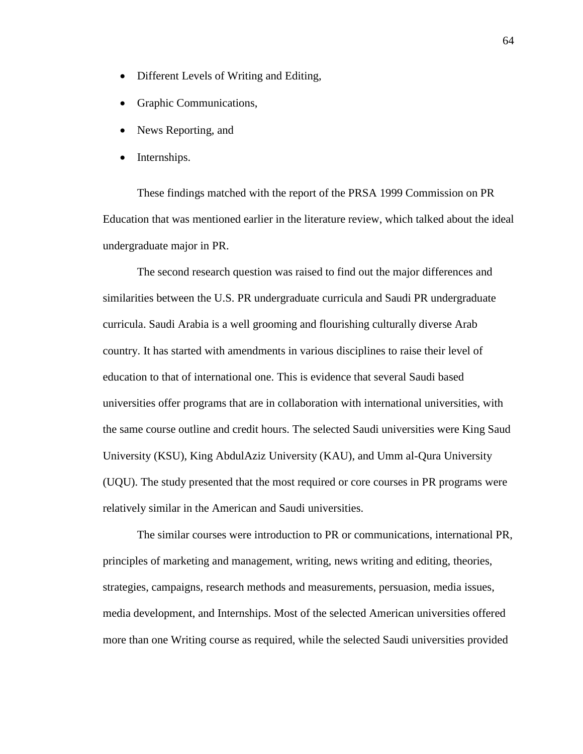- Different Levels of Writing and Editing,
- Graphic Communications,
- News Reporting, and
- Internships.

These findings matched with the report of the PRSA 1999 Commission on PR Education that was mentioned earlier in the literature review, which talked about the ideal undergraduate major in PR.

The second research question was raised to find out the major differences and similarities between the U.S. PR undergraduate curricula and Saudi PR undergraduate curricula. Saudi Arabia is a well grooming and flourishing culturally diverse Arab country. It has started with amendments in various disciplines to raise their level of education to that of international one. This is evidence that several Saudi based universities offer programs that are in collaboration with international universities, with the same course outline and credit hours. The selected Saudi universities were King Saud University (KSU), King AbdulAziz University (KAU), and Umm al-Qura University (UQU). The study presented that the most required or core courses in PR programs were relatively similar in the American and Saudi universities.

The similar courses were introduction to PR or communications, international PR, principles of marketing and management, writing, news writing and editing, theories, strategies, campaigns, research methods and measurements, persuasion, media issues, media development, and Internships. Most of the selected American universities offered more than one Writing course as required, while the selected Saudi universities provided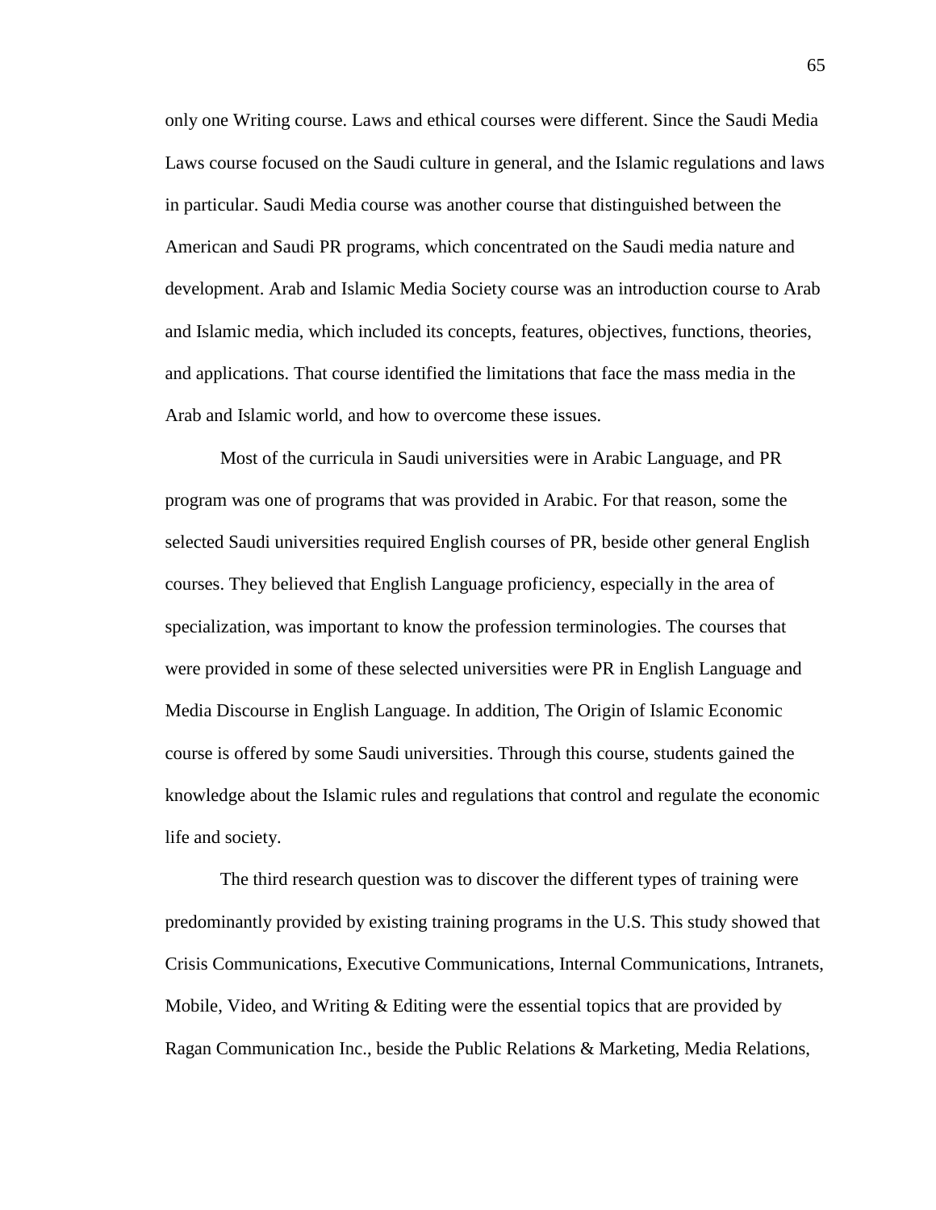only one Writing course. Laws and ethical courses were different. Since the Saudi Media Laws course focused on the Saudi culture in general, and the Islamic regulations and laws in particular. Saudi Media course was another course that distinguished between the American and Saudi PR programs, which concentrated on the Saudi media nature and development. Arab and Islamic Media Society course was an introduction course to Arab and Islamic media, which included its concepts, features, objectives, functions, theories, and applications. That course identified the limitations that face the mass media in the Arab and Islamic world, and how to overcome these issues.

Most of the curricula in Saudi universities were in Arabic Language, and PR program was one of programs that was provided in Arabic. For that reason, some the selected Saudi universities required English courses of PR, beside other general English courses. They believed that English Language proficiency, especially in the area of specialization, was important to know the profession terminologies. The courses that were provided in some of these selected universities were PR in English Language and Media Discourse in English Language. In addition, The Origin of Islamic Economic course is offered by some Saudi universities. Through this course, students gained the knowledge about the Islamic rules and regulations that control and regulate the economic life and society.

The third research question was to discover the different types of training were predominantly provided by existing training programs in the U.S. This study showed that Crisis Communications, Executive Communications, Internal Communications, Intranets, Mobile, Video, and Writing & Editing were the essential topics that are provided by Ragan Communication Inc., beside the Public Relations & Marketing, Media Relations,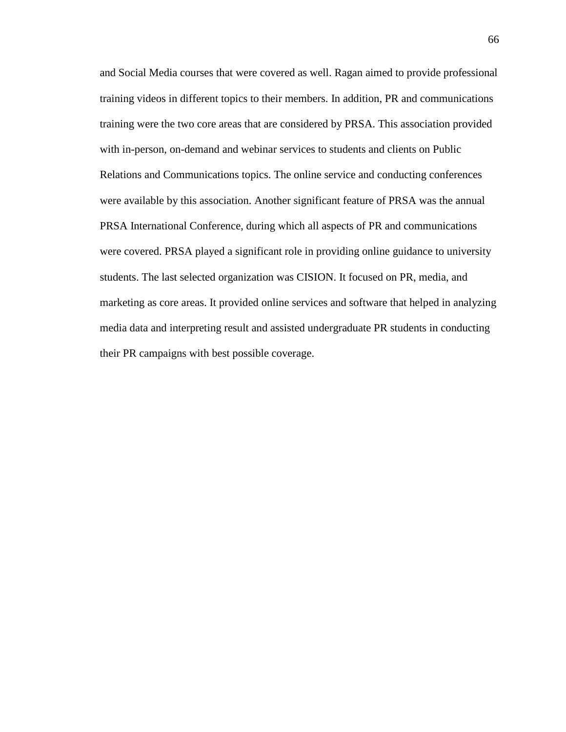and Social Media courses that were covered as well. Ragan aimed to provide professional training videos in different topics to their members. In addition, PR and communications training were the two core areas that are considered by PRSA. This association provided with in-person, on-demand and webinar services to students and clients on Public Relations and Communications topics. The online service and conducting conferences were available by this association. Another significant feature of PRSA was the annual PRSA International Conference, during which all aspects of PR and communications were covered. PRSA played a significant role in providing online guidance to university students. The last selected organization was CISION. It focused on PR, media, and marketing as core areas. It provided online services and software that helped in analyzing media data and interpreting result and assisted undergraduate PR students in conducting their PR campaigns with best possible coverage.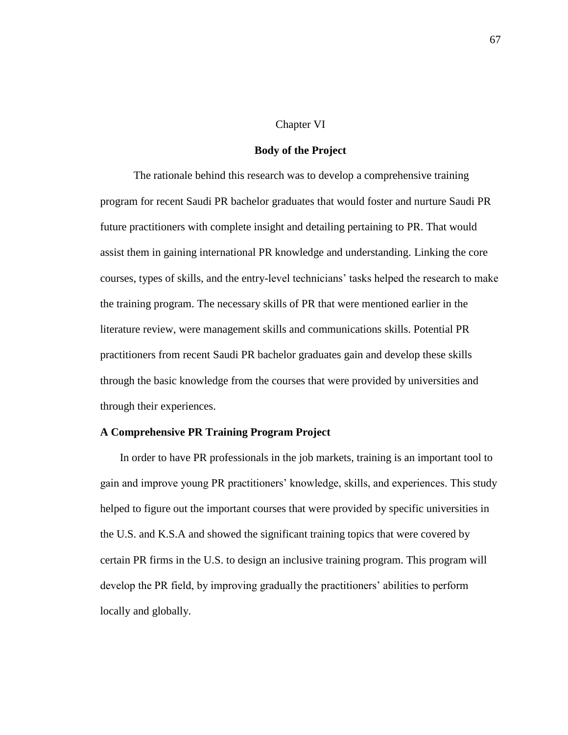# Chapter VI

## Body of the Project

The rationale behind this research was to develop a comprehensive training program for recent Saudi PR bachelor graduates that would foster and nurture Saudi PR future practitioners with complete insight and detailing pertaining to PR. That would assist them in gaining international PR knowledge and understanding. Linking the core courses, types of skills, and the entry-level technicians' tasks helped the research to make the training program. The necessary skills of PR that were mentioned earlier in the literature review, were management skills and communications skills. Potential PR practitioners from recent Saudi PR bachelor graduates gain and develop these skills through the basic knowledge from the courses that were provided by universities and through their experiences.

### A Comprehensive PR Training Program Project

In order to have PR professionals in the job markets, training is an important tool to gain and improve young PR practitioners' knowledge, skills, and experiences. This study helped to figure out the important courses that were provided by specific universities in the U.S. and K.S.A and showed the significant training topics that were covered by certain PR firms in the U.S. to design an inclusive training program. This program will develop the PR field, by improving gradually the practitioners' abilities to perform locally and globally.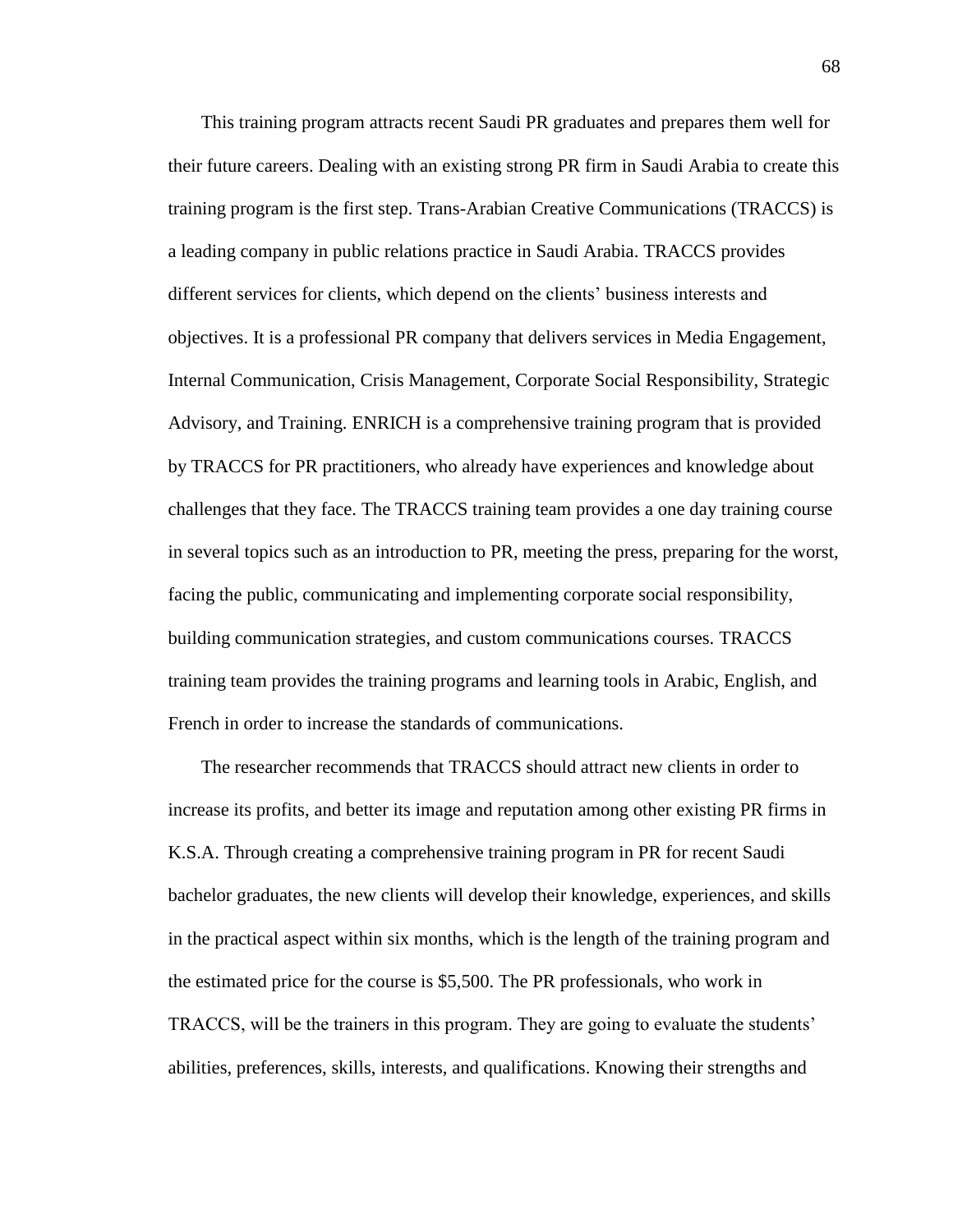This training program attracts recent Saudi PR graduates and prepares them well for their future careers. Dealing with an existing strong PR firm in Saudi Arabia to create this training program is the first step. Trans-Arabian Creative Communications (TRACCS) is a leading company in public relations practice in Saudi Arabia. TRACCS provides different services for clients, which depend on the clients' business interests and objectives. It is a professional PR company that delivers services in Media Engagement, Internal Communication, Crisis Management, Corporate Social Responsibility, Strategic Advisory, and Training. ENRICH is a comprehensive training program that is provided by TRACCS for PR practitioners, who already have experiences and knowledge about challenges that they face. The TRACCS training team provides a one day training course in several topics such as an introduction to PR, meeting the press, preparing for the worst, facing the public, communicating and implementing corporate social responsibility, building communication strategies, and custom communications courses. TRACCS training team provides the training programs and learning tools in Arabic, English, and French in order to increase the standards of communications.

The researcher recommends that TRACCS should attract new clients in order to increase its profits, and better its image and reputation among other existing PR firms in K.S.A. Through creating a comprehensive training program in PR for recent Saudi bachelor graduates, the new clients will develop their knowledge, experiences, and skills in the practical aspect within six months, which is the length of the training program and the estimated price for the course is $5,500. The PR professionals, who work in TRACCS, will be the trainers in this program. They are going to evaluate the students' abilities, preferences, skills, interests, and qualifications. Knowing their strengths and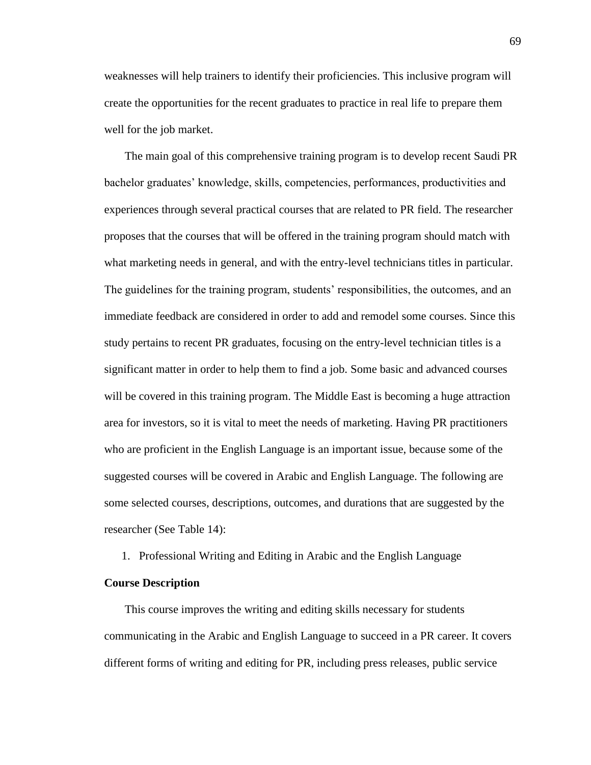weaknesses will help trainers to identify their proficiencies. This inclusive program will create the opportunities for the recent graduates to practice in real life to prepare them well for the job market.

The main goal of this comprehensive training program is to develop recent Saudi PR bachelor graduates' knowledge, skills, competencies, performances, productivities and experiences through several practical courses that are related to PR field. The researcher proposes that the courses that will be offered in the training program should match with what marketing needs in general, and with the entry-level technicians titles in particular. The guidelines for the training program, students' responsibilities, the outcomes, and an immediate feedback are considered in order to add and remodel some courses. Since this study pertains to recent PR graduates, focusing on the entry-level technician titles is a significant matter in order to help them to find a job. Some basic and advanced courses will be covered in this training program. The Middle East is becoming a huge attraction area for investors, so it is vital to meet the needs of marketing. Having PR practitioners who are proficient in the English Language is an important issue, because some of the suggested courses will be covered in Arabic and English Language. The following are some selected courses, descriptions, outcomes, and durations that are suggested by the researcher (See Table 14):

1. Professional Writing and Editing in Arabic and the English Language

**Course Description**

This course improves the writing and editing skills necessary for students communicating in the Arabic and English Language to succeed in a PR career. It covers different forms of writing and editing for PR, including press releases, public service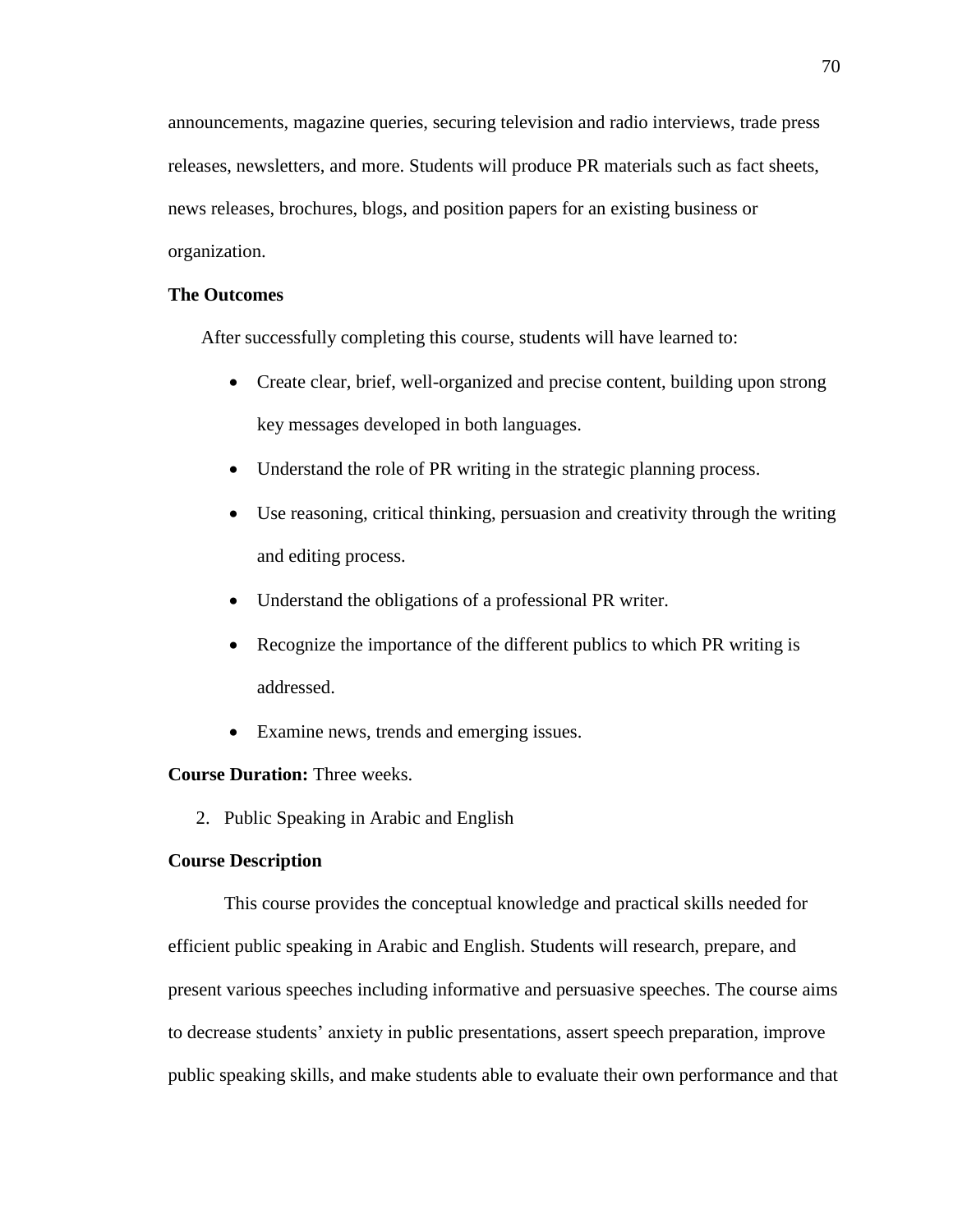announcements, magazine queries, securing television and radio interviews, trade press releases, newsletters, and more. Students will produce PR materials such as fact sheets, news releases, brochures, blogs, and position papers for an existing business or organization.

**The Outcomes**

After successfully completing this course, students will have learned to:

- Create clear, brief, well-organized and precise content, building upon strong key messages developed in both languages.
- Understand the role of PR writing in the strategic planning process.
- Use reasoning, critical thinking, persuasion and creativity through the writing and editing process.
- Understand the obligations of a professional PR writer.
- Recognize the importance of the different publics to which PR writing is addressed.
- Examine news, trends and emerging issues.

**Course Duration:** Three weeks.

2. Public Speaking in Arabic and English

**Course Description**

This course provides the conceptual knowledge and practical skills needed for efficient public speaking in Arabic and English. Students will research, prepare, and present various speeches including informative and persuasive speeches. The course aims to decrease students' anxiety in public presentations, assert speech preparation, improve public speaking skills, and make students able to evaluate their own performance and that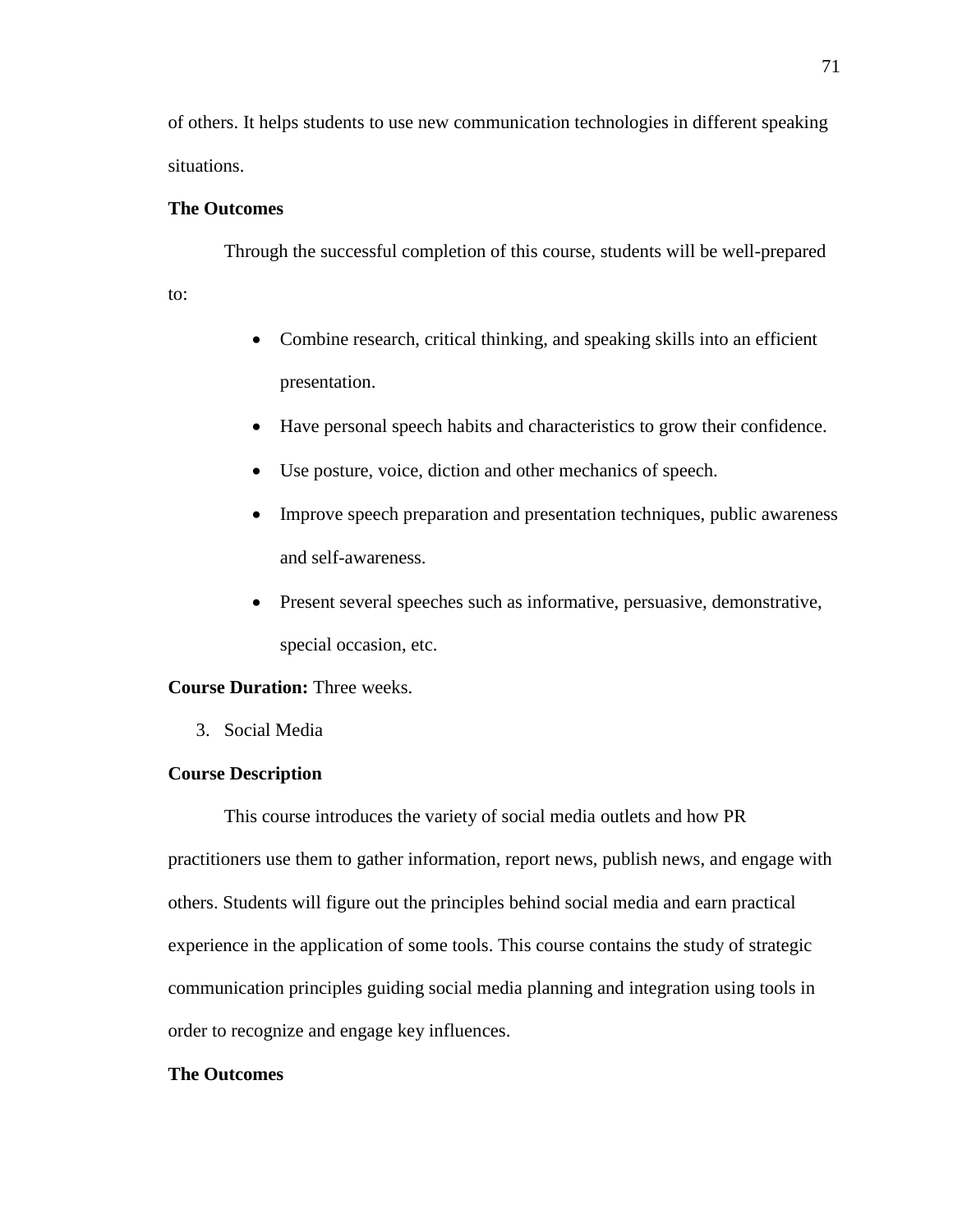of others. It helps students to use new communication technologies in different speaking situations.

**The Outcomes**

Through the successful completion of this course, students will be well-prepared to:

- Combine research, critical thinking, and speaking skills into an efficient presentation.
- Have personal speech habits and characteristics to grow their confidence.
- Use posture, voice, diction and other mechanics of speech.
- Improve speech preparation and presentation techniques, public awareness and self-awareness.
- Present several speeches such as informative, persuasive, demonstrative, special occasion, etc.

**Course Duration:** Three weeks.

3. Social Media

**Course Description**

This course introduces the variety of social media outlets and how PR practitioners use them to gather information, report news, publish news, and engage with others. Students will figure out the principles behind social media and earn practical experience in the application of some tools. This course contains the study of strategic communication principles guiding social media planning and integration using tools in order to recognize and engage key influences.

**The Outcomes**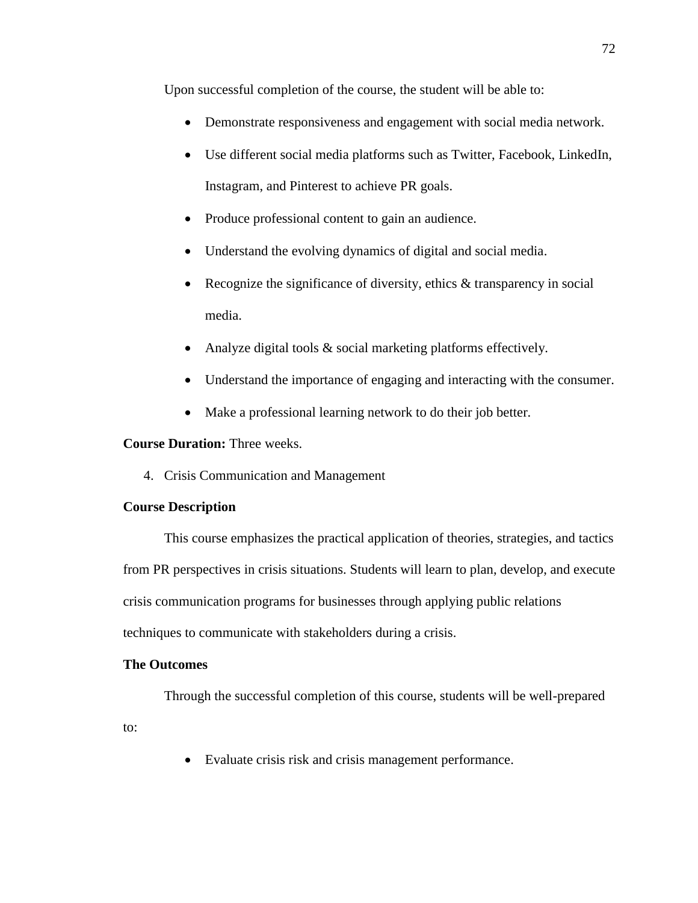Upon successful completion of the course, the student will be able to:

- Demonstrate responsiveness and engagement with social media network.
- Use different social media platforms such as Twitter, Facebook, LinkedIn, Instagram, and Pinterest to achieve PR goals.
- Produce professional content to gain an audience.
- Understand the evolving dynamics of digital and social media.
- Recognize the significance of diversity, ethics & transparency in social media.
- Analyze digital tools & social marketing platforms effectively.
- Understand the importance of engaging and interacting with the consumer.
- Make a professional learning network to do their job better.

**Course Duration:** Three weeks.

4. Crisis Communication and Management

**Course Description**

This course emphasizes the practical application of theories, strategies, and tactics from PR perspectives in crisis situations. Students will learn to plan, develop, and execute crisis communication programs for businesses through applying public relations techniques to communicate with stakeholders during a crisis.

**The Outcomes**

Through the successful completion of this course, students will be well-prepared to:

- Evaluate crisis risk and crisis management performance.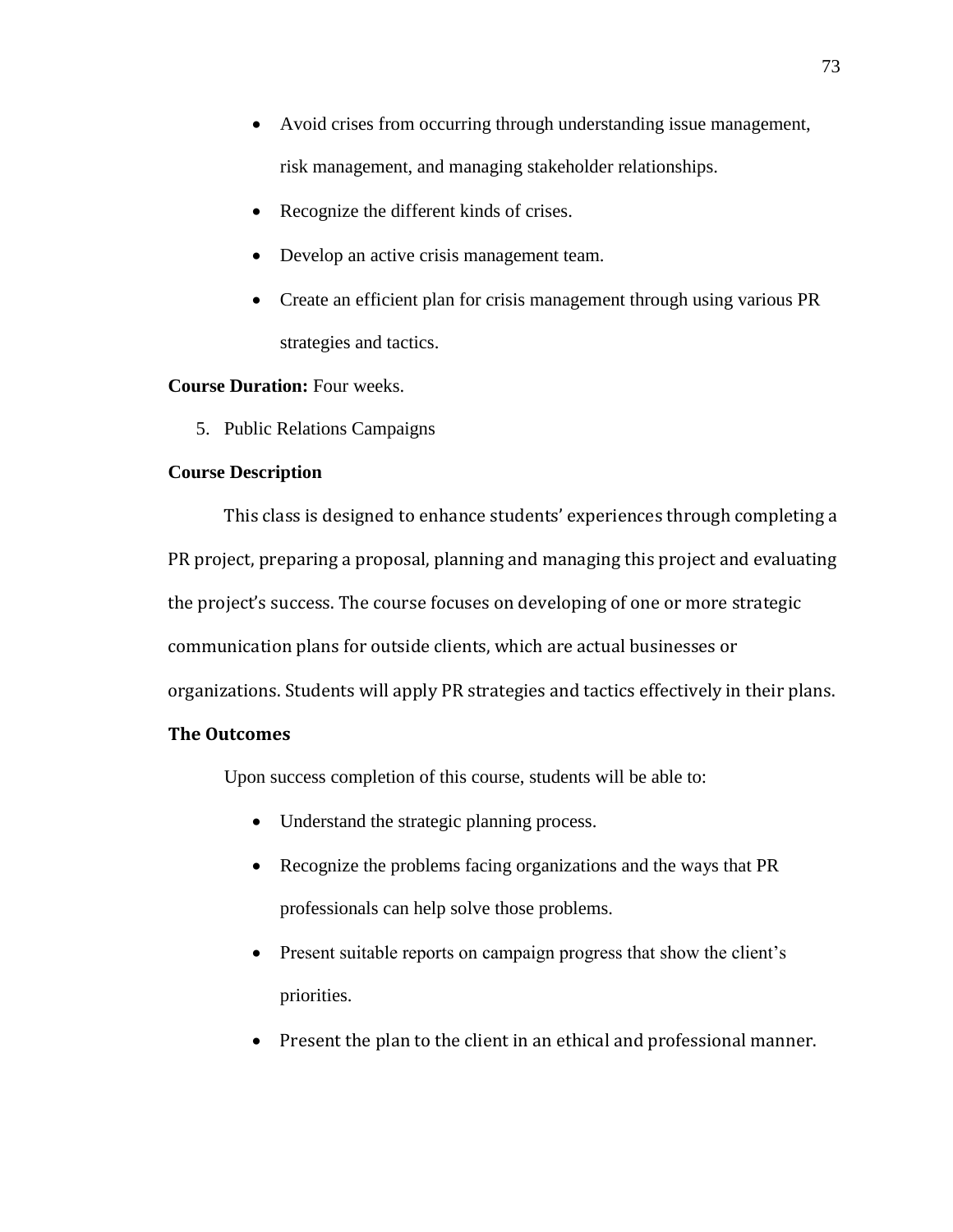- Avoid crises from occurring through understanding issue management, risk management, and managing stakeholder relationships.
- Recognize the different kinds of crises.
- Develop an active crisis management team.
- Create an efficient plan for crisis management through using various PR strategies and tactics.

**Course Duration:** Four weeks.

5. Public Relations Campaigns

**Course Description**

This class is designed to enhance students' experiences through completing a PR project, preparing a proposal, planning and managing this project and evaluating the project's success. The course focuses on developing of one or more strategic communication plans for outside clients, which are actual businesses or organizations. Students will apply PR strategies and tactics effectively in their plans.

**The Outcomes**

Upon success completion of this course, students will be able to:

- Understand the strategic planning process.
- Recognize the problems facing organizations and the ways that PR professionals can help solve those problems.
- Present suitable reports on campaign progress that show the client's priorities.
- Present the plan to the client in an ethical and professional manner.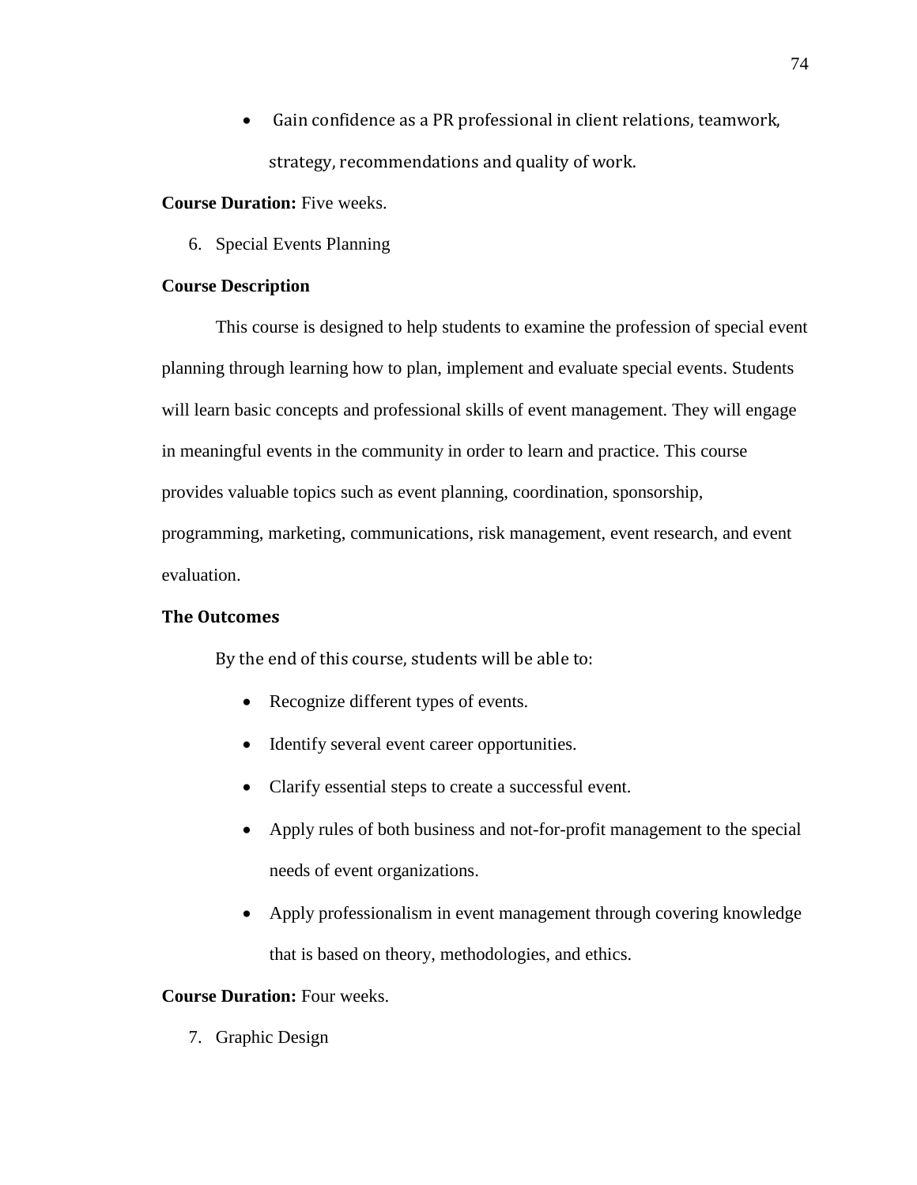- Gain confidence as a PR professional in client relations, teamwork, strategy, recommendations and quality of work.

**Course Duration:** Five weeks.

6. Special Events Planning

**Course Description**

This course is designed to help students to examine the profession of special event planning through learning how to plan, implement and evaluate special events. Students will learn basic concepts and professional skills of event management. They will engage in meaningful events in the community in order to learn and practice. This course provides valuable topics such as event planning, coordination, sponsorship, programming, marketing, communications, risk management, event research, and event evaluation.

**The Outcomes**

By the end of this course, students will be able to:

- Recognize different types of events.
- Identify several event career opportunities.
- Clarify essential steps to create a successful event.
- Apply rules of both business and not-for-profit management to the special needs of event organizations.
- Apply professionalism in event management through covering knowledge that is based on theory, methodologies, and ethics.

**Course Duration:** Four weeks.

7. Graphic Design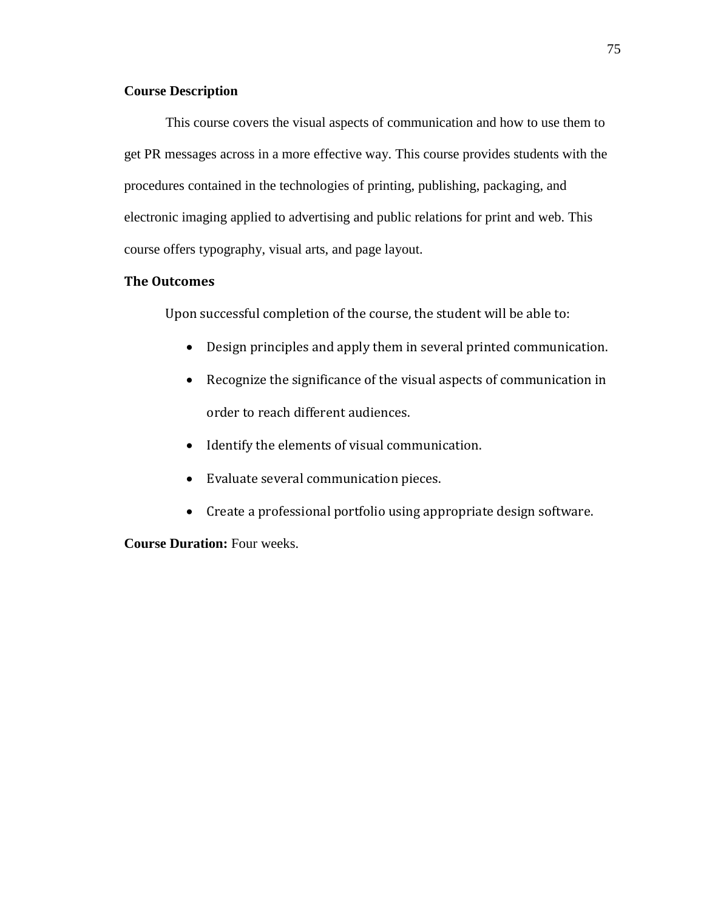**Course Description**

This course covers the visual aspects of communication and how to use them to get PR messages across in a more effective way. This course provides students with the procedures contained in the technologies of printing, publishing, packaging, and electronic imaging applied to advertising and public relations for print and web. This course offers typography, visual arts, and page layout.

**The Outcomes**

Upon successful completion of the course, the student will be able to:

- Design principles and apply them in several printed communication.
- Recognize the significance of the visual aspects of communication in order to reach different audiences.
- Identify the elements of visual communication.
- Evaluate several communication pieces.
- Create a professional portfolio using appropriate design software.

**Course Duration:** Four weeks.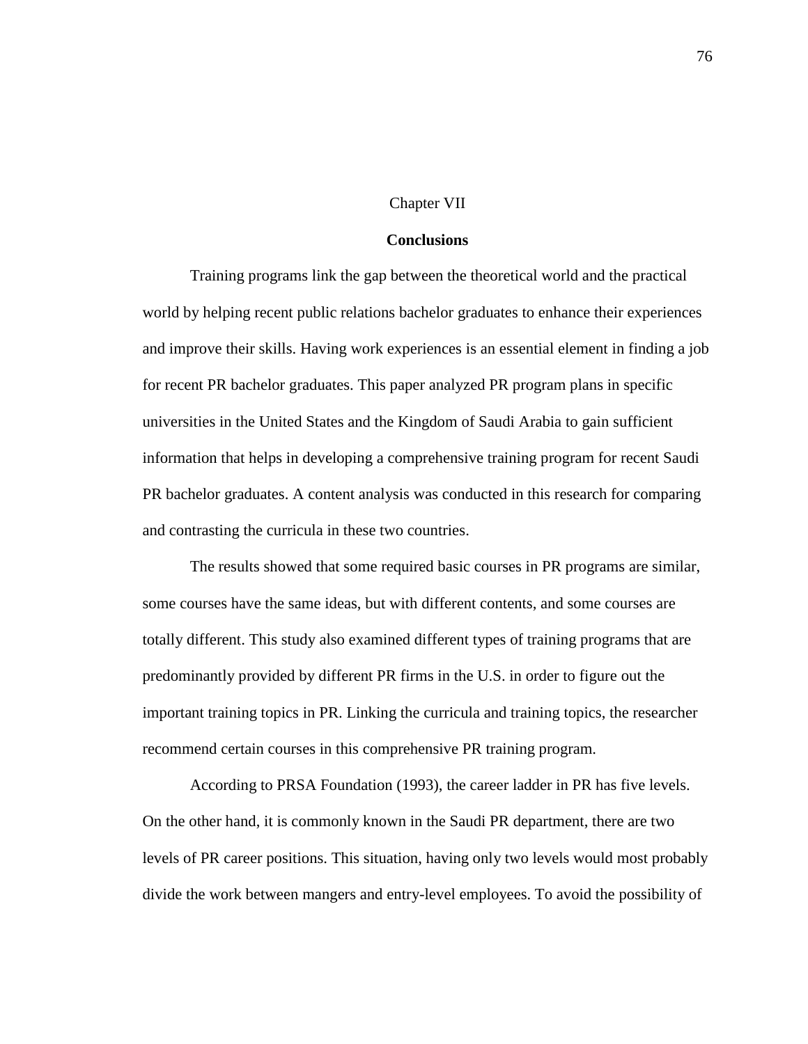# Chapter VII

## Conclusions

Training programs link the gap between the theoretical world and the practical world by helping recent public relations bachelor graduates to enhance their experiences and improve their skills. Having work experiences is an essential element in finding a job for recent PR bachelor graduates. This paper analyzed PR program plans in specific universities in the United States and the Kingdom of Saudi Arabia to gain sufficient information that helps in developing a comprehensive training program for recent Saudi PR bachelor graduates. A content analysis was conducted in this research for comparing and contrasting the curricula in these two countries.

The results showed that some required basic courses in PR programs are similar, some courses have the same ideas, but with different contents, and some courses are totally different. This study also examined different types of training programs that are predominantly provided by different PR firms in the U.S. in order to figure out the important training topics in PR. Linking the curricula and training topics, the researcher recommend certain courses in this comprehensive PR training program.

According to PRSA Foundation (1993), the career ladder in PR has five levels. On the other hand, it is commonly known in the Saudi PR department, there are two levels of PR career positions. This situation, having only two levels would most probably divide the work between mangers and entry-level employees. To avoid the possibility of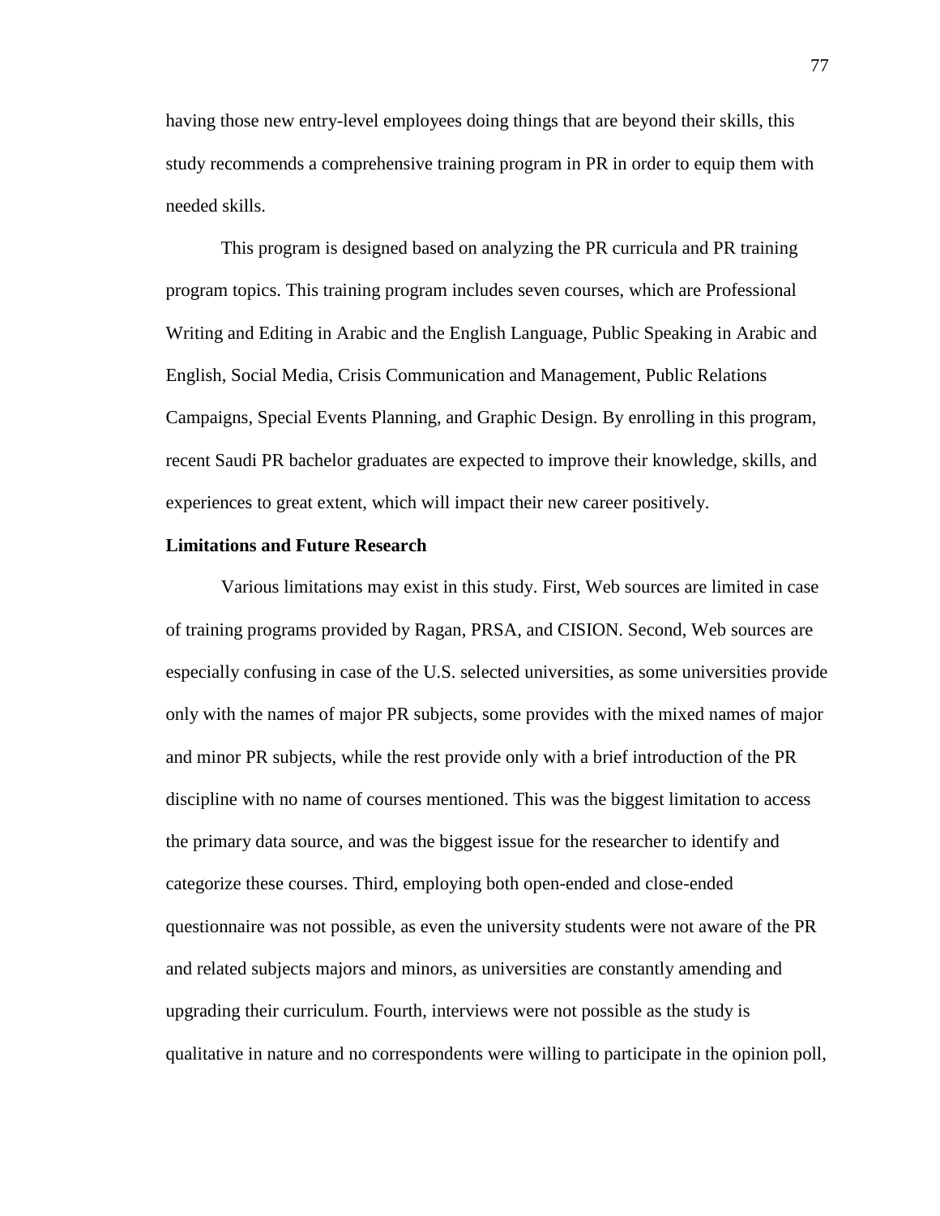having those new entry-level employees doing things that are beyond their skills, this study recommends a comprehensive training program in PR in order to equip them with needed skills.

This program is designed based on analyzing the PR curricula and PR training program topics. This training program includes seven courses, which are Professional Writing and Editing in Arabic and the English Language, Public Speaking in Arabic and English, Social Media, Crisis Communication and Management, Public Relations Campaigns, Special Events Planning, and Graphic Design. By enrolling in this program, recent Saudi PR bachelor graduates are expected to improve their knowledge, skills, and experiences to great extent, which will impact their new career positively.

**Limitations and Future Research**

Various limitations may exist in this study. First, Web sources are limited in case of training programs provided by Ragan, PRSA, and CISION. Second, Web sources are especially confusing in case of the U.S. selected universities, as some universities provide only with the names of major PR subjects, some provides with the mixed names of major and minor PR subjects, while the rest provide only with a brief introduction of the PR discipline with no name of courses mentioned. This was the biggest limitation to access the primary data source, and was the biggest issue for the researcher to identify and categorize these courses. Third, employing both open-ended and close-ended questionnaire was not possible, as even the university students were not aware of the PR and related subjects majors and minors, as universities are constantly amending and upgrading their curriculum. Fourth, interviews were not possible as the study is qualitative in nature and no correspondents were willing to participate in the opinion poll,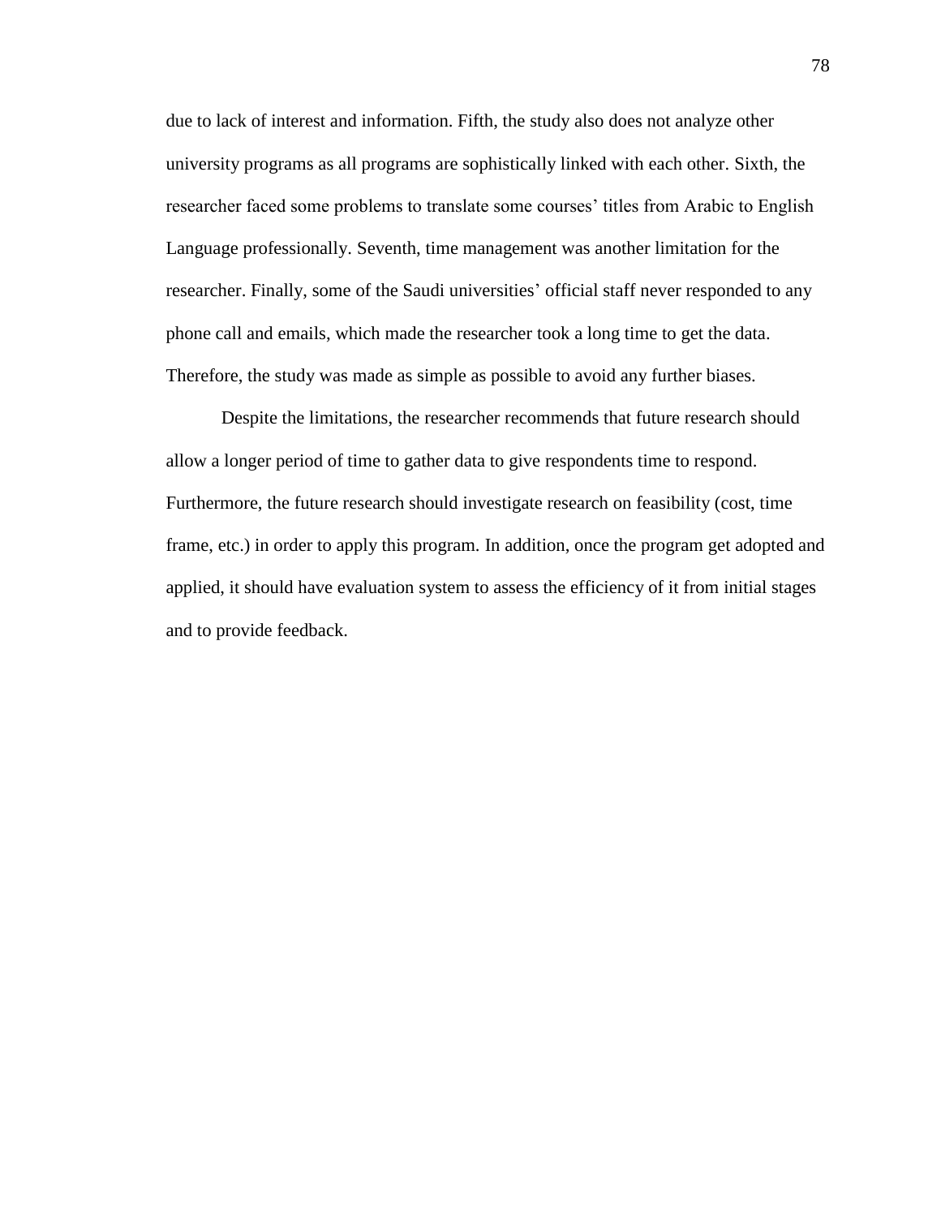due to lack of interest and information. Fifth, the study also does not analyze other university programs as all programs are sophistically linked with each other. Sixth, the researcher faced some problems to translate some courses' titles from Arabic to English Language professionally. Seventh, time management was another limitation for the researcher. Finally, some of the Saudi universities' official staff never responded to any phone call and emails, which made the researcher took a long time to get the data. Therefore, the study was made as simple as possible to avoid any further biases.

Despite the limitations, the researcher recommends that future research should allow a longer period of time to gather data to give respondents time to respond. Furthermore, the future research should investigate research on feasibility (cost, time frame, etc.) in order to apply this program. In addition, once the program get adopted and applied, it should have evaluation system to assess the efficiency of it from initial stages and to provide feedback.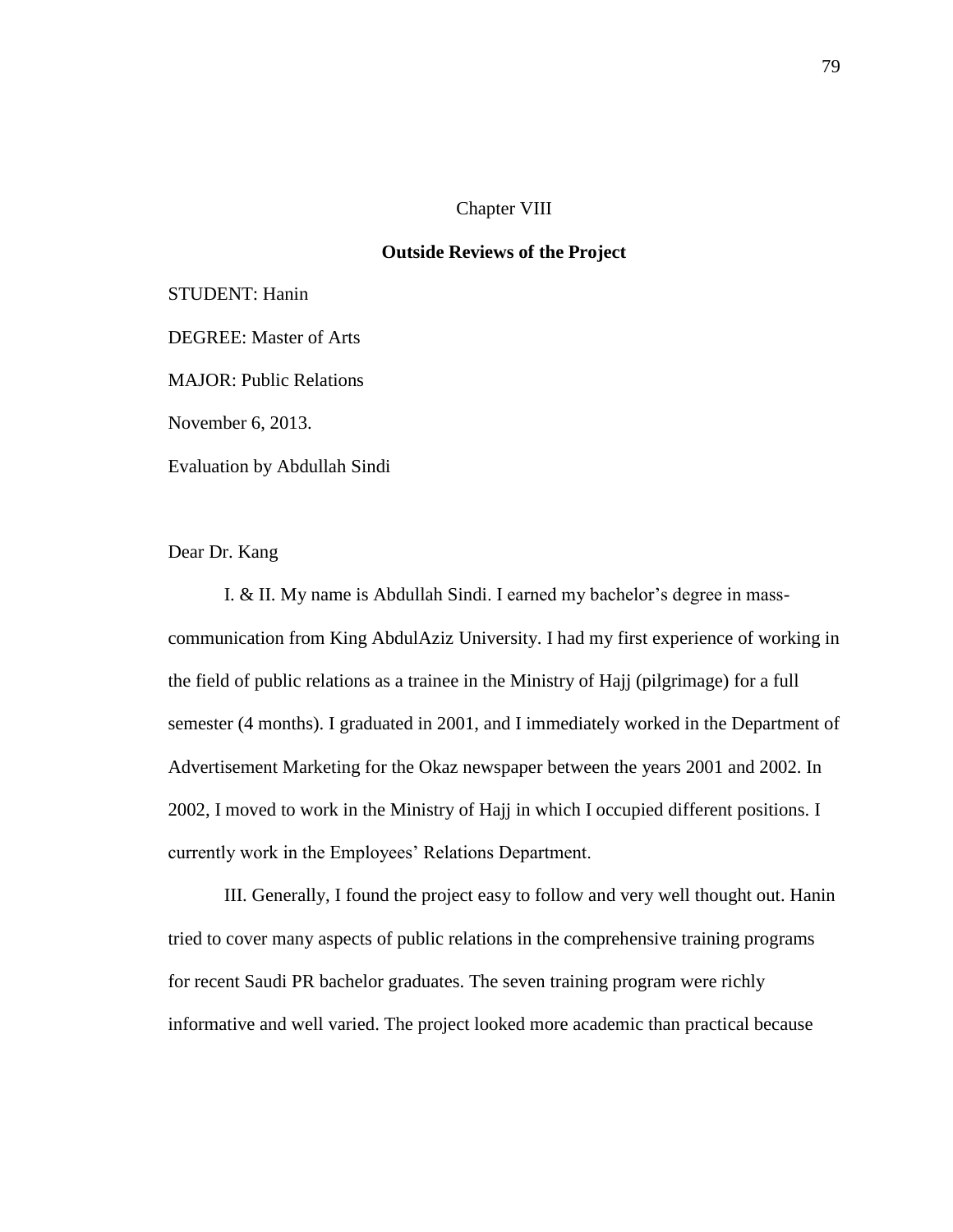# Chapter VIII

## Outside Reviews of the Project

STUDENT: Hanin

DEGREE: Master of Arts

MAJOR: Public Relations

November 6, 2013.

Evaluation by Abdullah Sindi

Dear Dr. Kang

I. & II. My name is Abdullah Sindi. I earned my bachelor's degree in mass-communication from King AbdulAziz University. I had my first experience of working in the field of public relations as a trainee in the Ministry of Hajj (pilgrimage) for a full semester (4 months). I graduated in 2001, and I immediately worked in the Department of Advertisement Marketing for the Okaz newspaper between the years 2001 and 2002. In 2002, I moved to work in the Ministry of Hajj in which I occupied different positions. I currently work in the Employees' Relations Department.

III. Generally, I found the project easy to follow and very well thought out. Hanin tried to cover many aspects of public relations in the comprehensive training programs for recent Saudi PR bachelor graduates. The seven training program were richly informative and well varied. The project looked more academic than practical because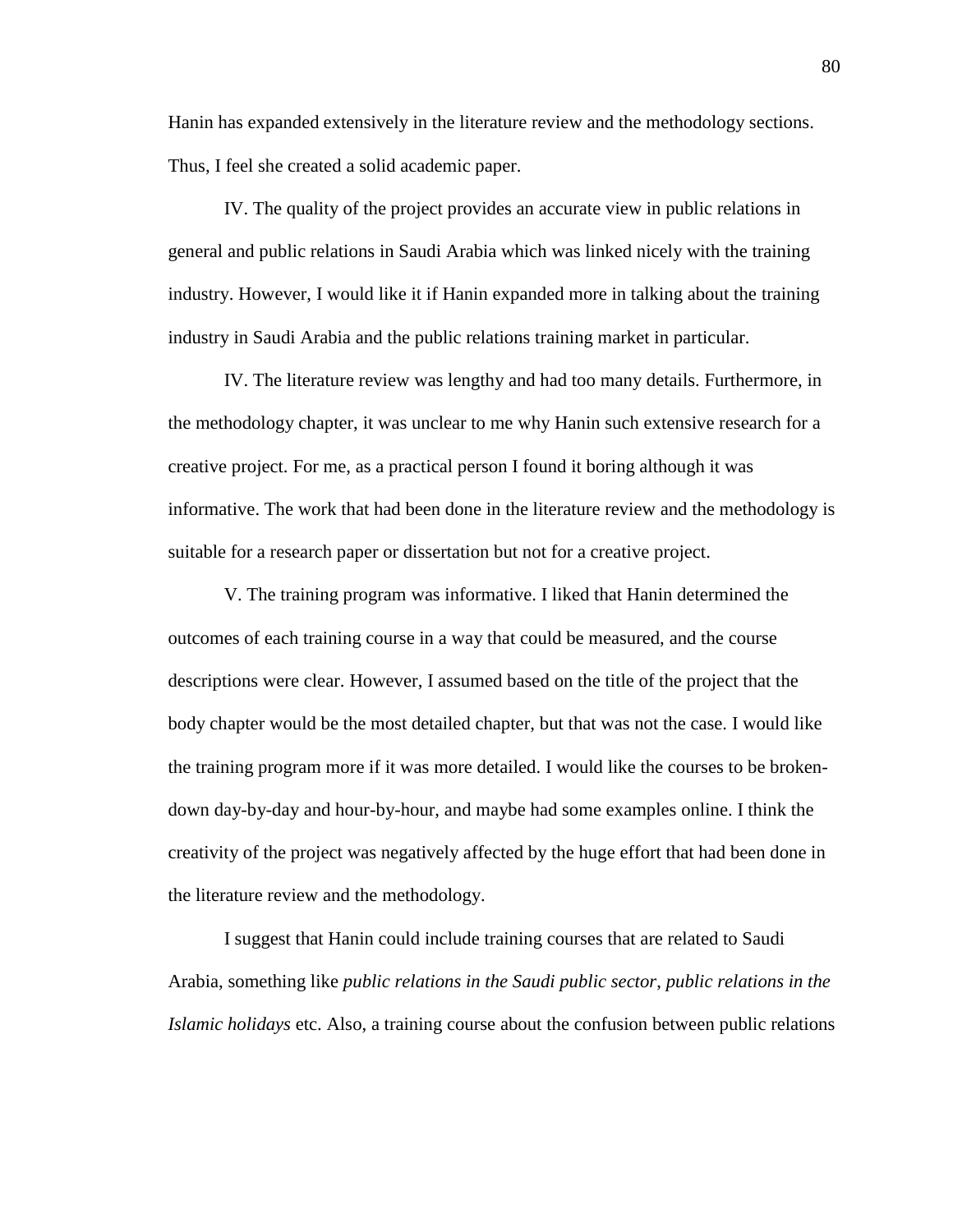Hanin has expanded extensively in the literature review and the methodology sections. Thus, I feel she created a solid academic paper.

IV. The quality of the project provides an accurate view in public relations in general and public relations in Saudi Arabia which was linked nicely with the training industry. However, I would like it if Hanin expanded more in talking about the training industry in Saudi Arabia and the public relations training market in particular.

IV. The literature review was lengthy and had too many details. Furthermore, in the methodology chapter, it was unclear to me why Hanin such extensive research for a creative project. For me, as a practical person I found it boring although it was informative. The work that had been done in the literature review and the methodology is suitable for a research paper or dissertation but not for a creative project.

V. The training program was informative. I liked that Hanin determined the outcomes of each training course in a way that could be measured, and the course descriptions were clear. However, I assumed based on the title of the project that the body chapter would be the most detailed chapter, but that was not the case. I would like the training program more if it was more detailed. I would like the courses to be broken-down day-by-day and hour-by-hour, and maybe had some examples online. I think the creativity of the project was negatively affected by the huge effort that had been done in the literature review and the methodology.

I suggest that Hanin could include training courses that are related to Saudi Arabia, something like *public relations in the Saudi public sector*, *public relations in the Islamic holidays* etc. Also, a training course about the confusion between public relations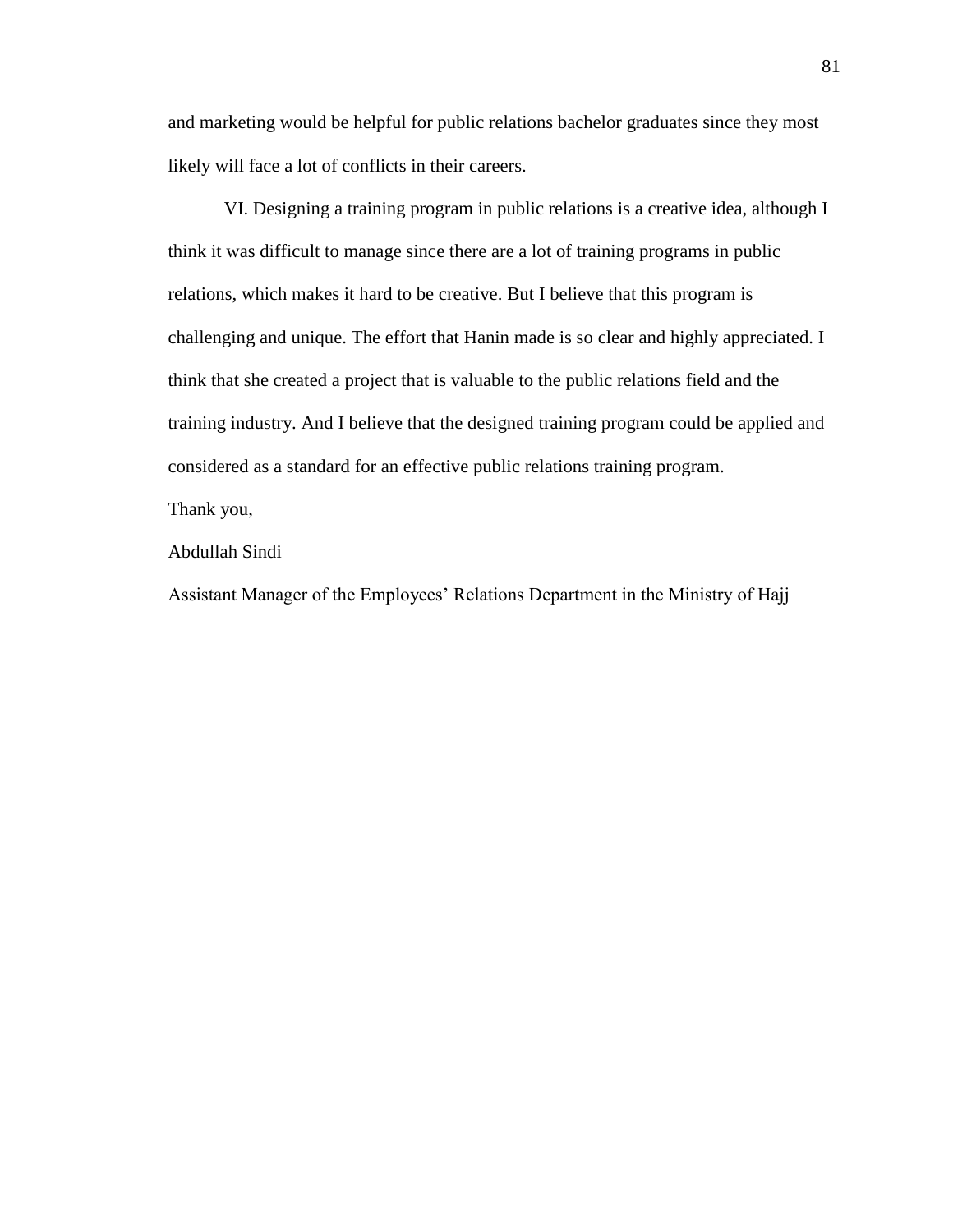and marketing would be helpful for public relations bachelor graduates since they most likely will face a lot of conflicts in their careers.

VI. Designing a training program in public relations is a creative idea, although I think it was difficult to manage since there are a lot of training programs in public relations, which makes it hard to be creative. But I believe that this program is challenging and unique. The effort that Hanin made is so clear and highly appreciated. I think that she created a project that is valuable to the public relations field and the training industry. And I believe that the designed training program could be applied and considered as a standard for an effective public relations training program.

Thank you,

Abdullah Sindi

Assistant Manager of the Employees' Relations Department in the Ministry of Hajj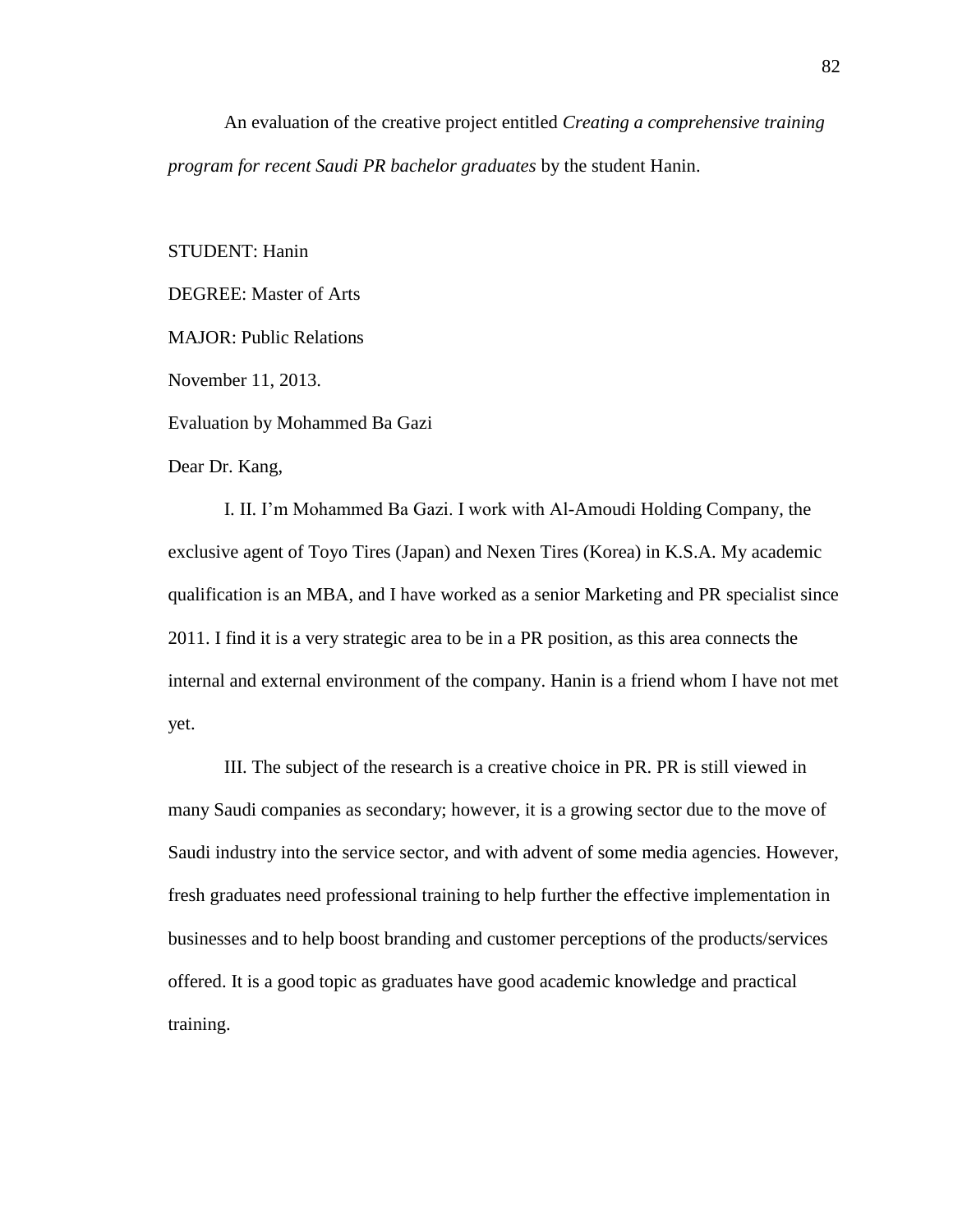An evaluation of the creative project entitled *Creating a comprehensive training program for recent Saudi PR bachelor graduates* by the student Hanin.

STUDENT: Hanin

DEGREE: Master of Arts

MAJOR: Public Relations

November 11, 2013.

Evaluation by Mohammed Ba Gazi

Dear Dr. Kang,

I. II. I'm Mohammed Ba Gazi. I work with Al-Amoudi Holding Company, the exclusive agent of Toyo Tires (Japan) and Nexen Tires (Korea) in K.S.A. My academic qualification is an MBA, and I have worked as a senior Marketing and PR specialist since 2011. I find it is a very strategic area to be in a PR position, as this area connects the internal and external environment of the company. Hanin is a friend whom I have not met yet.

III. The subject of the research is a creative choice in PR. PR is still viewed in many Saudi companies as secondary; however, it is a growing sector due to the move of Saudi industry into the service sector, and with advent of some media agencies. However, fresh graduates need professional training to help further the effective implementation in businesses and to help boost branding and customer perceptions of the products/services offered. It is a good topic as graduates have good academic knowledge and practical training.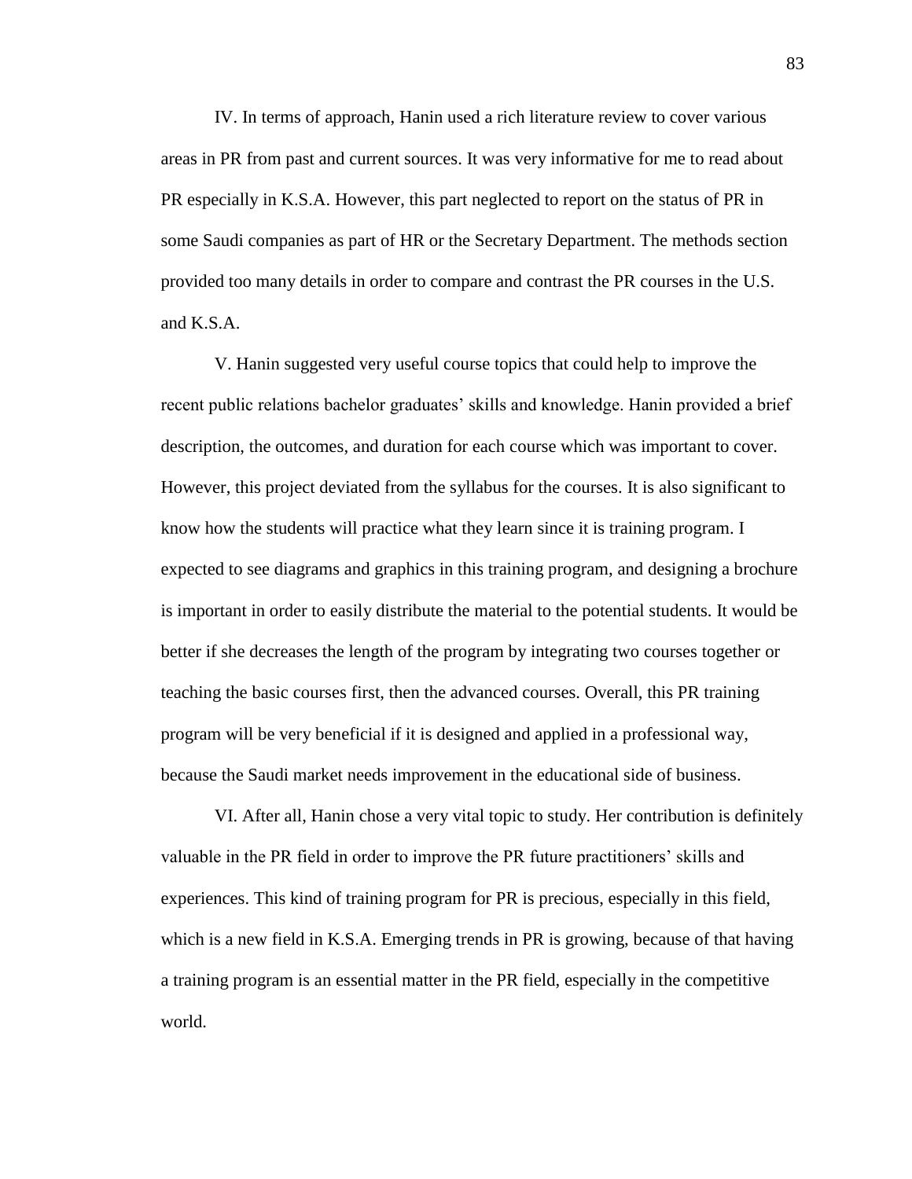IV. In terms of approach, Hanin used a rich literature review to cover various areas in PR from past and current sources. It was very informative for me to read about PR especially in K.S.A. However, this part neglected to report on the status of PR in some Saudi companies as part of HR or the Secretary Department. The methods section provided too many details in order to compare and contrast the PR courses in the U.S. and K.S.A.

V. Hanin suggested very useful course topics that could help to improve the recent public relations bachelor graduates' skills and knowledge. Hanin provided a brief description, the outcomes, and duration for each course which was important to cover. However, this project deviated from the syllabus for the courses. It is also significant to know how the students will practice what they learn since it is training program. I expected to see diagrams and graphics in this training program, and designing a brochure is important in order to easily distribute the material to the potential students. It would be better if she decreases the length of the program by integrating two courses together or teaching the basic courses first, then the advanced courses. Overall, this PR training program will be very beneficial if it is designed and applied in a professional way, because the Saudi market needs improvement in the educational side of business.

VI. After all, Hanin chose a very vital topic to study. Her contribution is definitely valuable in the PR field in order to improve the PR future practitioners' skills and experiences. This kind of training program for PR is precious, especially in this field, which is a new field in K.S.A. Emerging trends in PR is growing, because of that having a training program is an essential matter in the PR field, especially in the competitive world.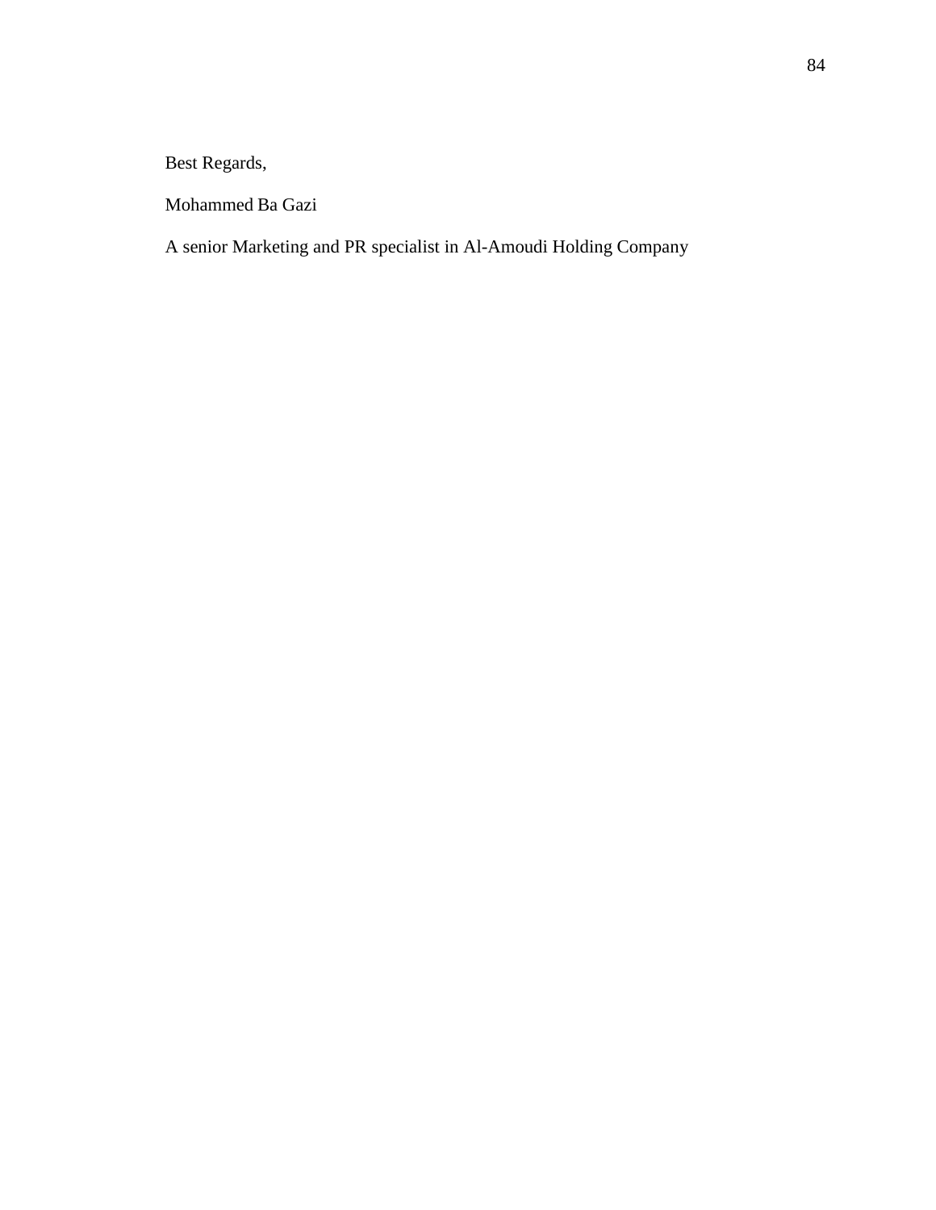Best Regards,

Mohammed Ba Gazi

A senior Marketing and PR specialist in Al-Amoudi Holding Company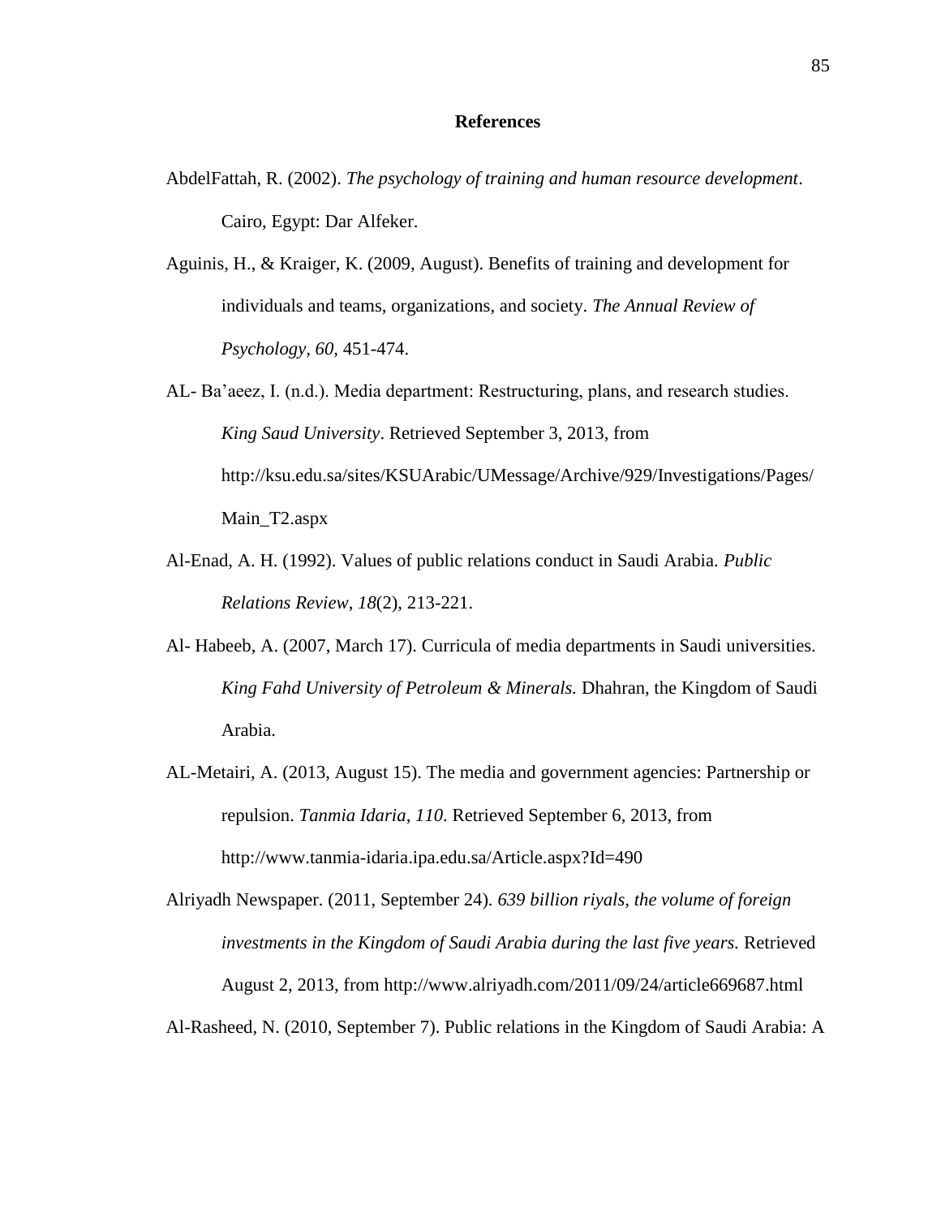## References

AbdelFattah, R. (2002). *The psychology of training and human resource development*. Cairo, Egypt: Dar Alfeker.

Aguinis, H., & Kraiger, K. (2009, August). Benefits of training and development for individuals and teams, organizations, and society. *The Annual Review of Psychology*, *60,* 451-474.

AL- Ba'aeez, I. (n.d.). Media department: Restructuring, plans, and research studies. *King Saud University*. Retrieved September 3, 2013, from http://ksu.edu.sa/sites/KSUArabic/UMessage/Archive/929/Investigations/Pages/Main_T2.aspx

Al-Enad, A. H. (1992). Values of public relations conduct in Saudi Arabia. *Public Relations Review*, *18*(2), 213-221.

Al- Habeeb, A. (2007, March 17). Curricula of media departments in Saudi universities. *King Fahd University of Petroleum & Minerals.* Dhahran, the Kingdom of Saudi Arabia.

AL-Metairi, A. (2013, August 15). The media and government agencies: Partnership or repulsion. *Tanmia Idaria*, *110*. Retrieved September 6, 2013, from http://www.tanmia-idaria.ipa.edu.sa/Article.aspx?Id=490

Alriyadh Newspaper. (2011, September 24). *639 billion riyals, the volume of foreign investments in the Kingdom of Saudi Arabia during the last five years.* Retrieved August 2, 2013, from http://www.alriyadh.com/2011/09/24/article669687.html

Al-Rasheed, N. (2010, September 7). Public relations in the Kingdom of Saudi Arabia: A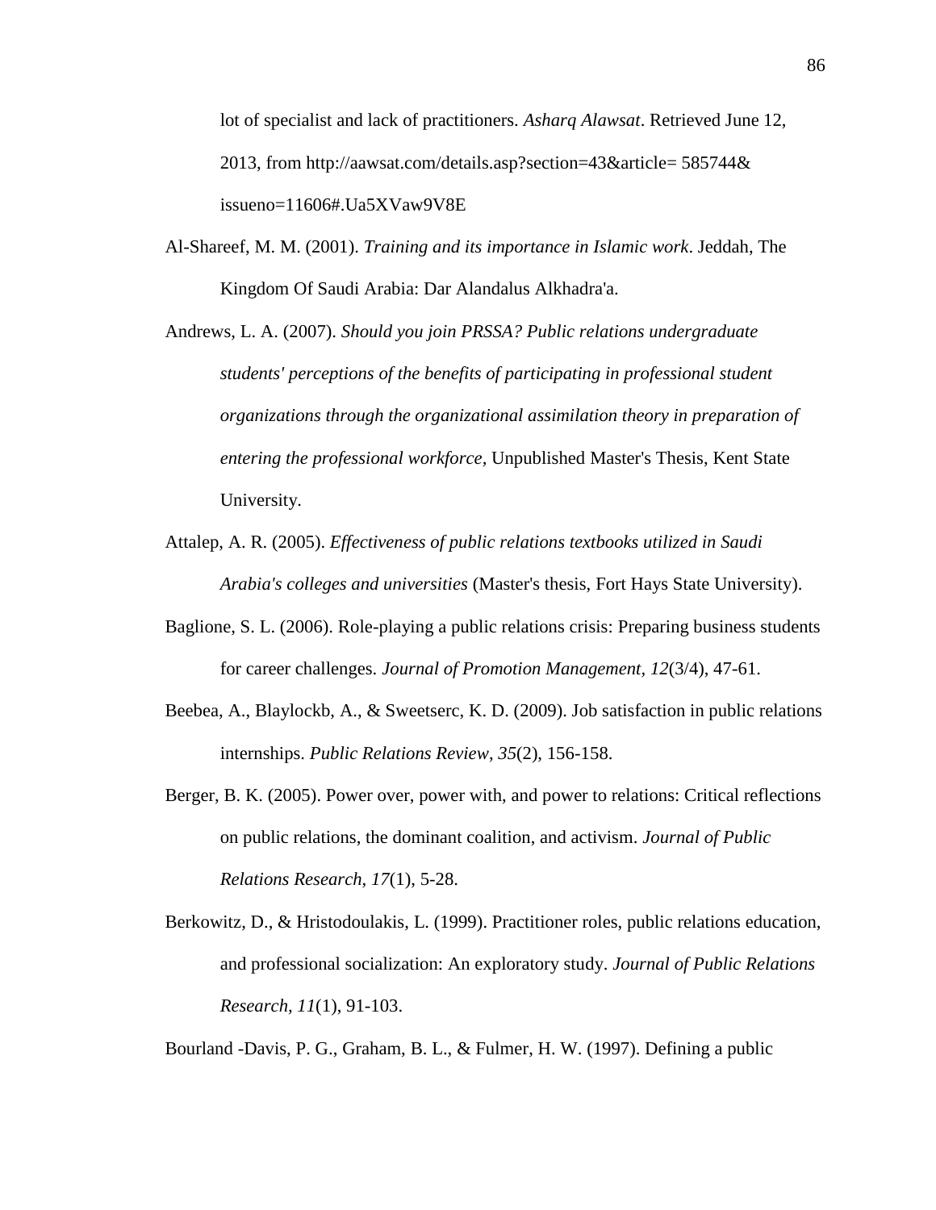lot of specialist and lack of practitioners. *Asharq Alawsat*. Retrieved June 12, 2013, from http://aawsat.com/details.asp?section=43&article= 585744& issueno=11606#.Ua5XVaw9V8E

Al-Shareef, M. M. (2001). *Training and its importance in Islamic work*. Jeddah, The Kingdom Of Saudi Arabia: Dar Alandalus Alkhadra'a.

Andrews, L. A. (2007). *Should you join PRSSA? Public relations undergraduate students' perceptions of the benefits of participating in professional student organizations through the organizational assimilation theory in preparation of entering the professional workforce*, Unpublished Master's Thesis, Kent State University.

Attalep, A. R. (2005). *Effectiveness of public relations textbooks utilized in Saudi Arabia's colleges and universities* (Master's thesis, Fort Hays State University).

Baglione, S. L. (2006). Role-playing a public relations crisis: Preparing business students for career challenges. *Journal of Promotion Management*, *12*(3/4), 47-61.

Beebea, A., Blaylockb, A., & Sweetserc, K. D. (2009). Job satisfaction in public relations internships. *Public Relations Review*, *35*(2), 156-158.

Berger, B. K. (2005). Power over, power with, and power to relations: Critical reflections on public relations, the dominant coalition, and activism. *Journal of Public Relations Research*, *17*(1), 5-28.

Berkowitz, D., & Hristodoulakis, L. (1999). Practitioner roles, public relations education, and professional socialization: An exploratory study. *Journal of Public Relations Research*, *11*(1), 91-103.

Bourland -Davis, P. G., Graham, B. L., & Fulmer, H. W. (1997). Defining a public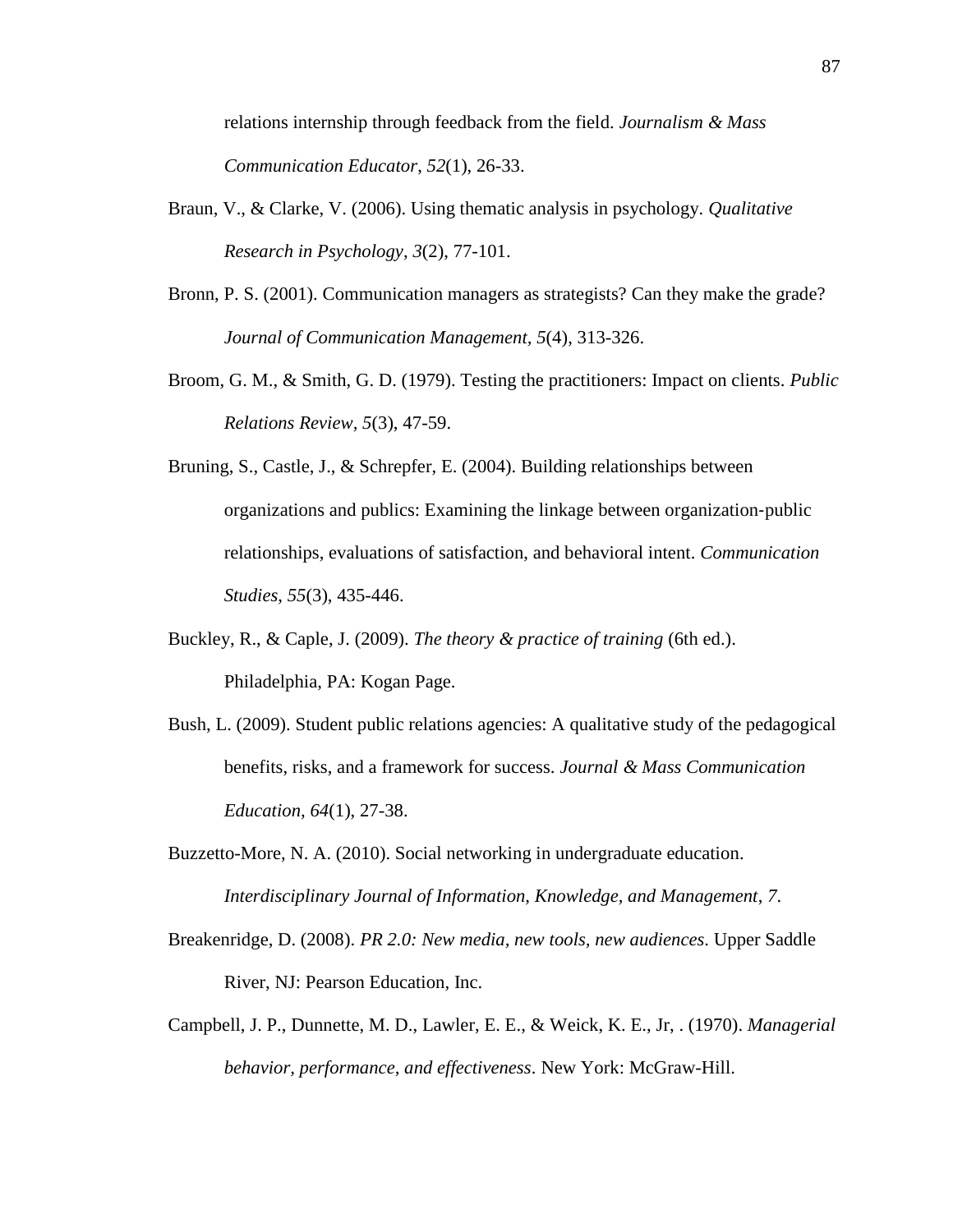relations internship through feedback from the field. *Journalism & Mass Communication Educator*, *52*(1), 26-33.

Braun, V., & Clarke, V. (2006). Using thematic analysis in psychology. *Qualitative Research in Psychology*, *3*(2), 77-101.

Bronn, P. S. (2001). Communication managers as strategists? Can they make the grade? *Journal of Communication Management, 5*(4), 313-326.

Broom, G. M., & Smith, G. D. (1979). Testing the practitioners: Impact on clients. *Public Relations Review*, *5*(3), 47-59.

Bruning, S., Castle, J., & Schrepfer, E. (2004). Building relationships between organizations and publics: Examining the linkage between organization-public relationships, evaluations of satisfaction, and behavioral intent. *Communication Studies*, *55*(3), 435-446.

Buckley, R., & Caple, J. (2009). *The theory & practice of training* (6th ed.). Philadelphia, PA: Kogan Page.

Bush, L. (2009). Student public relations agencies: A qualitative study of the pedagogical benefits, risks, and a framework for success. *Journal & Mass Communication Education, 64*(1), 27-38.

Buzzetto-More, N. A. (2010). Social networking in undergraduate education. *Interdisciplinary Journal of Information, Knowledge, and Management, 7*.

Breakenridge, D. (2008). *PR 2.0: New media, new tools, new audiences*. Upper Saddle River, NJ: Pearson Education, Inc.

Campbell, J. P., Dunnette, M. D., Lawler, E. E., & Weick, K. E., Jr, . (1970). *Managerial behavior, performance, and effectiveness*. New York: McGraw-Hill.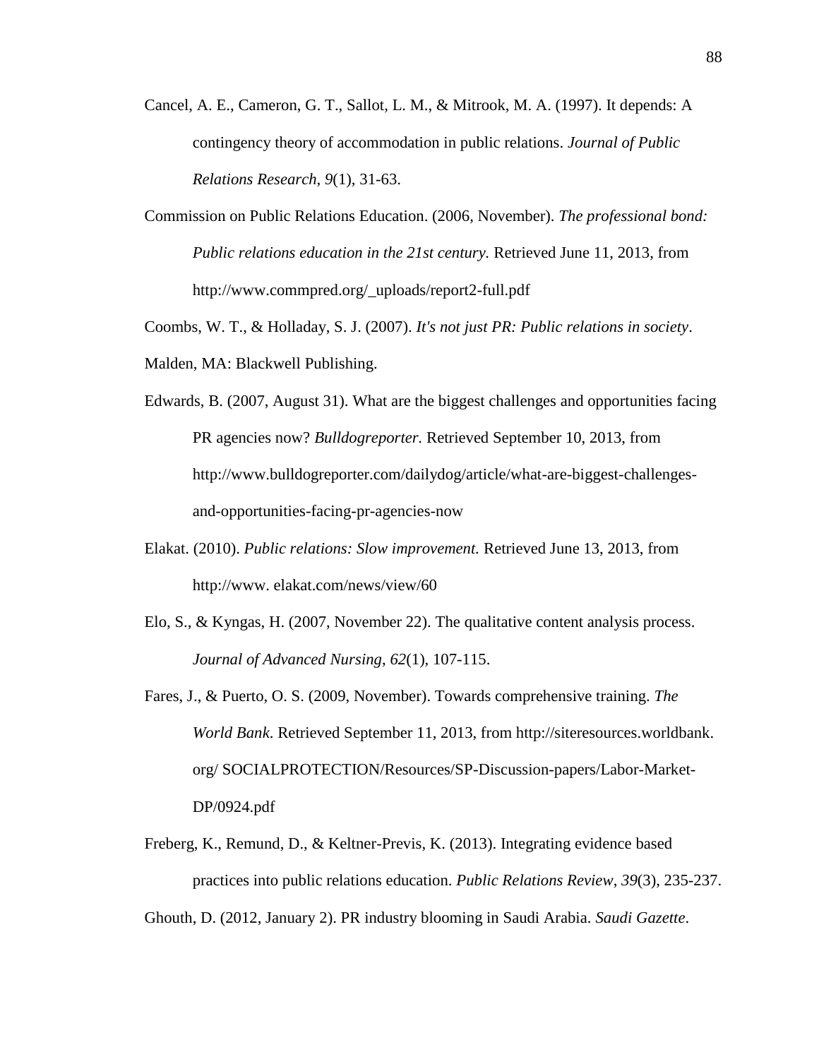Cancel, A. E., Cameron, G. T., Sallot, L. M., & Mitrook, M. A. (1997). It depends: A contingency theory of accommodation in public relations. *Journal of Public Relations Research*, *9*(1), 31-63.

Commission on Public Relations Education. (2006, November). *The professional bond: Public relations education in the 21st century.* Retrieved June 11, 2013, from http://www.commpred.org/_uploads/report2-full.pdf

Coombs, W. T., & Holladay, S. J. (2007). *It's not just PR: Public relations in society*. Malden, MA: Blackwell Publishing.

Edwards, B. (2007, August 31). What are the biggest challenges and opportunities facing PR agencies now? *Bulldogreporter*. Retrieved September 10, 2013, from http://www.bulldogreporter.com/dailydog/article/what-are-biggest-challenges-and-opportunities-facing-pr-agencies-now

Elakat. (2010). *Public relations: Slow improvement.* Retrieved June 13, 2013, from http://www. elakat.com/news/view/60

Elo, S., & Kyngas, H. (2007, November 22). The qualitative content analysis process. *Journal of Advanced Nursing*, *62*(1), 107-115.

Fares, J., & Puerto, O. S. (2009, November). Towards comprehensive training. *The World Bank*. Retrieved September 11, 2013, from http://siteresources.worldbank. org/ SOCIALPROTECTION/Resources/SP-Discussion-papers/Labor-Market-DP/0924.pdf

Freberg, K., Remund, D., & Keltner-Previs, K. (2013). Integrating evidence based practices into public relations education. *Public Relations Review*, *39*(3), 235-237.

Ghouth, D. (2012, January 2). PR industry blooming in Saudi Arabia. *Saudi Gazette*.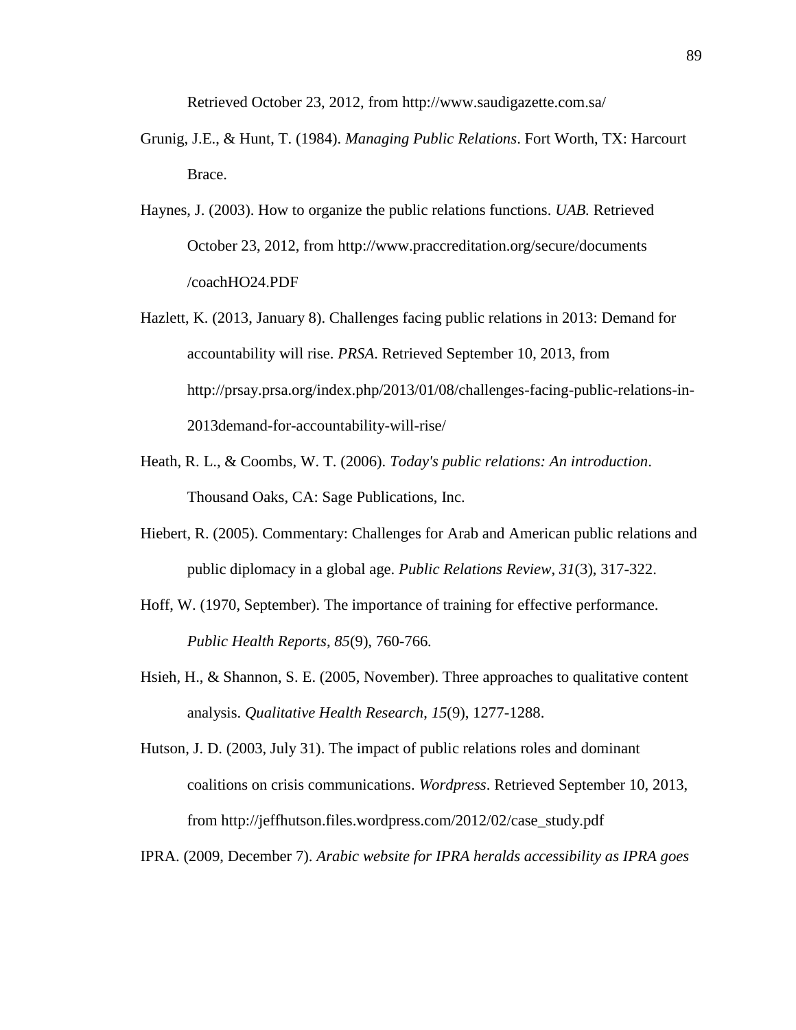Retrieved October 23, 2012, from http://www.saudigazette.com.sa/

Grunig, J.E., & Hunt, T. (1984). *Managing Public Relations*. Fort Worth, TX: Harcourt Brace.

Haynes, J. (2003). How to organize the public relations functions. *UAB.* Retrieved October 23, 2012, from http://www.praccreditation.org/secure/documents /coachHO24.PDF

Hazlett, K. (2013, January 8). Challenges facing public relations in 2013: Demand for accountability will rise. *PRSA*. Retrieved September 10, 2013, from http://prsay.prsa.org/index.php/2013/01/08/challenges-facing-public-relations-in-2013demand-for-accountability-will-rise/

Heath, R. L., & Coombs, W. T. (2006). *Today's public relations: An introduction*. Thousand Oaks, CA: Sage Publications, Inc.

Hiebert, R. (2005). Commentary: Challenges for Arab and American public relations and public diplomacy in a global age. *Public Relations Review*, *31*(3), 317-322.

Hoff, W. (1970, September). The importance of training for effective performance. *Public Health Reports*, *85*(9), 760-766.

Hsieh, H., & Shannon, S. E. (2005, November). Three approaches to qualitative content analysis. *Qualitative Health Research*, *15*(9), 1277-1288.

Hutson, J. D. (2003, July 31). The impact of public relations roles and dominant coalitions on crisis communications. *Wordpress*. Retrieved September 10, 2013, from http://jeffhutson.files.wordpress.com/2012/02/case_study.pdf

IPRA. (2009, December 7). *Arabic website for IPRA heralds accessibility as IPRA goes*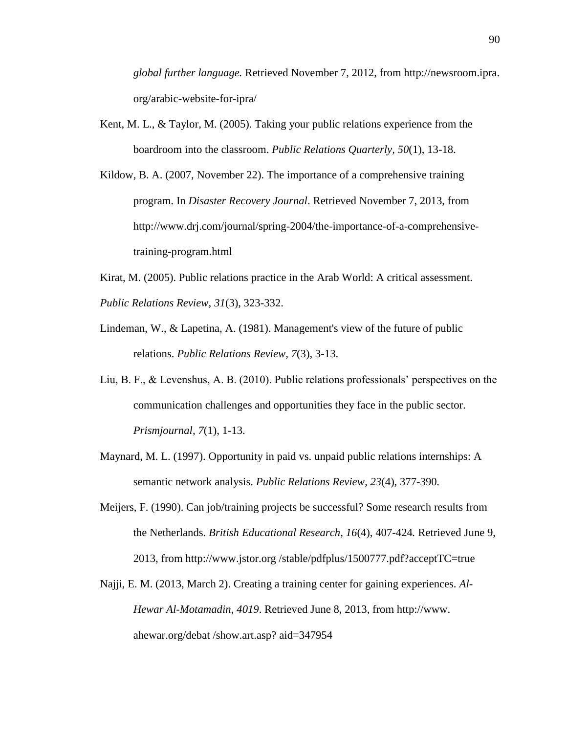*global further language.* Retrieved November 7, 2012, from http://newsroom.ipra.org/arabic-website-for-ipra/

Kent, M. L., & Taylor, M. (2005). Taking your public relations experience from the boardroom into the classroom. *Public Relations Quarterly, 50*(1), 13-18.

Kildow, B. A. (2007, November 22). The importance of a comprehensive training program. In *Disaster Recovery Journal*. Retrieved November 7, 2013, from http://www.drj.com/journal/spring-2004/the-importance-of-a-comprehensive-training-program.html

Kirat, M. (2005). Public relations practice in the Arab World: A critical assessment. *Public Relations Review*, *31*(3), 323-332.

Lindeman, W., & Lapetina, A. (1981). Management's view of the future of public relations. *Public Relations Review*, *7*(3), 3-13.

Liu, B. F., & Levenshus, A. B. (2010). Public relations professionals' perspectives on the communication challenges and opportunities they face in the public sector. *Prismjournal, 7*(1), 1-13.

Maynard, M. L. (1997). Opportunity in paid vs. unpaid public relations internships: A semantic network analysis. *Public Relations Review*, *23*(4), 377-390.

Meijers, F. (1990). Can job/training projects be successful? Some research results from the Netherlands. *British Educational Research*, *16*(4), 407-424*.* Retrieved June 9, 2013, from http://www.jstor.org /stable/pdfplus/1500777.pdf?acceptTC=true

Najji, E. M. (2013, March 2). Creating a training center for gaining experiences. *Al-Hewar Al-Motamadin*, *4019*. Retrieved June 8, 2013, from http://www.ahewar.org/debat /show.art.asp? aid=347954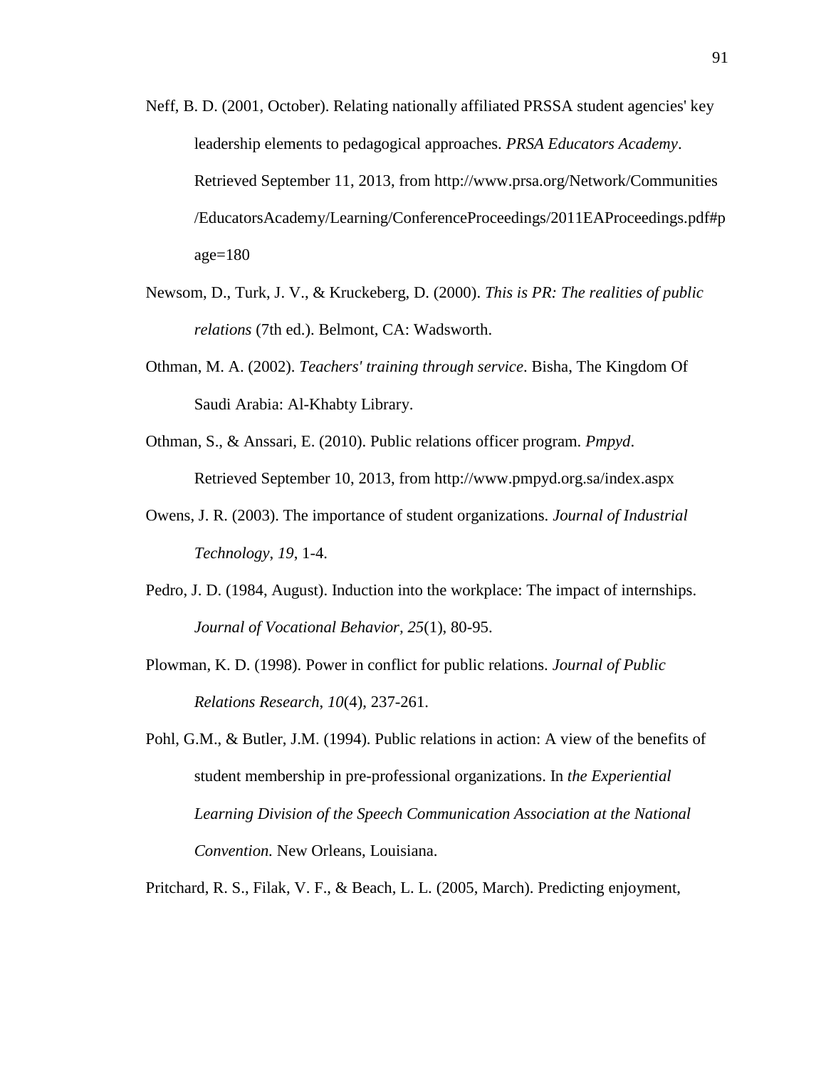Neff, B. D. (2001, October). Relating nationally affiliated PRSSA student agencies' key leadership elements to pedagogical approaches. *PRSA Educators Academy*. Retrieved September 11, 2013, from http://www.prsa.org/Network/Communities/EducatorsAcademy/Learning/ConferenceProceedings/2011EAProceedings.pdf#page=180

Newsom, D., Turk, J. V., & Kruckeberg, D. (2000). *This is PR: The realities of public relations* (7th ed.). Belmont, CA: Wadsworth.

Othman, M. A. (2002). *Teachers' training through service*. Bisha, The Kingdom Of Saudi Arabia: Al-Khabty Library.

Othman, S., & Anssari, E. (2010). Public relations officer program. *Pmpyd*. Retrieved September 10, 2013, from http://www.pmpyd.org.sa/index.aspx

Owens, J. R. (2003). The importance of student organizations. *Journal of Industrial Technology, 19,* 1-4.

Pedro, J. D. (1984, August). Induction into the workplace: The impact of internships. *Journal of Vocational Behavior, 25*(1), 80-95.

Plowman, K. D. (1998). Power in conflict for public relations. *Journal of Public Relations Research*, *10*(4), 237-261.

Pohl, G.M., & Butler, J.M. (1994). Public relations in action: A view of the benefits of student membership in pre-professional organizations. In *the Experiential Learning Division of the Speech Communication Association at the National Convention.* New Orleans, Louisiana.

Pritchard, R. S., Filak, V. F., & Beach, L. L. (2005, March). Predicting enjoyment,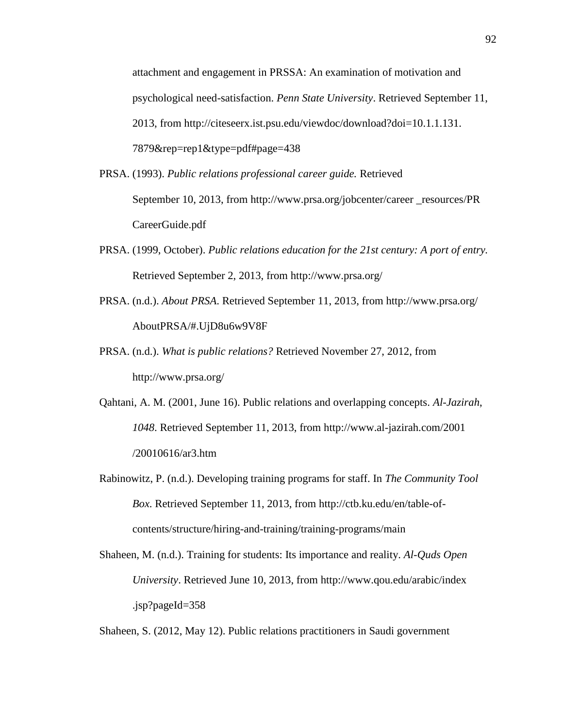attachment and engagement in PRSSA: An examination of motivation and psychological need-satisfaction. *Penn State University*. Retrieved September 11, 2013, from http://citeseerx.ist.psu.edu/viewdoc/download?doi=10.1.1.131.7879&rep=rep1&type=pdf#page=438

PRSA. (1993). *Public relations professional career guide.* Retrieved September 10, 2013, from http://www.prsa.org/jobcenter/career _resources/PR CareerGuide.pdf

PRSA. (1999, October). *Public relations education for the 21st century: A port of entry.* Retrieved September 2, 2013, from http://www.prsa.org/

PRSA. (n.d.). *About PRSA.* Retrieved September 11, 2013, from http://www.prsa.org/AboutPRSA/#.UjD8u6w9V8F

PRSA. (n.d.). *What is public relations?* Retrieved November 27, 2012, from http://www.prsa.org/

Qahtani, A. M. (2001, June 16). Public relations and overlapping concepts. *Al-Jazirah*, *1048*. Retrieved September 11, 2013, from http://www.al-jazirah.com/2001/20010616/ar3.htm

Rabinowitz, P. (n.d.). Developing training programs for staff. In *The Community Tool Box.* Retrieved September 11, 2013, from http://ctb.ku.edu/en/table-of-contents/structure/hiring-and-training/training-programs/main

Shaheen, M. (n.d.). Training for students: Its importance and reality. *Al-Quds Open University*. Retrieved June 10, 2013, from http://www.qou.edu/arabic/index.jsp?pageId=358

Shaheen, S. (2012, May 12). Public relations practitioners in Saudi government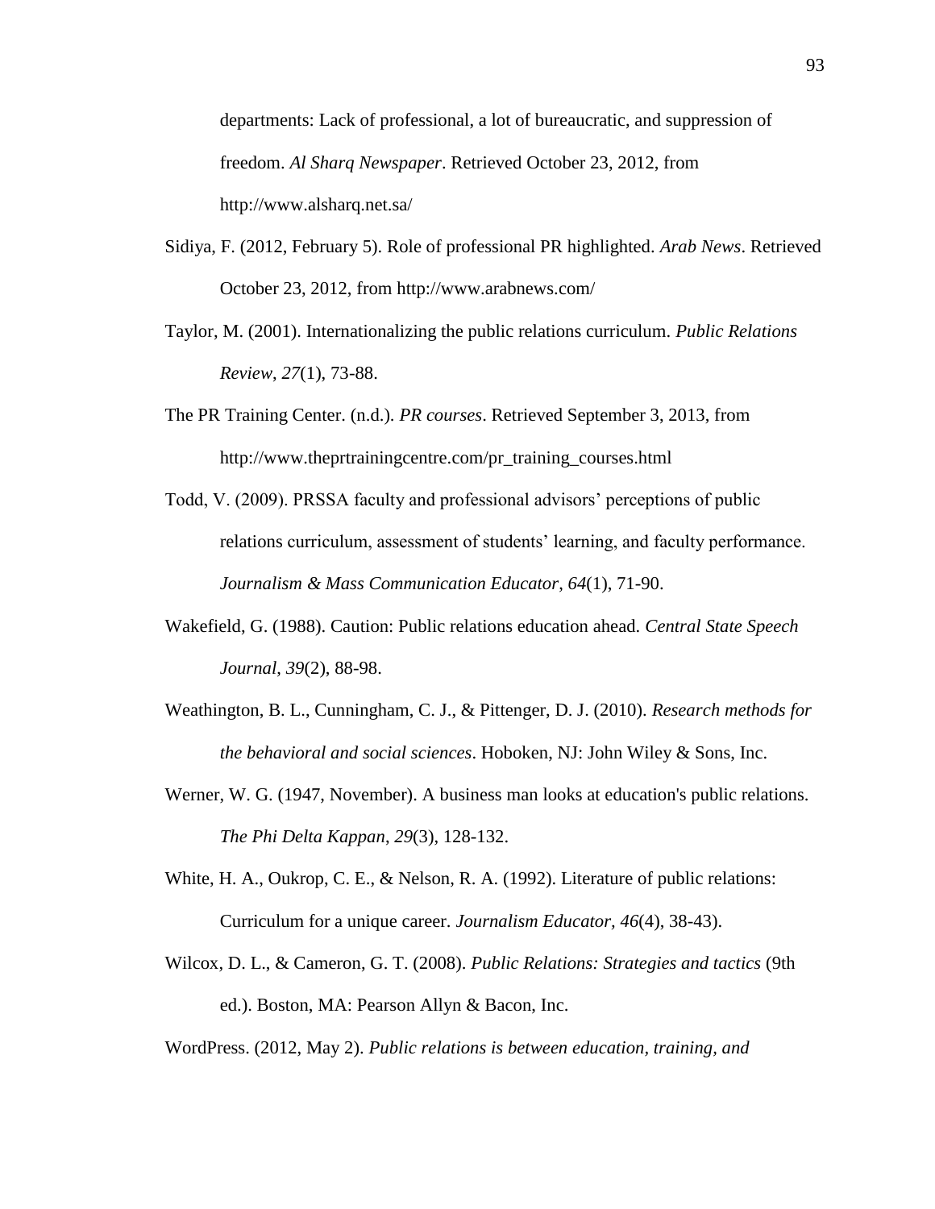departments: Lack of professional, a lot of bureaucratic, and suppression of freedom. *Al Sharq Newspaper*. Retrieved October 23, 2012, from http://www.alsharq.net.sa/

Sidiya, F. (2012, February 5). Role of professional PR highlighted. *Arab News*. Retrieved October 23, 2012, from http://www.arabnews.com/

Taylor, M. (2001). Internationalizing the public relations curriculum. *Public Relations Review*, *27*(1), 73-88.

The PR Training Center. (n.d.). *PR courses*. Retrieved September 3, 2013, from http://www.theprtrainingcentre.com/pr_training_courses.html

Todd, V. (2009). PRSSA faculty and professional advisors' perceptions of public relations curriculum, assessment of students' learning, and faculty performance. *Journalism & Mass Communication Educator*, *64*(1), 71-90.

Wakefield, G. (1988). Caution: Public relations education ahead. *Central State Speech Journal*, *39*(2), 88-98.

Weathington, B. L., Cunningham, C. J., & Pittenger, D. J. (2010). *Research methods for the behavioral and social sciences*. Hoboken, NJ: John Wiley & Sons, Inc.

Werner, W. G. (1947, November). A business man looks at education's public relations. *The Phi Delta Kappan*, *29*(3), 128-132.

White, H. A., Oukrop, C. E., & Nelson, R. A. (1992). Literature of public relations: Curriculum for a unique career. *Journalism Educator*, *46*(4), 38-43).

Wilcox, D. L., & Cameron, G. T. (2008). *Public Relations: Strategies and tactics* (9th ed.). Boston, MA: Pearson Allyn & Bacon, Inc.

WordPress. (2012, May 2). *Public relations is between education, training, and*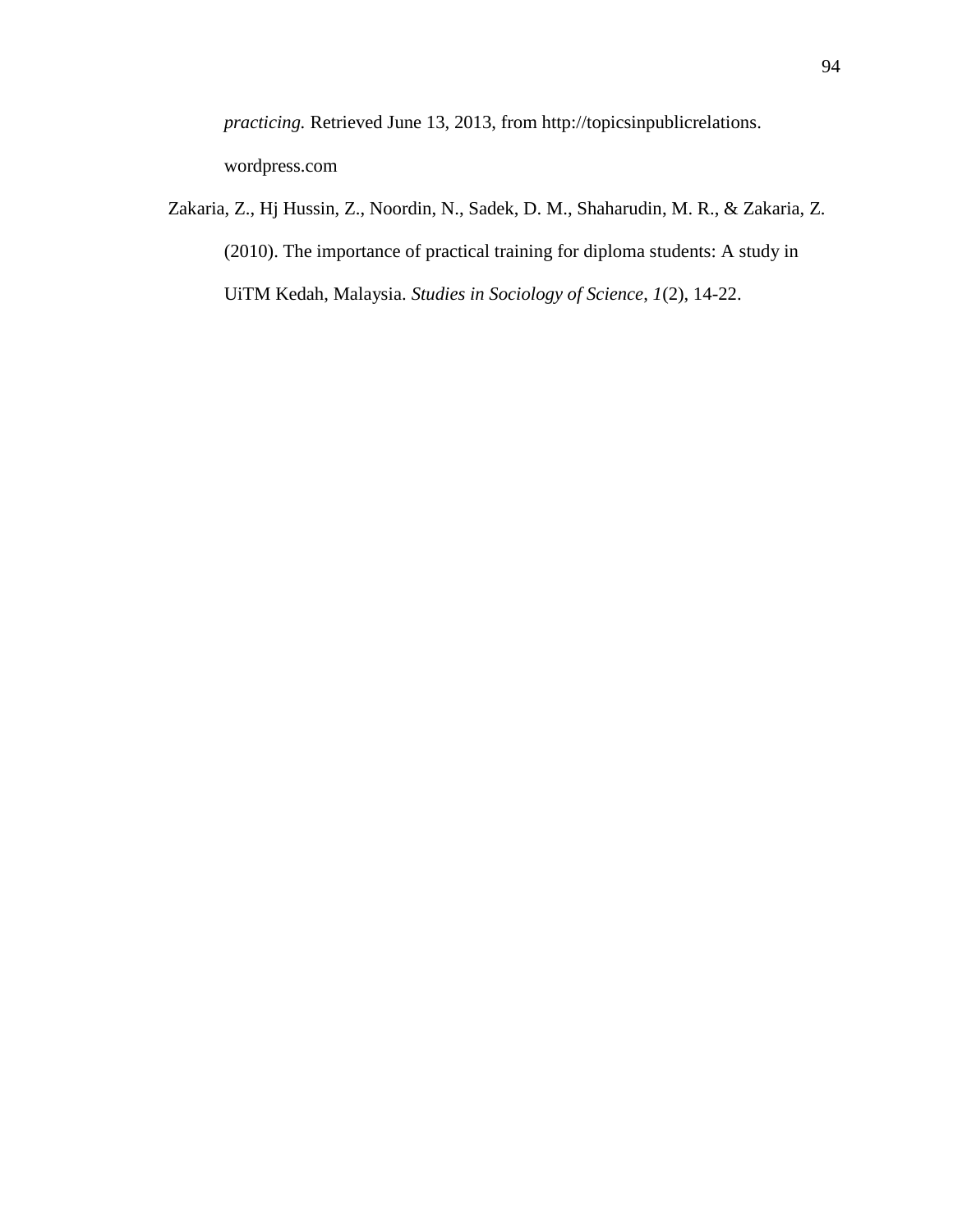*practicing.* Retrieved June 13, 2013, from http://topicsinpublicrelations. wordpress.com

Zakaria, Z., Hj Hussin, Z., Noordin, N., Sadek, D. M., Shaharudin, M. R., & Zakaria, Z. (2010). The importance of practical training for diploma students: A study in UiTM Kedah, Malaysia. *Studies in Sociology of Science*, *1*(2), 14-22.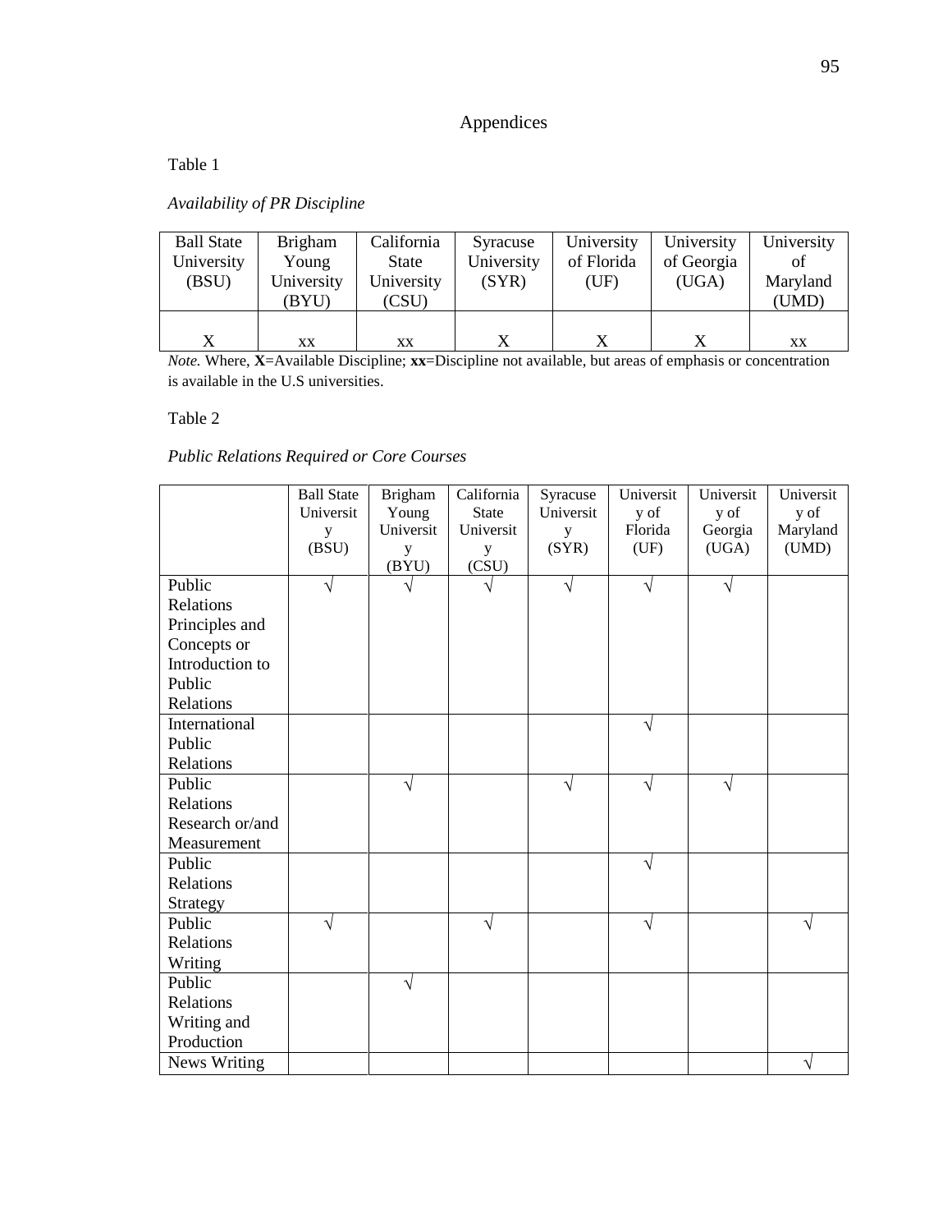# Appendices

Table 1

*Availability of PR Discipline*

| Ball State University (BSU) | Brigham Young University (BYU) | California State University (CSU) | Syracuse University (SYR) | University of Florida (UF) | University of Georgia (UGA) | University of Maryland (UMD) |
|---|---|---|---|---|---|---|
| X | xx | xx | X | X | X | xx |

*Note.* Where, **X**=Available Discipline; **xx**=Discipline not available, but areas of emphasis or concentration is available in the U.S universities.

Table 2

*Public Relations Required or Core Courses*

| | Ball State University (BSU) | Brigham Young University (BYU) | California State University (CSU) | Syracuse University (SYR) | University of Florida (UF) | University of Georgia (UGA) | University of Maryland (UMD) |
|---|---|---|---|---|---|---|---|
| Public Relations Principles and Concepts or Introduction to Public Relations | √ | √ | √ | √ | √ | √ | |
| International Public Relations | | | | | √ | | |
| Public Relations Research or/and Measurement | | √ | | √ | √ | √ | |
| Public Relations Strategy | | | | | √ | | |
| Public Relations Writing | √ | | √ | | √ | | √ |
| Public Relations Writing and Production | | √ | | | | | |
| News Writing | | | | | | | √ |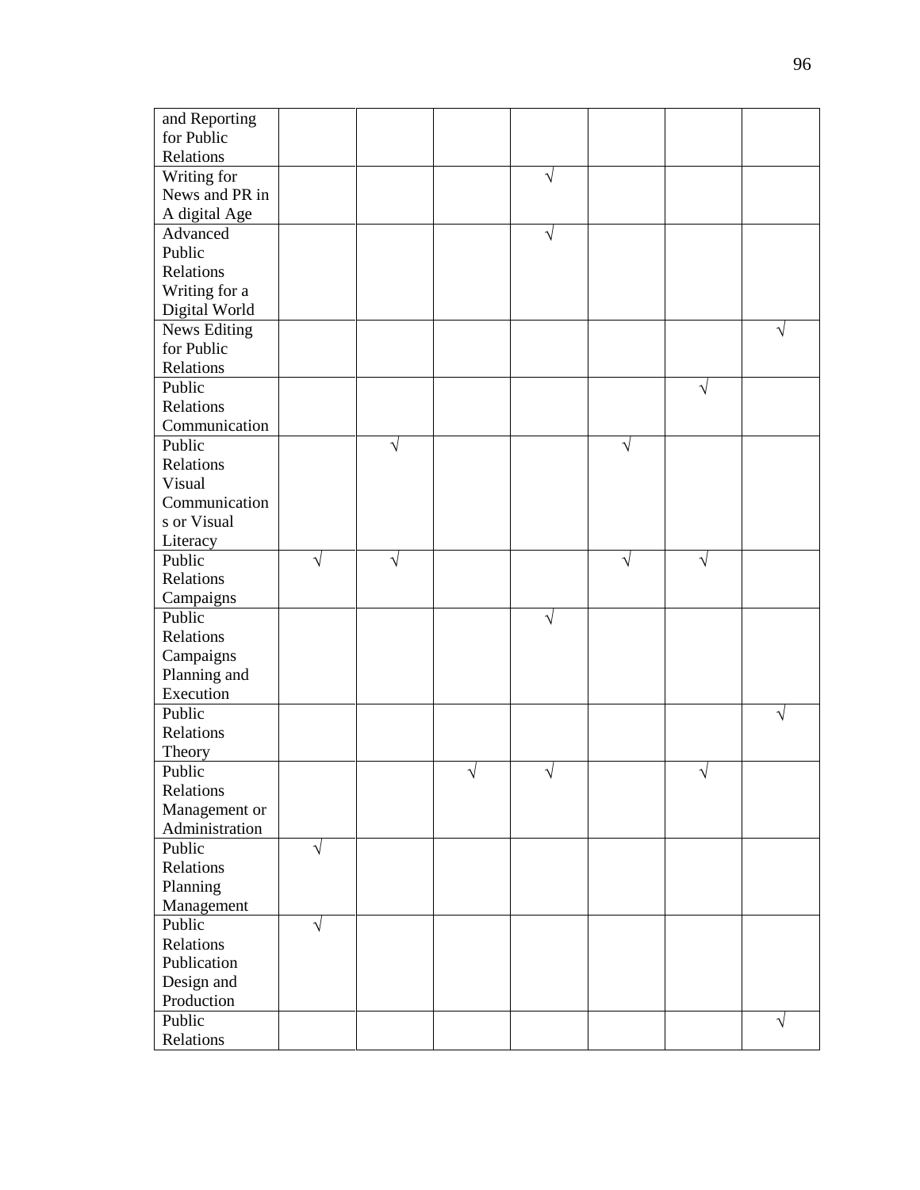| | | | | | | | |
|---|---|---|---|---|---|---|---|
| and Reporting for Public Relations | | | | | | | |
| Writing for News and PR in A digital Age | | | | √ | | | |
| Advanced Public Relations Writing for a Digital World | | | | √ | | | |
| News Editing for Public Relations | | | | | | | √ |
| Public Relations Communication | | | | | | √ | |
| Public Relations Visual Communications or Visual Literacy | | √ | | | √ | | |
| Public Relations Campaigns | √ | √ | | | √ | √ | |
| Public Relations Campaigns Planning and Execution | | | | √ | | | |
| Public Relations Theory | | | | | | | √ |
| Public Relations Management or Administration | | | √ | √ | | √ | |
| Public Relations Planning Management | √ | | | | | | |
| Public Relations Publication Design and Production | √ | | | | | | |
| Public Relations | | | | | | | √ |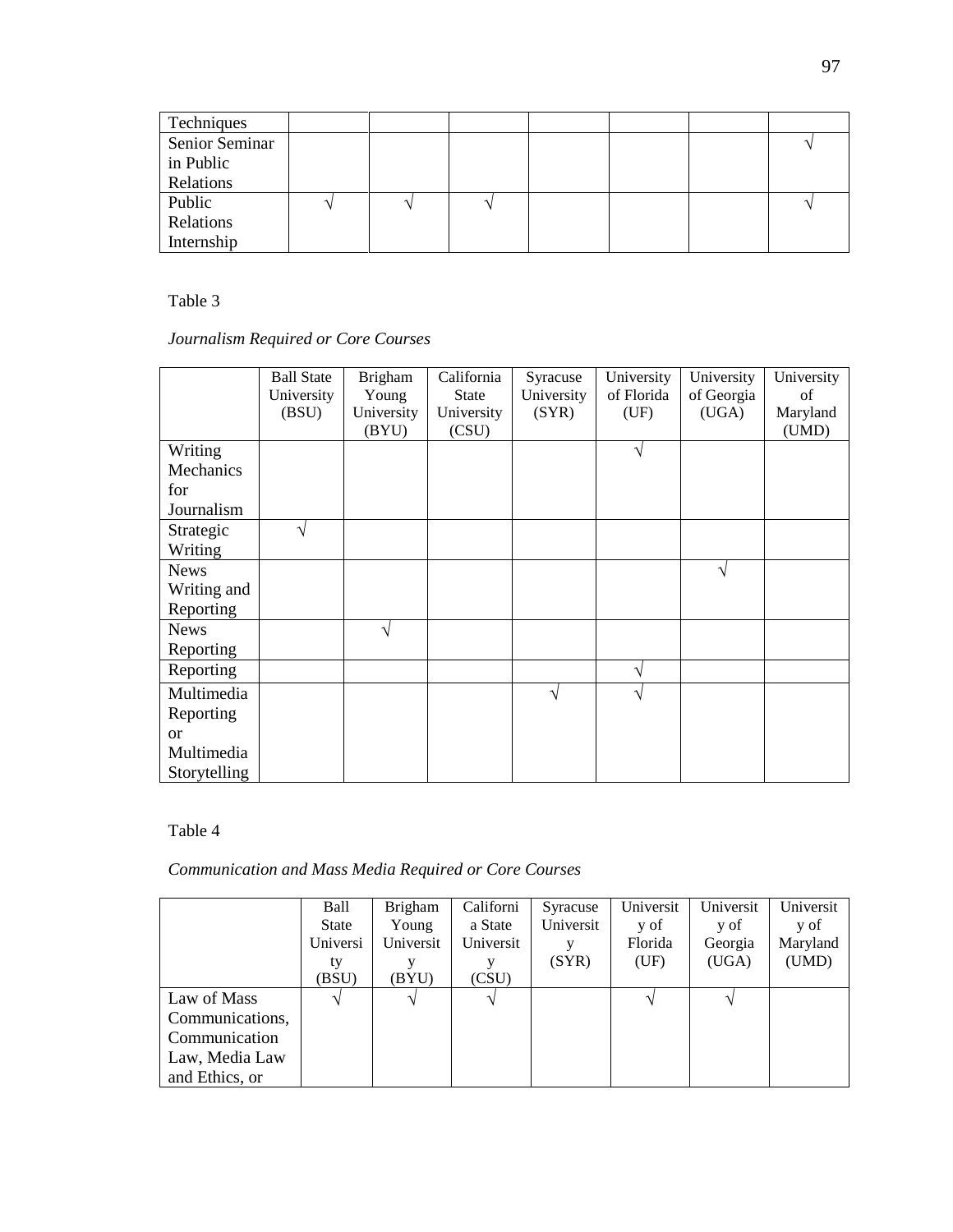| | | | | | | | |
|---|---|---|---|---|---|---|---|
| Techniques | | | | | | | |
| Senior Seminar in Public Relations | | | | | | | √ |
| Public Relations Internship | √ | √ | √ | | | | √ |

Table 3

*Journalism Required or Core Courses*

| | Ball State University (BSU) | Brigham Young University (BYU) | California State University (CSU) | Syracuse University (SYR) | University of Florida (UF) | University of Georgia (UGA) | University of Maryland (UMD) |
|---|---|---|---|---|---|---|---|
| Writing Mechanics for Journalism | | | | | √ | | |
| Strategic Writing | √ | | | | | | |
| News Writing and Reporting | | | | | | √ | |
| News Reporting | | √ | | | | | |
| Reporting | | | | | √ | | |
| Multimedia Reporting or Multimedia Storytelling | | | | √ | √ | | |

Table 4

*Communication and Mass Media Required or Core Courses*

| | Ball State University (BSU) | Brigham Young University (BYU) | California State University (CSU) | Syracuse University (SYR) | University of Florida (UF) | University of Georgia (UGA) | University of Maryland (UMD) |
|---|---|---|---|---|---|---|---|
| Law of Mass Communications, Communication Law, Media Law and Ethics, or | √ | √ | √ | | √ | √ | |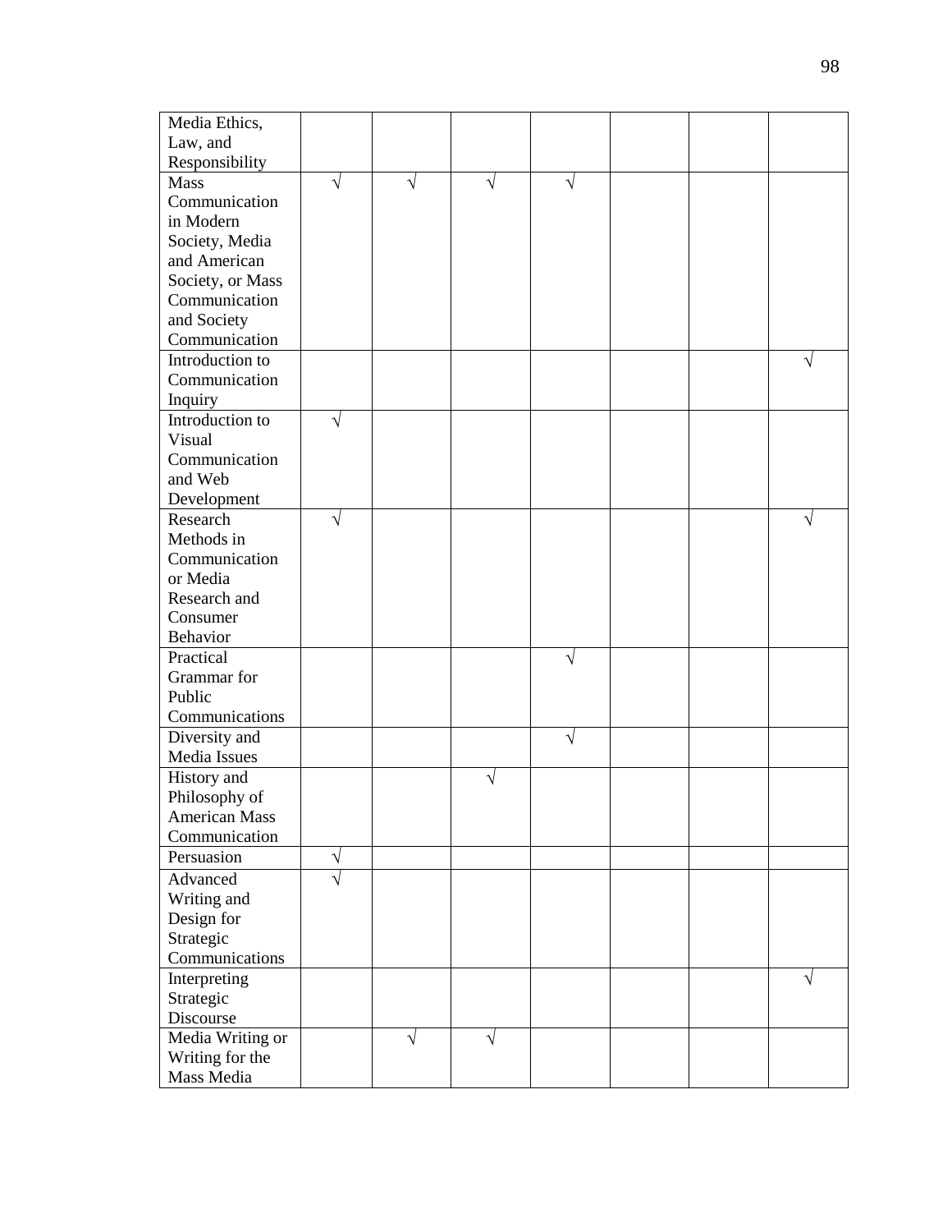| | | | | | | | |
|---|---|---|---|---|---|---|---|
| Media Ethics, Law, and Responsibility | | | | | | | |
| Mass Communication in Modern Society, Media and American Society, or Mass Communication and Society Communication | √ | √ | √ | √ | | | |
| Introduction to Communication Inquiry | | | | | | | √ |
| Introduction to Visual Communication and Web Development | √ | | | | | | |
| Research Methods in Communication or Media Research and Consumer Behavior | √ | | | | | | √ |
| Practical Grammar for Public Communications | | | | √ | | | |
| Diversity and Media Issues | | | | √ | | | |
| History and Philosophy of American Mass Communication | | | √ | | | | |
| Persuasion | √ | | | | | | |
| Advanced Writing and Design for Strategic Communications | √ | | | | | | |
| Interpreting Strategic Discourse | | | | | | | √ |
| Media Writing or Writing for the Mass Media | | √ | √ | | | | |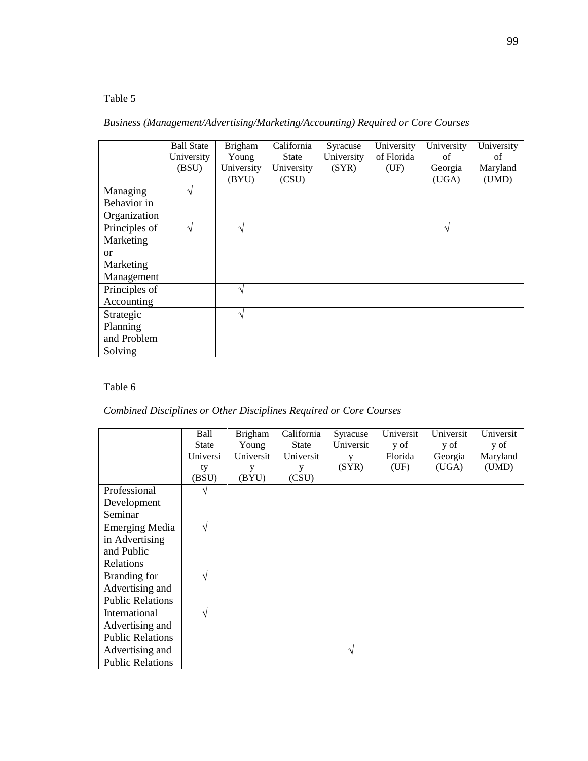Table 5

*Business (Management/Advertising/Marketing/Accounting) Required or Core Courses*

| | Ball State University (BSU) | Brigham Young University (BYU) | California State University (CSU) | Syracuse University (SYR) | University of Florida (UF) | University of Georgia (UGA) | University of Maryland (UMD) |
|---|---|---|---|---|---|---|---|
| Managing Behavior in Organization | √ | | | | | | |
| Principles of Marketing or Marketing Management | √ | √ | | | | √ | |
| Principles of Accounting | | √ | | | | | |
| Strategic Planning and Problem Solving | | √ | | | | | |

Table 6

*Combined Disciplines or Other Disciplines Required or Core Courses*

| | Ball State University (BSU) | Brigham Young University (BYU) | California State University (CSU) | Syracuse University (SYR) | University of Florida (UF) | University of Georgia (UGA) | University of Maryland (UMD) |
|---|---|---|---|---|---|---|---|
| Professional Development Seminar | √ | | | | | | |
| Emerging Media in Advertising and Public Relations | √ | | | | | | |
| Branding for Advertising and Public Relations | √ | | | | | | |
| International Advertising and Public Relations | √ | | | | | | |
| Advertising and Public Relations | | | | √ | | | |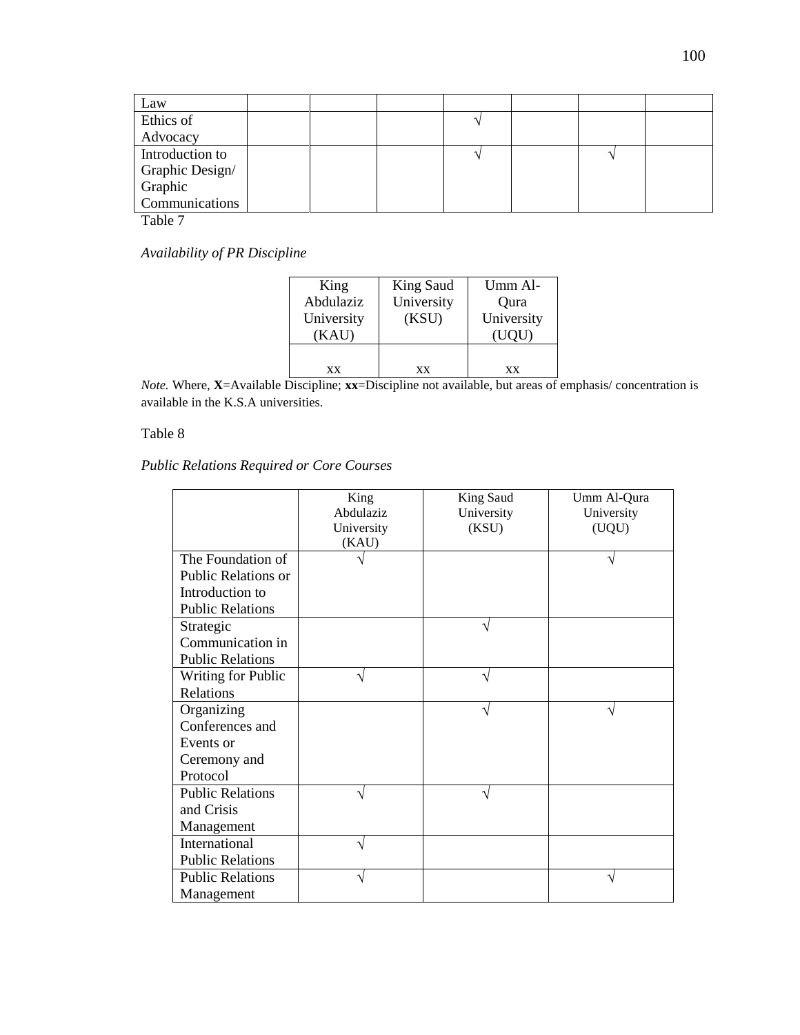| | | | | | | | |
|---|---|---|---|---|---|---|---|
| Law | | | | | | | |
| Ethics of Advocacy | | | | √ | | | |
| Introduction to Graphic Design/ Graphic Communications | | | | √ | | √ | |

Table 7

*Availability of PR Discipline*

| King Abdulaziz University (KAU) | King Saud University (KSU) | Umm Al-Qura University (UQU) |
|---|---|---|
| xx | xx | xx |

*Note.* Where, **X**=Available Discipline; **xx**=Discipline not available, but areas of emphasis/ concentration is available in the K.S.A universities.

Table 8

*Public Relations Required or Core Courses*

| | King Abdulaziz University (KAU) | King Saud University (KSU) | Umm Al-Qura University (UQU) |
|---|---|---|---|
| The Foundation of Public Relations or Introduction to Public Relations | √ | | √ |
| Strategic Communication in Public Relations | | √ | |
| Writing for Public Relations | √ | √ | |
| Organizing Conferences and Events or Ceremony and Protocol | | √ | √ |
| Public Relations and Crisis Management | √ | √ | |
| International Public Relations | √ | | |
| Public Relations Management | √ | | √ |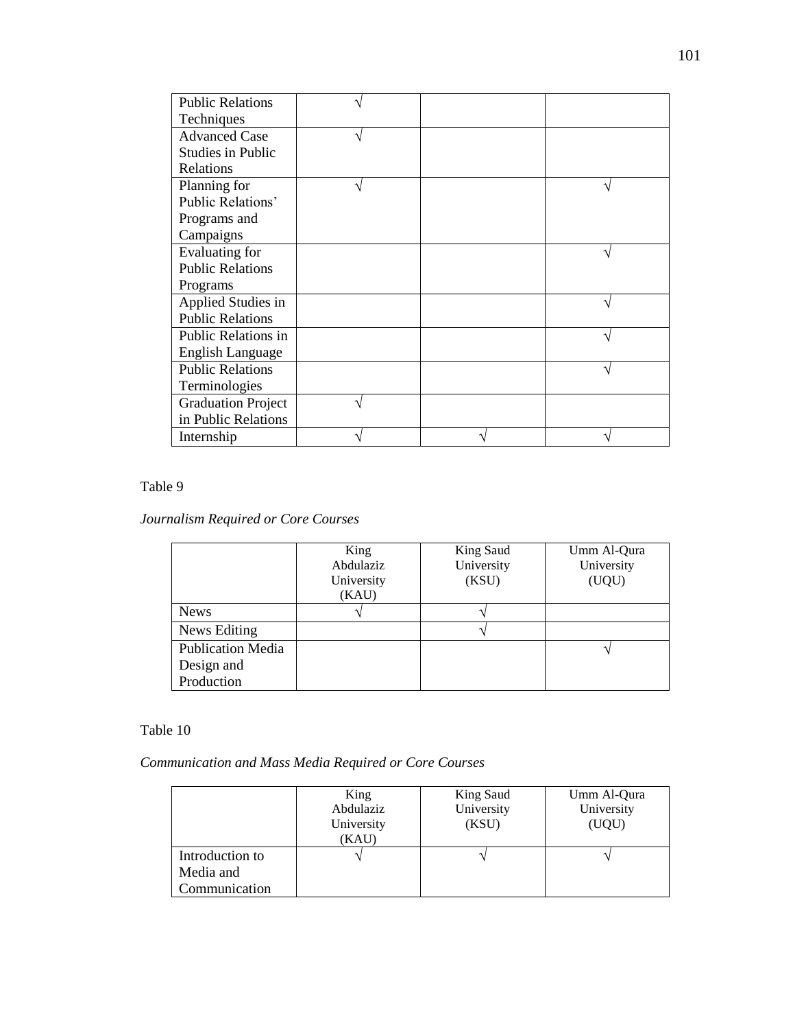| | | | |
|---|---|---|---|
| Public Relations Techniques | √ | | |
| Advanced Case Studies in Public Relations | √ | | |
| Planning for Public Relations' Programs and Campaigns | √ | | √ |
| Evaluating for Public Relations Programs | | | √ |
| Applied Studies in Public Relations | | | √ |
| Public Relations in English Language | | | √ |
| Public Relations Terminologies | | | √ |
| Graduation Project in Public Relations | √ | | |
| Internship | √ | √ | √ |

Table 9

*Journalism Required or Core Courses*

| | King Abdulaziz University (KAU) | King Saud University (KSU) | Umm Al-Qura University (UQU) |
|---|---|---|---|
| News | √ | √ | |
| News Editing | | √ | |
| Publication Media Design and Production | | | √ |

Table 10

*Communication and Mass Media Required or Core Courses*

| | King Abdulaziz University (KAU) | King Saud University (KSU) | Umm Al-Qura University (UQU) |
|---|---|---|---|
| Introduction to Media and Communication | √ | √ | √ |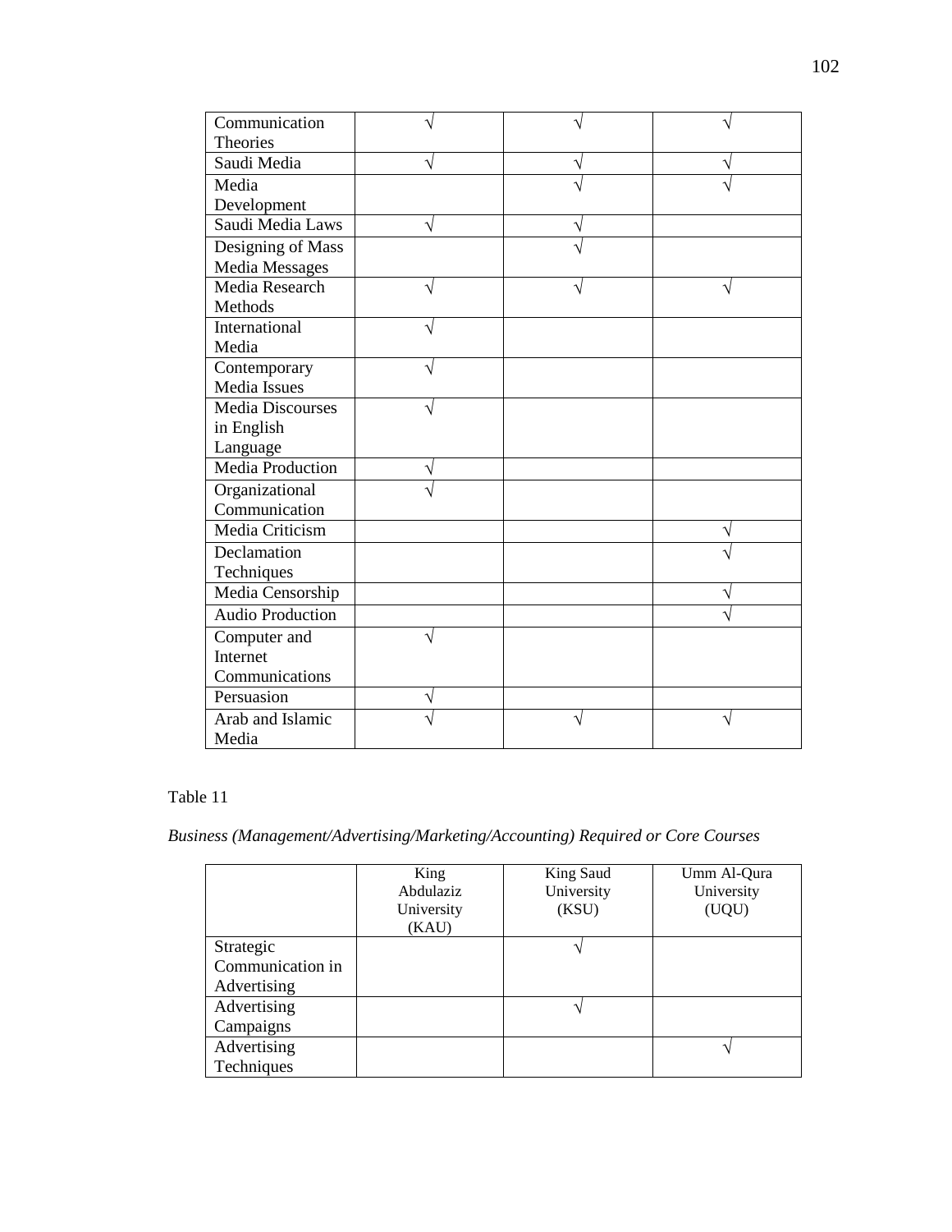| | | | |
|---|---|---|---|
| Communication Theories | √ | √ | √ |
| Saudi Media | √ | √ | √ |
| Media Development | | √ | √ |
| Saudi Media Laws | √ | √ | |
| Designing of Mass Media Messages | | √ | |
| Media Research Methods | √ | √ | √ |
| International Media | √ | | |
| Contemporary Media Issues | √ | | |
| Media Discourses in English Language | √ | | |
| Media Production | √ | | |
| Organizational Communication | √ | | |
| Media Criticism | | | √ |
| Declamation Techniques | | | √ |
| Media Censorship | | | √ |
| Audio Production | | | √ |
| Computer and Internet Communications | √ | | |
| Persuasion | √ | | |
| Arab and Islamic Media | √ | √ | √ |

Table 11

*Business (Management/Advertising/Marketing/Accounting) Required or Core Courses*

| | King Abdulaziz University (KAU) | King Saud University (KSU) | Umm Al-Qura University (UQU) |
|---|---|---|---|
| Strategic Communication in Advertising | | √ | |
| Advertising Campaigns | | √ | |
| Advertising Techniques | | | √ |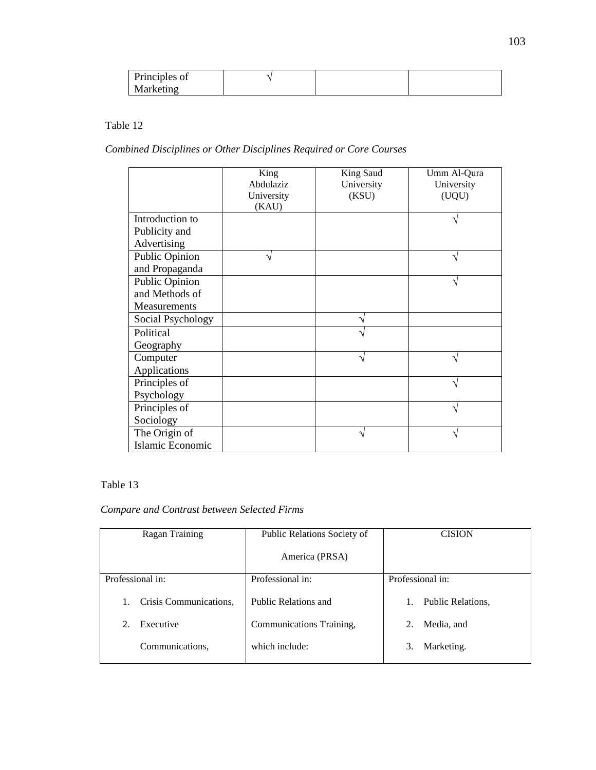| | | | |
|---|---|---|---|
| Principles of Marketing | √ | | |

Table 12

*Combined Disciplines or Other Disciplines Required or Core Courses*

| | King Abdulaziz University (KAU) | King Saud University (KSU) | Umm Al-Qura University (UQU) |
|---|---|---|---|
| Introduction to Publicity and Advertising | | | √ |
| Public Opinion and Propaganda | √ | | √ |
| Public Opinion and Methods of Measurements | | | √ |
| Social Psychology | | √ | |
| Political Geography | | √ | |
| Computer Applications | | √ | √ |
| Principles of Psychology | | | √ |
| Principles of Sociology | | | √ |
| The Origin of Islamic Economic | | √ | √ |

Table 13

*Compare and Contrast between Selected Firms*

| Ragan Training | Public Relations Society of America (PRSA) | CISION |
|---|---|---|
| Professional in:<br>1. Crisis Communications,<br>2. Executive Communications, | Professional in:<br>Public Relations and Communications Training, which include: | Professional in:<br>1. Public Relations,<br>2. Media, and<br>3. Marketing. |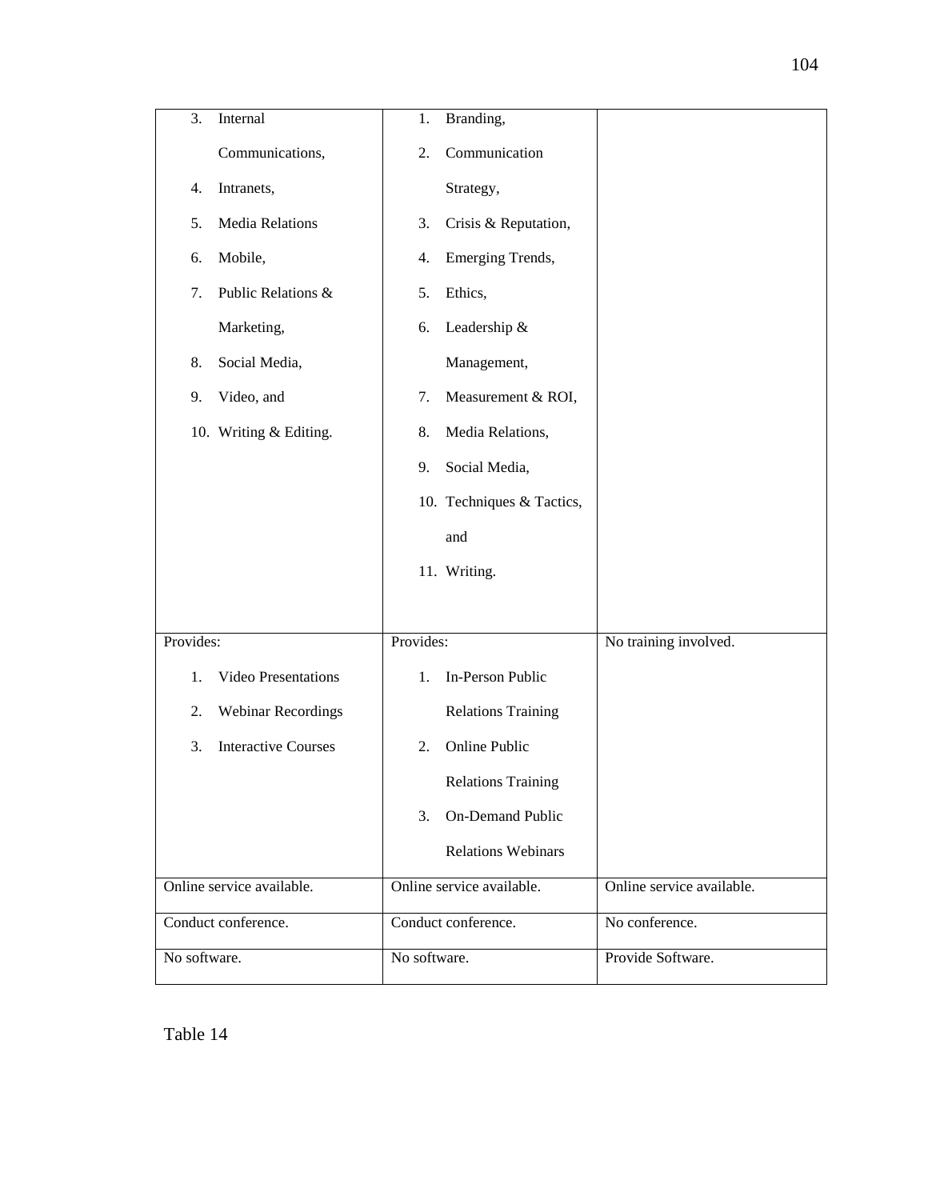| | | |
|---|---|---|
| 3. Internal Communications,<br>4. Intranets,<br>5. Media Relations<br>6. Mobile,<br>7. Public Relations & Marketing,<br>8. Social Media,<br>9. Video, and<br>10. Writing & Editing. | 1. Branding,<br>2. Communication Strategy,<br>3. Crisis & Reputation,<br>4. Emerging Trends,<br>5. Ethics,<br>6. Leadership & Management,<br>7. Measurement & ROI,<br>8. Media Relations,<br>9. Social Media,<br>10. Techniques & Tactics, and<br>11. Writing. | |
| Provides:<br>1. Video Presentations<br>2. Webinar Recordings<br>3. Interactive Courses | Provides:<br>1. In-Person Public Relations Training<br>2. Online Public Relations Training<br>3. On-Demand Public Relations Webinars | No training involved. |
| Online service available. | Online service available. | Online service available. |
| Conduct conference. | Conduct conference. | No conference. |
| No software. | No software. | Provide Software. |

Table 14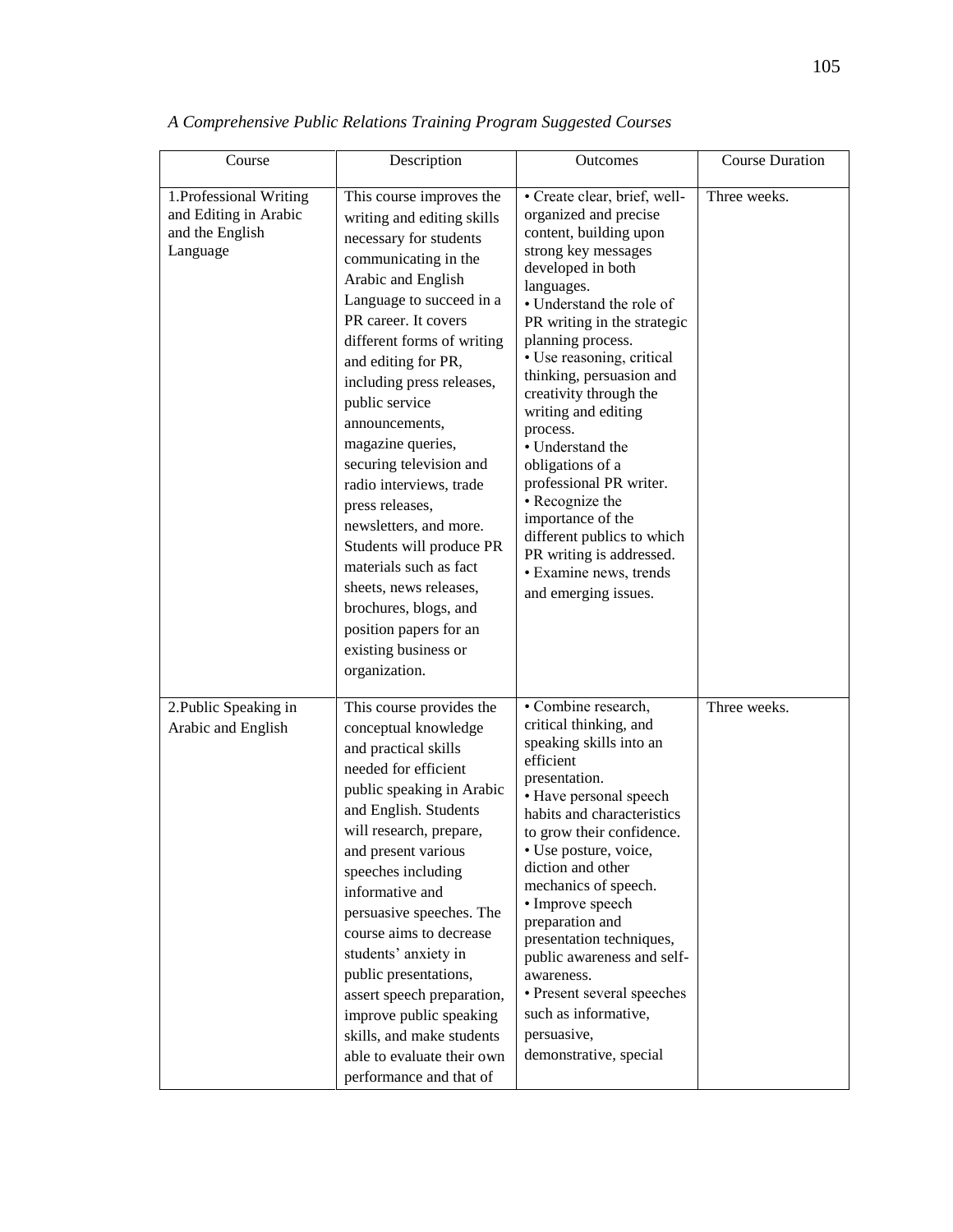*A Comprehensive Public Relations Training Program Suggested Courses*

| Course | Description | Outcomes | Course Duration |
|---|---|---|---|
| 1.Professional Writing and Editing in Arabic and the English Language | This course improves the writing and editing skills necessary for students communicating in the Arabic and English Language to succeed in a PR career. It covers different forms of writing and editing for PR, including press releases, public service announcements, magazine queries, securing television and radio interviews, trade press releases, newsletters, and more. Students will produce PR materials such as fact sheets, news releases, brochures, blogs, and position papers for an existing business or organization. | • Create clear, brief, well-organized and precise content, building upon strong key messages developed in both languages. • Understand the role of PR writing in the strategic planning process. • Use reasoning, critical thinking, persuasion and creativity through the writing and editing process. • Understand the obligations of a professional PR writer. • Recognize the importance of the different publics to which PR writing is addressed. • Examine news, trends and emerging issues. | Three weeks. |
| 2.Public Speaking in Arabic and English | This course provides the conceptual knowledge and practical skills needed for efficient public speaking in Arabic and English. Students will research, prepare, and present various speeches including informative and persuasive speeches. The course aims to decrease students' anxiety in public presentations, assert speech preparation, improve public speaking skills, and make students able to evaluate their own performance and that of | • Combine research, critical thinking, and speaking skills into an efficient presentation. • Have personal speech habits and characteristics to grow their confidence. • Use posture, voice, diction and other mechanics of speech. • Improve speech preparation and presentation techniques, public awareness and self-awareness. • Present several speeches such as informative, persuasive, demonstrative, special | Three weeks. |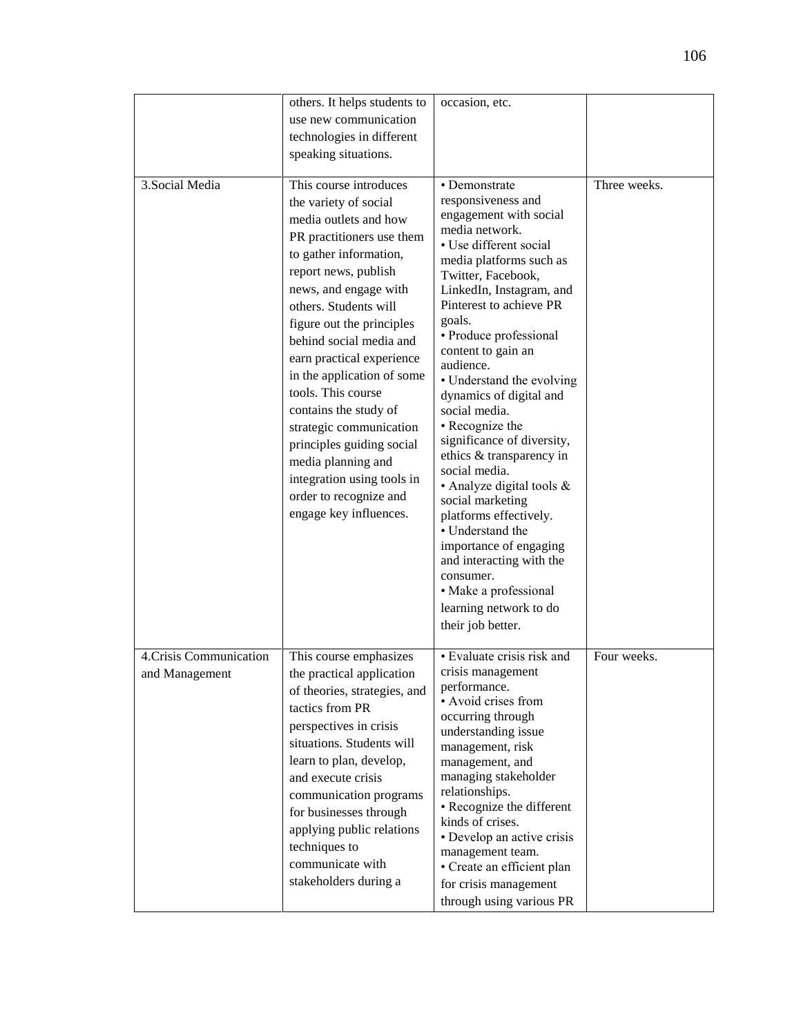| | | | |
|---|---|---|---|
| | others. It helps students to use new communication technologies in different speaking situations. | occasion, etc. | |
| 3.Social Media | This course introduces the variety of social media outlets and how PR practitioners use them to gather information, report news, publish news, and engage with others. Students will figure out the principles behind social media and earn practical experience in the application of some tools. This course contains the study of strategic communication principles guiding social media planning and integration using tools in order to recognize and engage key influences. | • Demonstrate responsiveness and engagement with social media network.<br>• Use different social media platforms such as Twitter, Facebook, LinkedIn, Instagram, and Pinterest to achieve PR goals.<br>• Produce professional content to gain an audience.<br>• Understand the evolving dynamics of digital and social media.<br>• Recognize the significance of diversity, ethics & transparency in social media.<br>• Analyze digital tools & social marketing platforms effectively.<br>• Understand the importance of engaging and interacting with the consumer.<br>• Make a professional learning network to do their job better. | Three weeks. |
| 4.Crisis Communication and Management | This course emphasizes the practical application of theories, strategies, and tactics from PR perspectives in crisis situations. Students will learn to plan, develop, and execute crisis communication programs for businesses through applying public relations techniques to communicate with stakeholders during a | • Evaluate crisis risk and crisis management performance.<br>• Avoid crises from occurring through understanding issue management, risk management, and managing stakeholder relationships.<br>• Recognize the different kinds of crises.<br>• Develop an active crisis management team.<br>• Create an efficient plan for crisis management through using various PR | Four weeks. |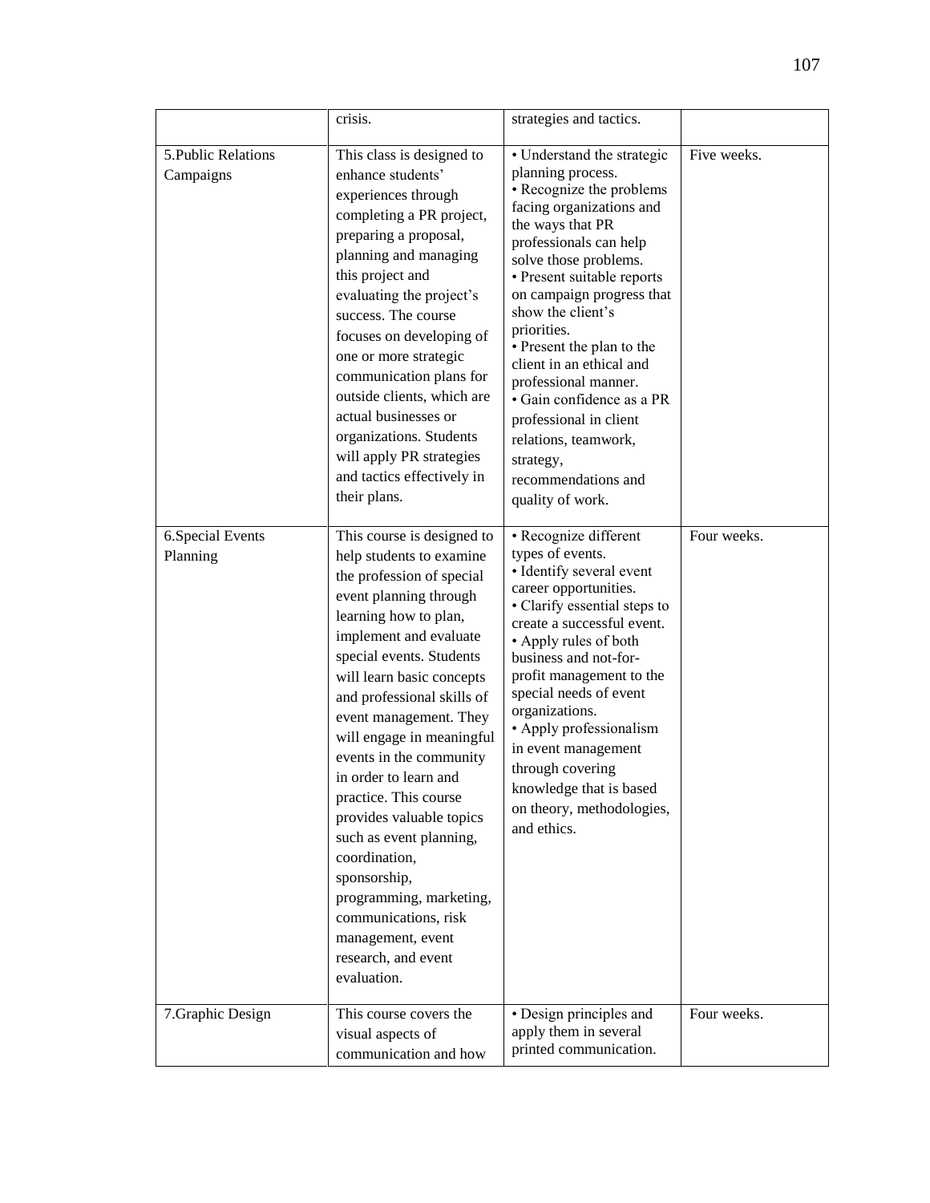| | | | |
|---|---|---|---|
| | crisis. | strategies and tactics. | |
| 5.Public Relations Campaigns | This class is designed to enhance students' experiences through completing a PR project, preparing a proposal, planning and managing this project and evaluating the project's success. The course focuses on developing of one or more strategic communication plans for outside clients, which are actual businesses or organizations. Students will apply PR strategies and tactics effectively in their plans. | • Understand the strategic planning process.<br>• Recognize the problems facing organizations and the ways that PR professionals can help solve those problems.<br>• Present suitable reports on campaign progress that show the client's priorities.<br>• Present the plan to the client in an ethical and professional manner.<br>• Gain confidence as a PR professional in client relations, teamwork, strategy, recommendations and quality of work. | Five weeks. |
| 6.Special Events Planning | This course is designed to help students to examine the profession of special event planning through learning how to plan, implement and evaluate special events. Students will learn basic concepts and professional skills of event management. They will engage in meaningful events in the community in order to learn and practice. This course provides valuable topics such as event planning, coordination, sponsorship, programming, marketing, communications, risk management, event research, and event evaluation. | • Recognize different types of events.<br>• Identify several event career opportunities.<br>• Clarify essential steps to create a successful event.<br>• Apply rules of both business and not-for-profit management to the special needs of event organizations.<br>• Apply professionalism in event management through covering knowledge that is based on theory, methodologies, and ethics. | Four weeks. |
| 7.Graphic Design | This course covers the visual aspects of communication and how | • Design principles and apply them in several printed communication. | Four weeks. |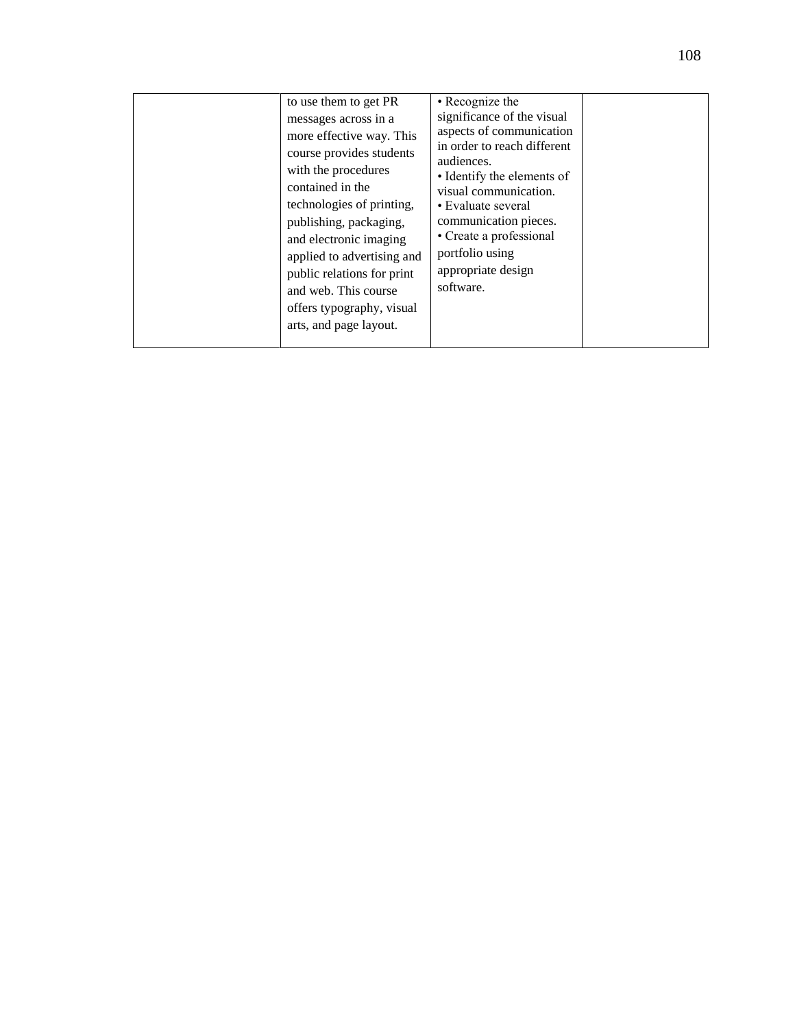| | | | |
|---|---|---|---|
| | to use them to get PR messages across in a more effective way. This course provides students with the procedures contained in the technologies of printing, publishing, packaging, and electronic imaging applied to advertising and public relations for print and web. This course offers typography, visual arts, and page layout. | • Recognize the significance of the visual aspects of communication in order to reach different audiences.<br>• Identify the elements of visual communication.<br>• Evaluate several communication pieces.<br>• Create a professional portfolio using appropriate design software. | |